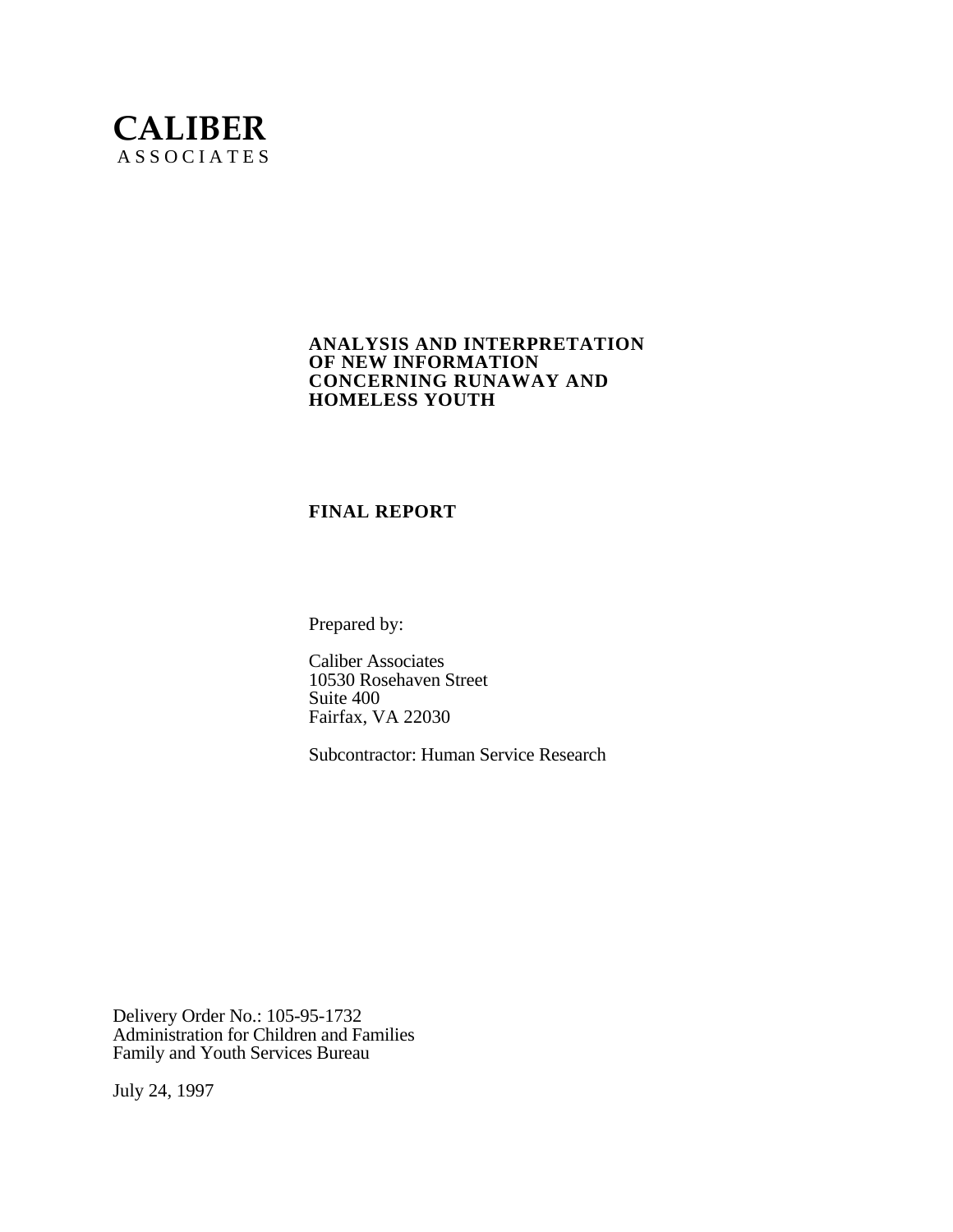**CALIBER**
ASSOCIATES

# ANALYSIS AND INTERPRETATION OF NEW INFORMATION CONCERNING RUNAWAY AND HOMELESS YOUTH

## FINAL REPORT

Prepared by:

Caliber Associates
10530 Rosehaven Street
Suite 400
Fairfax, VA 22030

Subcontractor: Human Service Research

Delivery Order No.: 105-95-1732
Administration for Children and Families
Family and Youth Services Bureau

July 24, 1997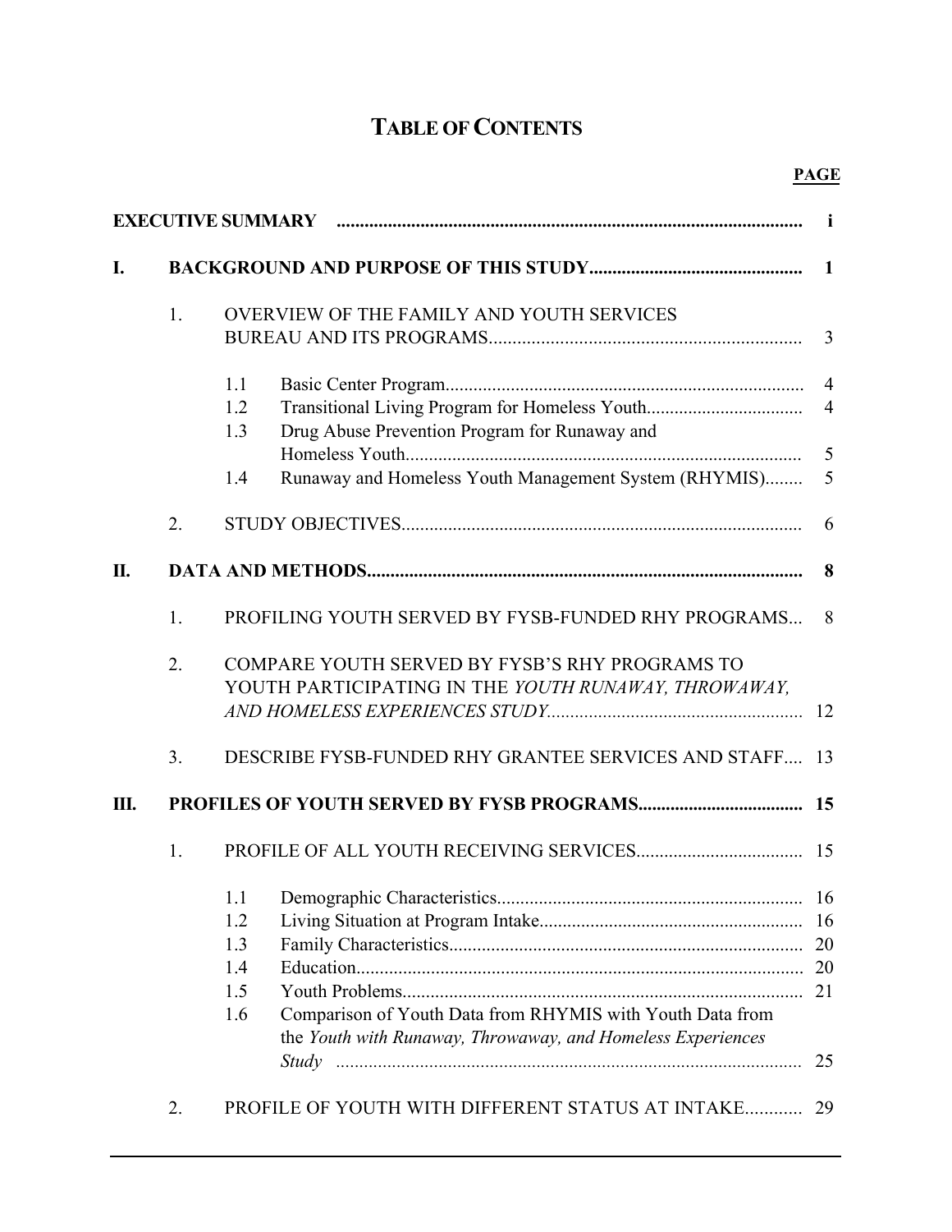# TABLE OF CONTENTS

| | | | | PAGE |
|---|---|---|---|---|
| **EXECUTIVE SUMMARY** | | | | **i** |
| **I.** | **BACKGROUND AND PURPOSE OF THIS STUDY** | | | **1** |
| | 1. | OVERVIEW OF THE FAMILY AND YOUTH SERVICES BUREAU AND ITS PROGRAMS | | 3 |
| | | 1.1 | Basic Center Program | 4 |
| | | 1.2 | Transitional Living Program for Homeless Youth | 4 |
| | | 1.3 | Drug Abuse Prevention Program for Runaway and Homeless Youth | 5 |
| | | 1.4 | Runaway and Homeless Youth Management System (RHYMIS) | 5 |
| | 2. | STUDY OBJECTIVES | | 6 |
| **II.** | **DATA AND METHODS** | | | **8** |
| | 1. | PROFILING YOUTH SERVED BY FYSB-FUNDED RHY PROGRAMS | | 8 |
| | 2. | COMPARE YOUTH SERVED BY FYSB'S RHY PROGRAMS TO YOUTH PARTICIPATING IN THE *YOUTH RUNAWAY, THROWAWAY, AND HOMELESS EXPERIENCES STUDY* | | 12 |
| | 3. | DESCRIBE FYSB-FUNDED RHY GRANTEE SERVICES AND STAFF | | 13 |
| **III.** | **PROFILES OF YOUTH SERVED BY FYSB PROGRAMS** | | | **15** |
| | 1. | PROFILE OF ALL YOUTH RECEIVING SERVICES | | 15 |
| | | 1.1 | Demographic Characteristics | 16 |
| | | 1.2 | Living Situation at Program Intake | 16 |
| | | 1.3 | Family Characteristics | 20 |
| | | 1.4 | Education | 20 |
| | | 1.5 | Youth Problems | 21 |
| | | 1.6 | Comparison of Youth Data from RHYMIS with Youth Data from the *Youth with Runaway, Throwaway, and Homeless Experiences Study* | 25 |
| | 2. | PROFILE OF YOUTH WITH DIFFERENT STATUS AT INTAKE | | 29 |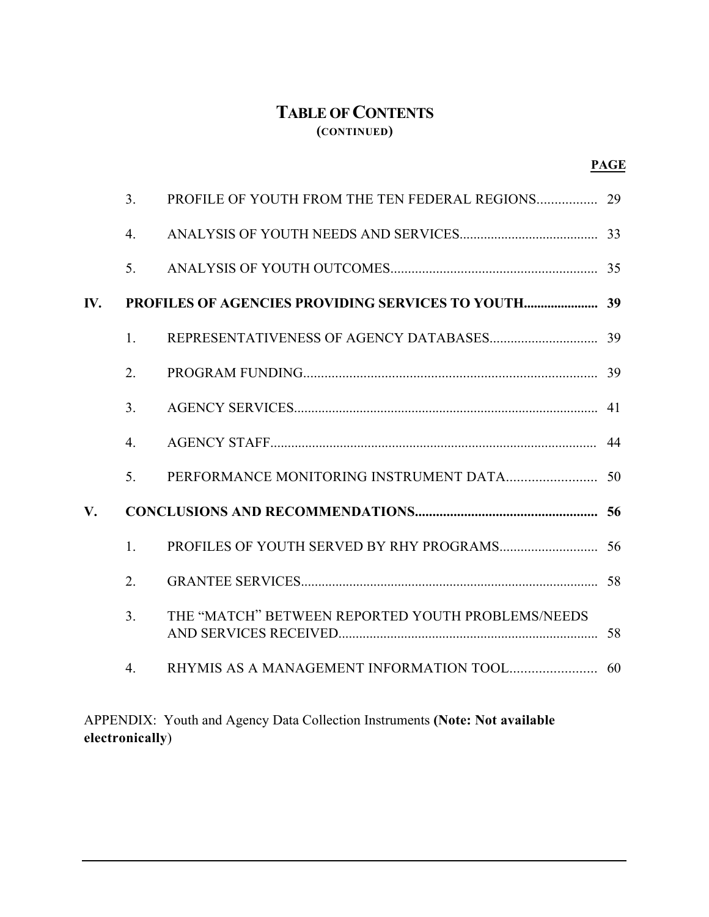# TABLE OF CONTENTS
## (CONTINUED)

| | | | PAGE |
|---|---|---|---|
| | 3. | PROFILE OF YOUTH FROM THE TEN FEDERAL REGIONS | 29 |
| | 4. | ANALYSIS OF YOUTH NEEDS AND SERVICES | 33 |
| | 5. | ANALYSIS OF YOUTH OUTCOMES | 35 |
| **IV.** | **PROFILES OF AGENCIES PROVIDING SERVICES TO YOUTH** | | **39** |
| | 1. | REPRESENTATIVENESS OF AGENCY DATABASES | 39 |
| | 2. | PROGRAM FUNDING | 39 |
| | 3. | AGENCY SERVICES | 41 |
| | 4. | AGENCY STAFF | 44 |
| | 5. | PERFORMANCE MONITORING INSTRUMENT DATA | 50 |
| **V.** | **CONCLUSIONS AND RECOMMENDATIONS** | | **56** |
| | 1. | PROFILES OF YOUTH SERVED BY RHY PROGRAMS | 56 |
| | 2. | GRANTEE SERVICES | 58 |
| | 3. | THE "MATCH" BETWEEN REPORTED YOUTH PROBLEMS/NEEDS AND SERVICES RECEIVED | 58 |
| | 4. | RHYMIS AS A MANAGEMENT INFORMATION TOOL | 60 |

APPENDIX: Youth and Agency Data Collection Instruments **(Note: Not available electronically**)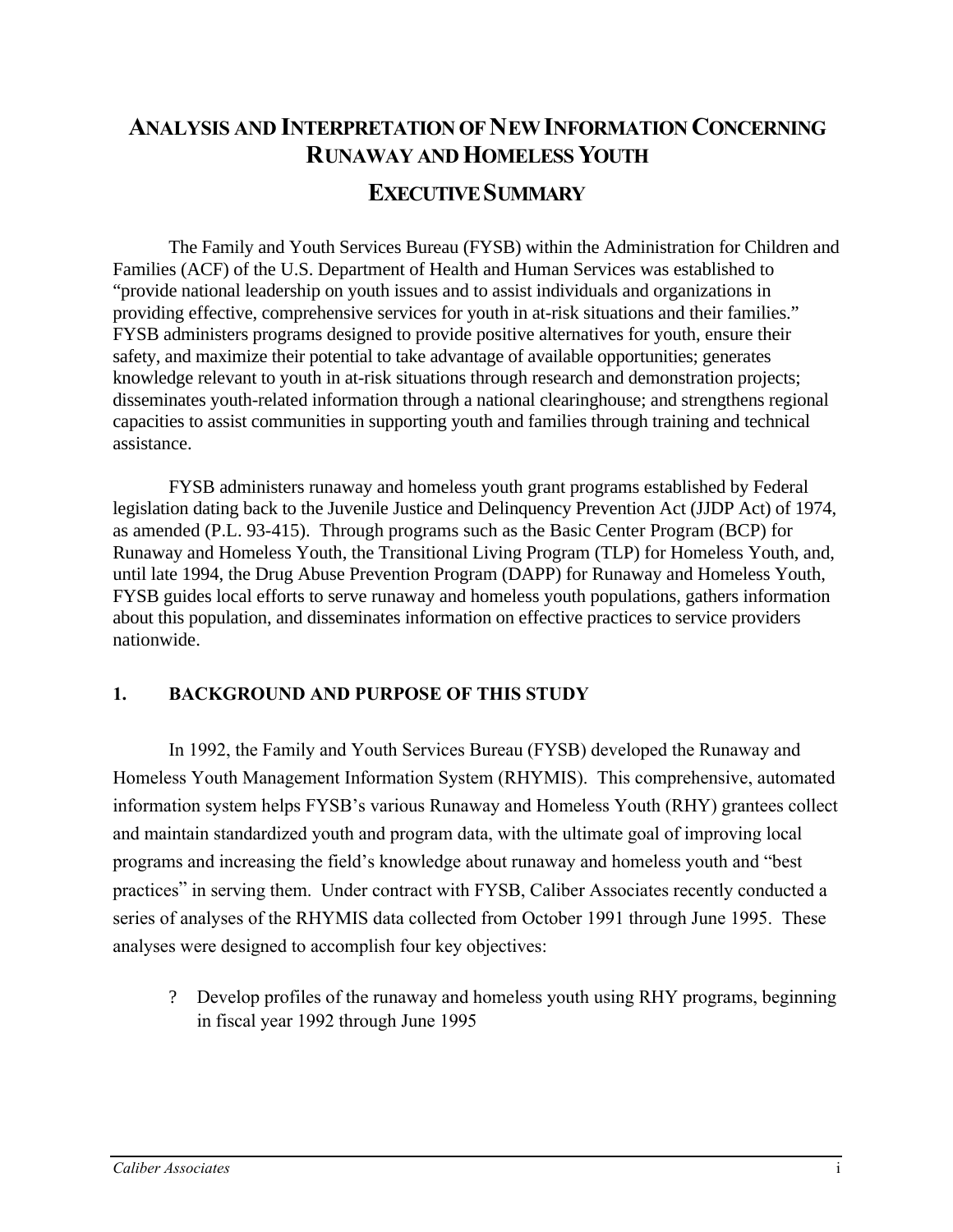# ANALYSIS AND INTERPRETATION OF NEW INFORMATION CONCERNING RUNAWAY AND HOMELESS YOUTH

## EXECUTIVE SUMMARY

The Family and Youth Services Bureau (FYSB) within the Administration for Children and Families (ACF) of the U.S. Department of Health and Human Services was established to "provide national leadership on youth issues and to assist individuals and organizations in providing effective, comprehensive services for youth in at-risk situations and their families." FYSB administers programs designed to provide positive alternatives for youth, ensure their safety, and maximize their potential to take advantage of available opportunities; generates knowledge relevant to youth in at-risk situations through research and demonstration projects; disseminates youth-related information through a national clearinghouse; and strengthens regional capacities to assist communities in supporting youth and families through training and technical assistance.

FYSB administers runaway and homeless youth grant programs established by Federal legislation dating back to the Juvenile Justice and Delinquency Prevention Act (JJDP Act) of 1974, as amended (P.L. 93-415). Through programs such as the Basic Center Program (BCP) for Runaway and Homeless Youth, the Transitional Living Program (TLP) for Homeless Youth, and, until late 1994, the Drug Abuse Prevention Program (DAPP) for Runaway and Homeless Youth, FYSB guides local efforts to serve runaway and homeless youth populations, gathers information about this population, and disseminates information on effective practices to service providers nationwide.

### 1. BACKGROUND AND PURPOSE OF THIS STUDY

In 1992, the Family and Youth Services Bureau (FYSB) developed the Runaway and Homeless Youth Management Information System (RHYMIS). This comprehensive, automated information system helps FYSB's various Runaway and Homeless Youth (RHY) grantees collect and maintain standardized youth and program data, with the ultimate goal of improving local programs and increasing the field's knowledge about runaway and homeless youth and "best practices" in serving them. Under contract with FYSB, Caliber Associates recently conducted a series of analyses of the RHYMIS data collected from October 1991 through June 1995. These analyses were designed to accomplish four key objectives:

- Develop profiles of the runaway and homeless youth using RHY programs, beginning in fiscal year 1992 through June 1995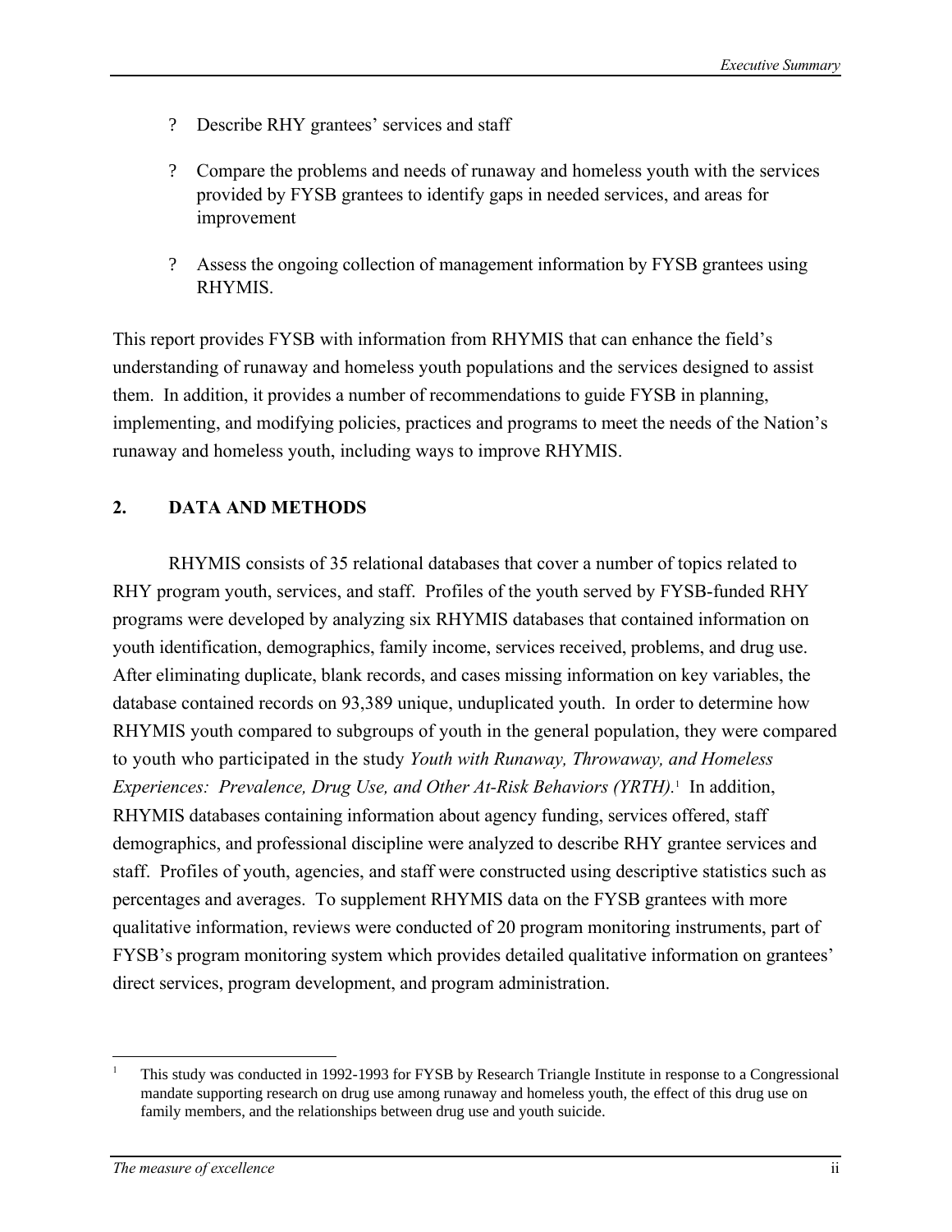- Describe RHY grantees' services and staff

- Compare the problems and needs of runaway and homeless youth with the services provided by FYSB grantees to identify gaps in needed services, and areas for improvement

- Assess the ongoing collection of management information by FYSB grantees using RHYMIS.

This report provides FYSB with information from RHYMIS that can enhance the field's understanding of runaway and homeless youth populations and the services designed to assist them. In addition, it provides a number of recommendations to guide FYSB in planning, implementing, and modifying policies, practices and programs to meet the needs of the Nation's runaway and homeless youth, including ways to improve RHYMIS.

## 2. DATA AND METHODS

RHYMIS consists of 35 relational databases that cover a number of topics related to RHY program youth, services, and staff. Profiles of the youth served by FYSB-funded RHY programs were developed by analyzing six RHYMIS databases that contained information on youth identification, demographics, family income, services received, problems, and drug use. After eliminating duplicate, blank records, and cases missing information on key variables, the database contained records on 93,389 unique, unduplicated youth. In order to determine how RHYMIS youth compared to subgroups of youth in the general population, they were compared to youth who participated in the study *Youth with Runaway, Throwaway, and Homeless Experiences: Prevalence, Drug Use, and Other At-Risk Behaviors (YRTH).*[1] In addition, RHYMIS databases containing information about agency funding, services offered, staff demographics, and professional discipline were analyzed to describe RHY grantee services and staff. Profiles of youth, agencies, and staff were constructed using descriptive statistics such as percentages and averages. To supplement RHYMIS data on the FYSB grantees with more qualitative information, reviews were conducted of 20 program monitoring instruments, part of FYSB's program monitoring system which provides detailed qualitative information on grantees' direct services, program development, and program administration.

---

[1] This study was conducted in 1992-1993 for FYSB by Research Triangle Institute in response to a Congressional mandate supporting research on drug use among runaway and homeless youth, the effect of this drug use on family members, and the relationships between drug use and youth suicide.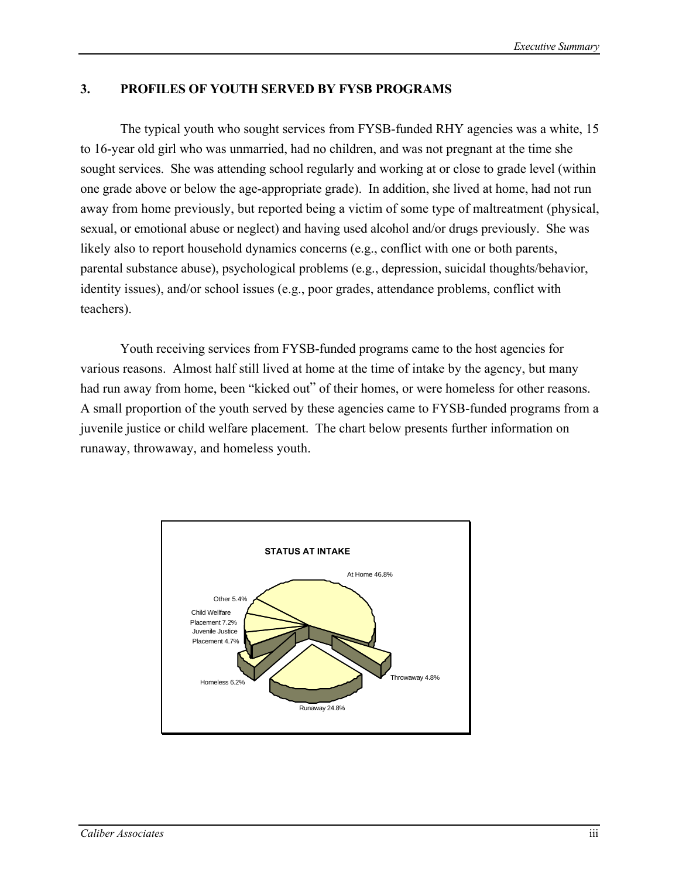## 3. PROFILES OF YOUTH SERVED BY FYSB PROGRAMS

The typical youth who sought services from FYSB-funded RHY agencies was a white, 15 to 16-year old girl who was unmarried, had no children, and was not pregnant at the time she sought services. She was attending school regularly and working at or close to grade level (within one grade above or below the age-appropriate grade). In addition, she lived at home, had not run away from home previously, but reported being a victim of some type of maltreatment (physical, sexual, or emotional abuse or neglect) and having used alcohol and/or drugs previously. She was likely also to report household dynamics concerns (e.g., conflict with one or both parents, parental substance abuse), psychological problems (e.g., depression, suicidal thoughts/behavior, identity issues), and/or school issues (e.g., poor grades, attendance problems, conflict with teachers).

Youth receiving services from FYSB-funded programs came to the host agencies for various reasons. Almost half still lived at home at the time of intake by the agency, but many had run away from home, been "kicked out" of their homes, or were homeless for other reasons. A small proportion of the youth served by these agencies came to FYSB-funded programs from a juvenile justice or child welfare placement. The chart below presents further information on runaway, throwaway, and homeless youth.

**STATUS AT INTAKE**

| Status | Percent |
|---|---|
| At Home | 46.8% |
| Runaway | 24.8% |
| Child Wellfare Placement | 7.2% |
| Homeless | 6.2% |
| Other | 5.4% |
| Throwaway | 4.8% |
| Juvenile Justice Placement | 4.7% |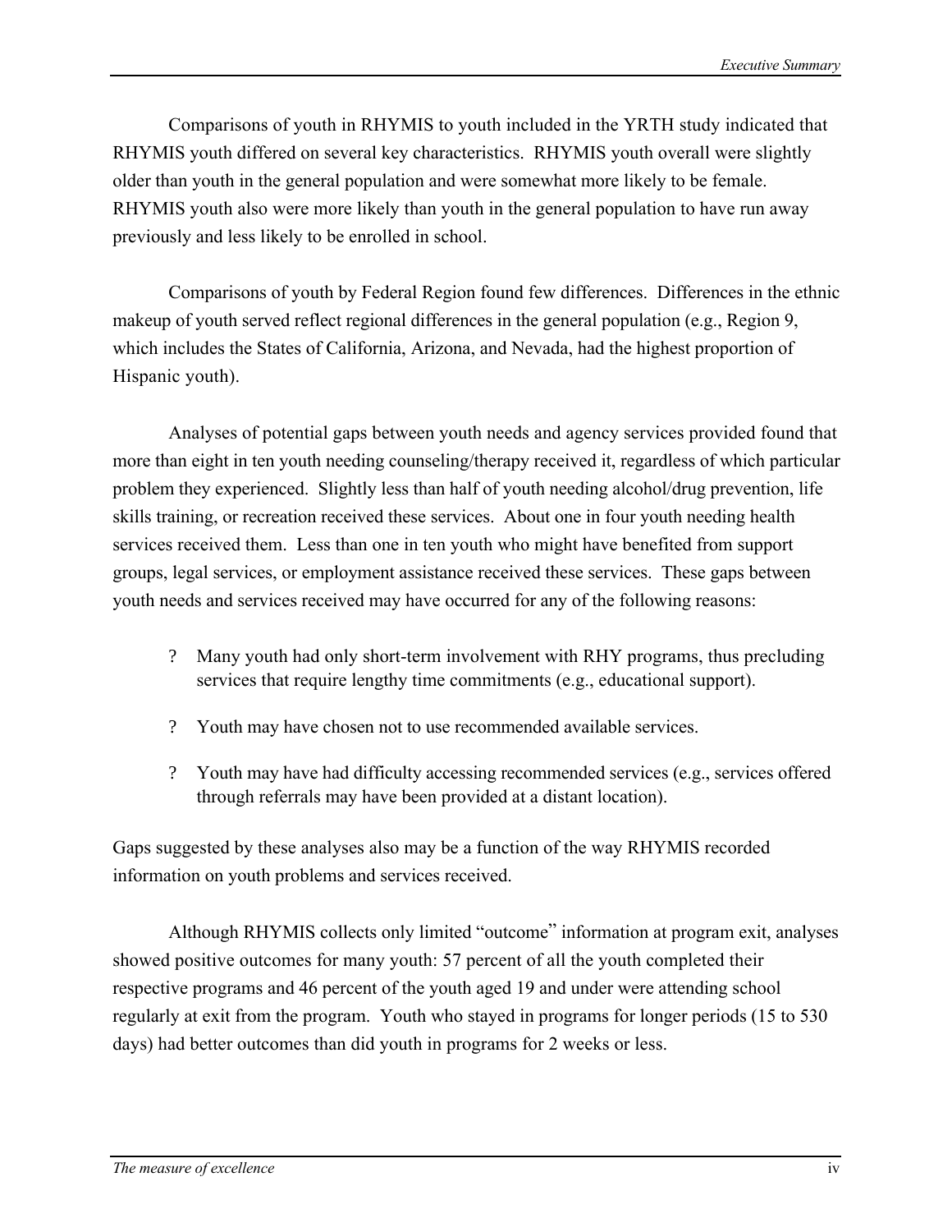Comparisons of youth in RHYMIS to youth included in the YRTH study indicated that RHYMIS youth differed on several key characteristics. RHYMIS youth overall were slightly older than youth in the general population and were somewhat more likely to be female. RHYMIS youth also were more likely than youth in the general population to have run away previously and less likely to be enrolled in school.

Comparisons of youth by Federal Region found few differences. Differences in the ethnic makeup of youth served reflect regional differences in the general population (e.g., Region 9, which includes the States of California, Arizona, and Nevada, had the highest proportion of Hispanic youth).

Analyses of potential gaps between youth needs and agency services provided found that more than eight in ten youth needing counseling/therapy received it, regardless of which particular problem they experienced. Slightly less than half of youth needing alcohol/drug prevention, life skills training, or recreation received these services. About one in four youth needing health services received them. Less than one in ten youth who might have benefited from support groups, legal services, or employment assistance received these services. These gaps between youth needs and services received may have occurred for any of the following reasons:

- Many youth had only short-term involvement with RHY programs, thus precluding services that require lengthy time commitments (e.g., educational support).
- Youth may have chosen not to use recommended available services.
- Youth may have had difficulty accessing recommended services (e.g., services offered through referrals may have been provided at a distant location).

Gaps suggested by these analyses also may be a function of the way RHYMIS recorded information on youth problems and services received.

Although RHYMIS collects only limited "outcome" information at program exit, analyses showed positive outcomes for many youth: 57 percent of all the youth completed their respective programs and 46 percent of the youth aged 19 and under were attending school regularly at exit from the program. Youth who stayed in programs for longer periods (15 to 530 days) had better outcomes than did youth in programs for 2 weeks or less.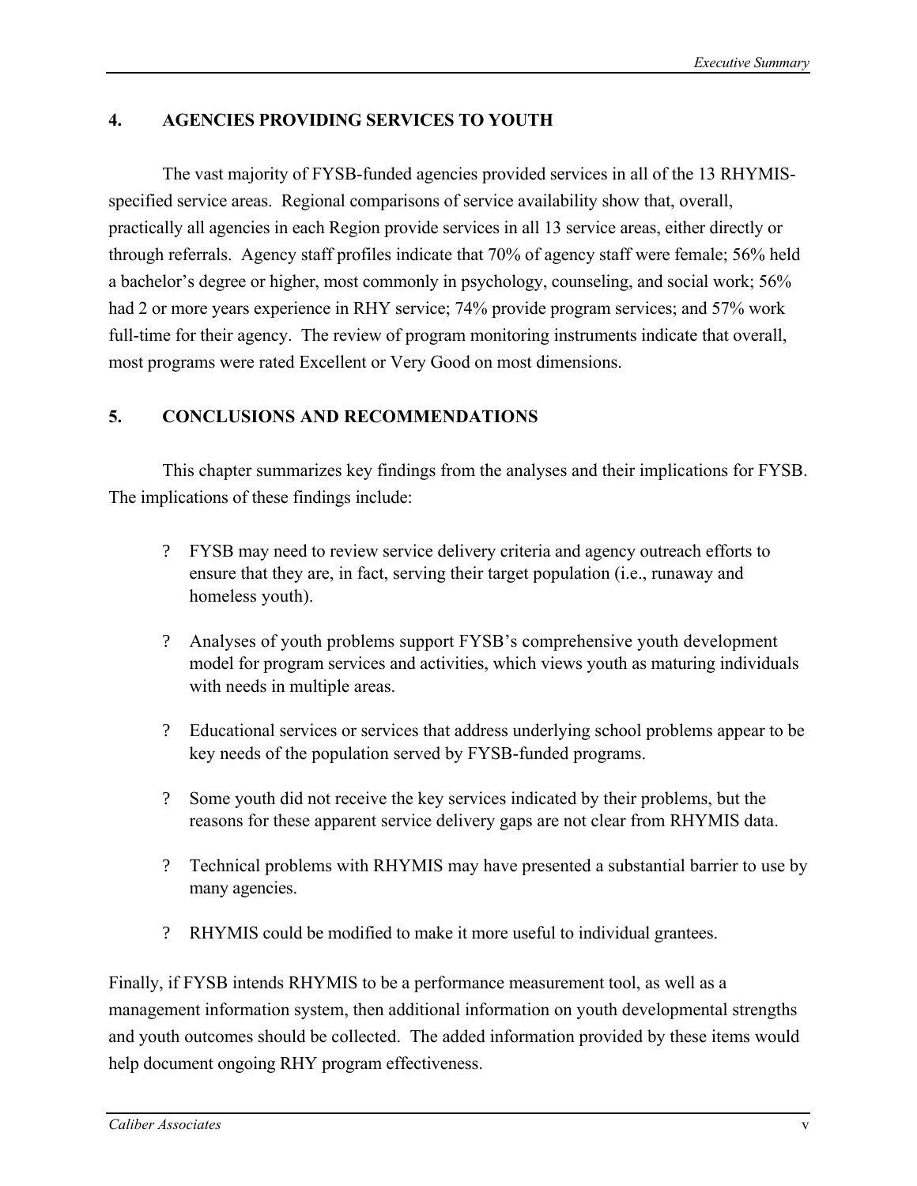## 4. AGENCIES PROVIDING SERVICES TO YOUTH

The vast majority of FYSB-funded agencies provided services in all of the 13 RHYMIS-specified service areas. Regional comparisons of service availability show that, overall, practically all agencies in each Region provide services in all 13 service areas, either directly or through referrals. Agency staff profiles indicate that 70% of agency staff were female; 56% held a bachelor's degree or higher, most commonly in psychology, counseling, and social work; 56% had 2 or more years experience in RHY service; 74% provide program services; and 57% work full-time for their agency. The review of program monitoring instruments indicate that overall, most programs were rated Excellent or Very Good on most dimensions.

## 5. CONCLUSIONS AND RECOMMENDATIONS

This chapter summarizes key findings from the analyses and their implications for FYSB. The implications of these findings include:

- FYSB may need to review service delivery criteria and agency outreach efforts to ensure that they are, in fact, serving their target population (i.e., runaway and homeless youth).
- Analyses of youth problems support FYSB's comprehensive youth development model for program services and activities, which views youth as maturing individuals with needs in multiple areas.
- Educational services or services that address underlying school problems appear to be key needs of the population served by FYSB-funded programs.
- Some youth did not receive the key services indicated by their problems, but the reasons for these apparent service delivery gaps are not clear from RHYMIS data.
- Technical problems with RHYMIS may have presented a substantial barrier to use by many agencies.
- RHYMIS could be modified to make it more useful to individual grantees.

Finally, if FYSB intends RHYMIS to be a performance measurement tool, as well as a management information system, then additional information on youth developmental strengths and youth outcomes should be collected. The added information provided by these items would help document ongoing RHY program effectiveness.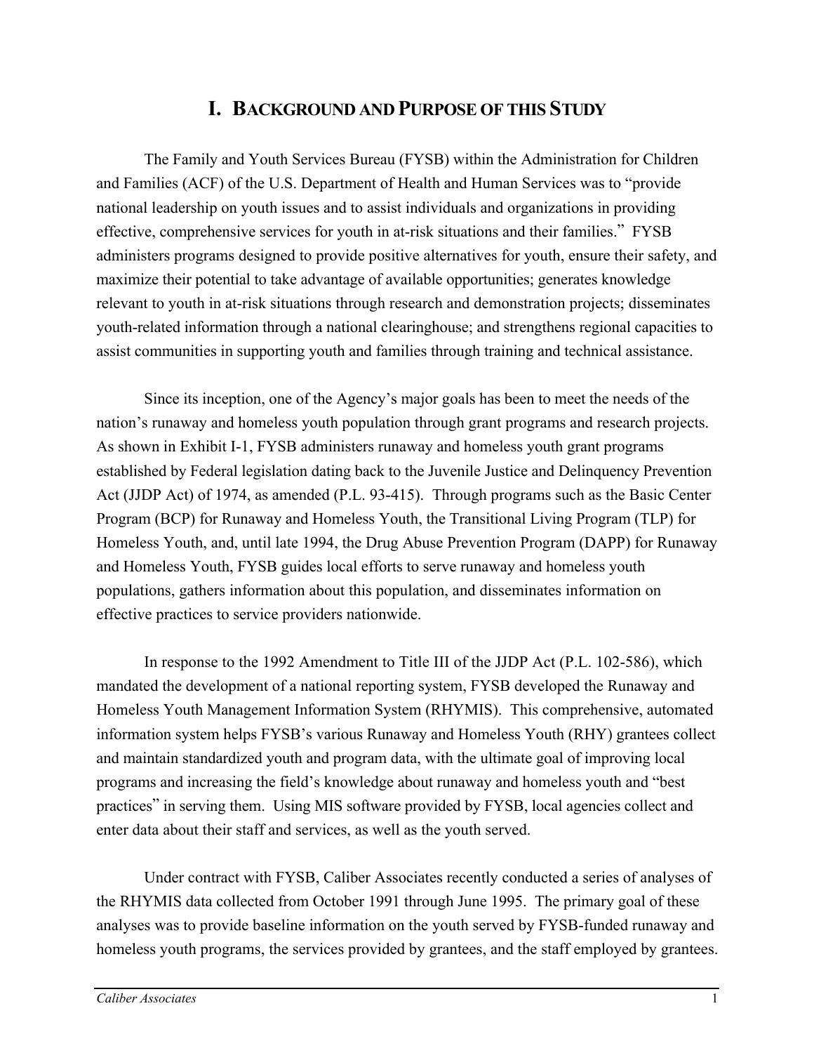# I. BACKGROUND AND PURPOSE OF THIS STUDY

The Family and Youth Services Bureau (FYSB) within the Administration for Children and Families (ACF) of the U.S. Department of Health and Human Services was to "provide national leadership on youth issues and to assist individuals and organizations in providing effective, comprehensive services for youth in at-risk situations and their families." FYSB administers programs designed to provide positive alternatives for youth, ensure their safety, and maximize their potential to take advantage of available opportunities; generates knowledge relevant to youth in at-risk situations through research and demonstration projects; disseminates youth-related information through a national clearinghouse; and strengthens regional capacities to assist communities in supporting youth and families through training and technical assistance.

Since its inception, one of the Agency's major goals has been to meet the needs of the nation's runaway and homeless youth population through grant programs and research projects. As shown in Exhibit I-1, FYSB administers runaway and homeless youth grant programs established by Federal legislation dating back to the Juvenile Justice and Delinquency Prevention Act (JJDP Act) of 1974, as amended (P.L. 93-415). Through programs such as the Basic Center Program (BCP) for Runaway and Homeless Youth, the Transitional Living Program (TLP) for Homeless Youth, and, until late 1994, the Drug Abuse Prevention Program (DAPP) for Runaway and Homeless Youth, FYSB guides local efforts to serve runaway and homeless youth populations, gathers information about this population, and disseminates information on effective practices to service providers nationwide.

In response to the 1992 Amendment to Title III of the JJDP Act (P.L. 102-586), which mandated the development of a national reporting system, FYSB developed the Runaway and Homeless Youth Management Information System (RHYMIS). This comprehensive, automated information system helps FYSB's various Runaway and Homeless Youth (RHY) grantees collect and maintain standardized youth and program data, with the ultimate goal of improving local programs and increasing the field's knowledge about runaway and homeless youth and "best practices" in serving them. Using MIS software provided by FYSB, local agencies collect and enter data about their staff and services, as well as the youth served.

Under contract with FYSB, Caliber Associates recently conducted a series of analyses of the RHYMIS data collected from October 1991 through June 1995. The primary goal of these analyses was to provide baseline information on the youth served by FYSB-funded runaway and homeless youth programs, the services provided by grantees, and the staff employed by grantees.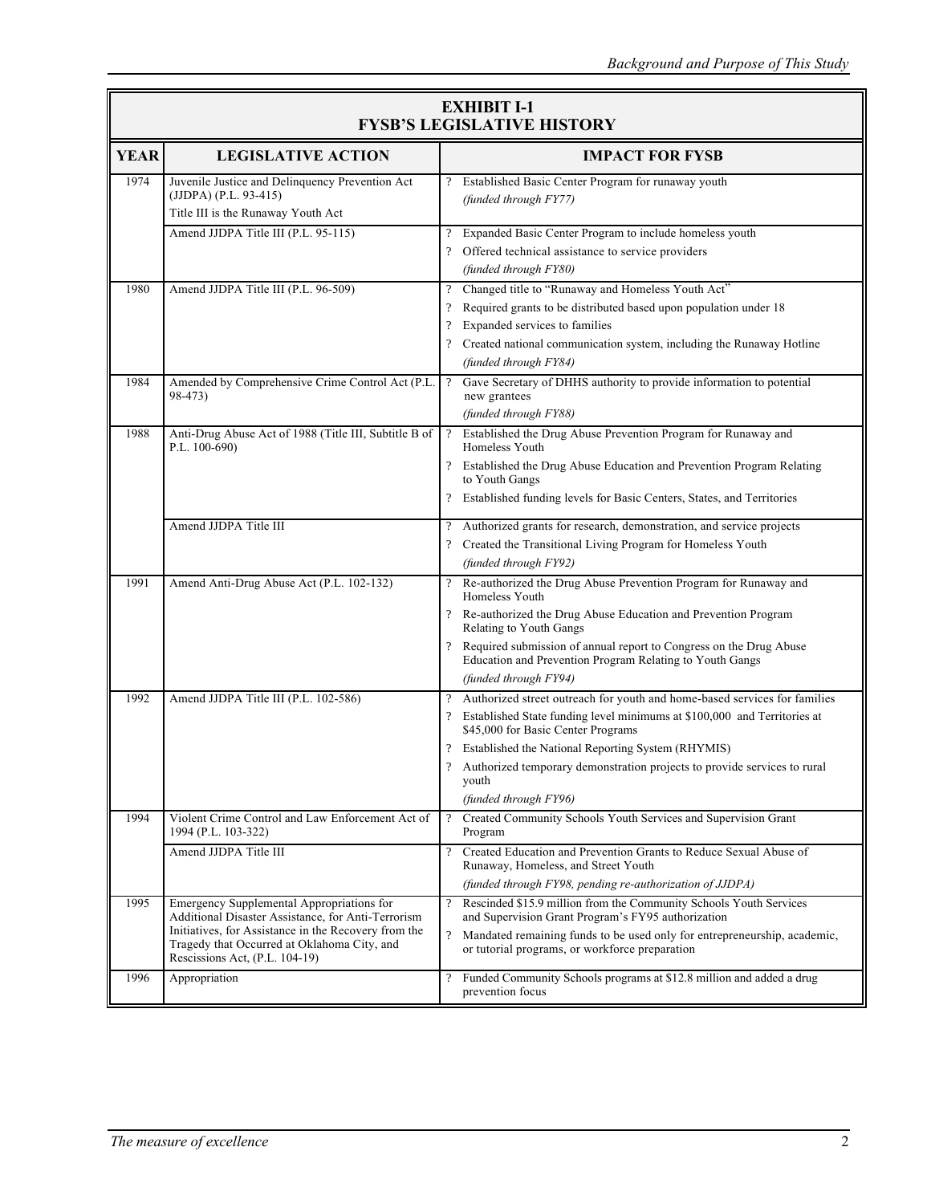**EXHIBIT I-1**
**FYSB'S LEGISLATIVE HISTORY**

| YEAR | LEGISLATIVE ACTION | IMPACT FOR FYSB |
|---|---|---|
| 1974 | Juvenile Justice and Delinquency Prevention Act (JJDPA) (P.L. 93-415)<br>Title III is the Runaway Youth Act | ? Established Basic Center Program for runaway youth<br>*(funded through FY77)* |
| | Amend JJDPA Title III (P.L. 95-115) | ? Expanded Basic Center Program to include homeless youth<br>? Offered technical assistance to service providers<br>*(funded through FY80)* |
| 1980 | Amend JJDPA Title III (P.L. 96-509) | ? Changed title to "Runaway and Homeless Youth Act"<br>? Required grants to be distributed based upon population under 18<br>? Expanded services to families<br>? Created national communication system, including the Runaway Hotline<br>*(funded through FY84)* |
| 1984 | Amended by Comprehensive Crime Control Act (P.L. 98-473) | ? Gave Secretary of DHHS authority to provide information to potential new grantees<br>*(funded through FY88)* |
| 1988 | Anti-Drug Abuse Act of 1988 (Title III, Subtitle B of P.L. 100-690) | ? Established the Drug Abuse Prevention Program for Runaway and Homeless Youth<br>? Established the Drug Abuse Education and Prevention Program Relating to Youth Gangs<br>? Established funding levels for Basic Centers, States, and Territories |
| | Amend JJDPA Title III | ? Authorized grants for research, demonstration, and service projects<br>? Created the Transitional Living Program for Homeless Youth<br>*(funded through FY92)* |
| 1991 | Amend Anti-Drug Abuse Act (P.L. 102-132) | ? Re-authorized the Drug Abuse Prevention Program for Runaway and Homeless Youth<br>? Re-authorized the Drug Abuse Education and Prevention Program Relating to Youth Gangs<br>? Required submission of annual report to Congress on the Drug Abuse Education and Prevention Program Relating to Youth Gangs<br>*(funded through FY94)* |
| 1992 | Amend JJDPA Title III (P.L. 102-586) | ? Authorized street outreach for youth and home-based services for families<br>? Established State funding level minimums at $100,000 and Territories at $45,000 for Basic Center Programs<br>? Established the National Reporting System (RHYMIS)<br>? Authorized temporary demonstration projects to provide services to rural youth<br>*(funded through FY96)* |
| 1994 | Violent Crime Control and Law Enforcement Act of 1994 (P.L. 103-322) | ? Created Community Schools Youth Services and Supervision Grant Program |
| | Amend JJDPA Title III | ? Created Education and Prevention Grants to Reduce Sexual Abuse of Runaway, Homeless, and Street Youth<br>*(funded through FY98, pending re-authorization of JJDPA)* |
| 1995 | Emergency Supplemental Appropriations for Additional Disaster Assistance, for Anti-Terrorism Initiatives, for Assistance in the Recovery from the Tragedy that Occurred at Oklahoma City, and Rescissions Act, (P.L. 104-19) | ? Rescinded $15.9 million from the Community Schools Youth Services and Supervision Grant Program's FY95 authorization<br>? Mandated remaining funds to be used only for entrepreneurship, academic, or tutorial programs, or workforce preparation |
| 1996 | Appropriation | ? Funded Community Schools programs at $12.8 million and added a drug prevention focus |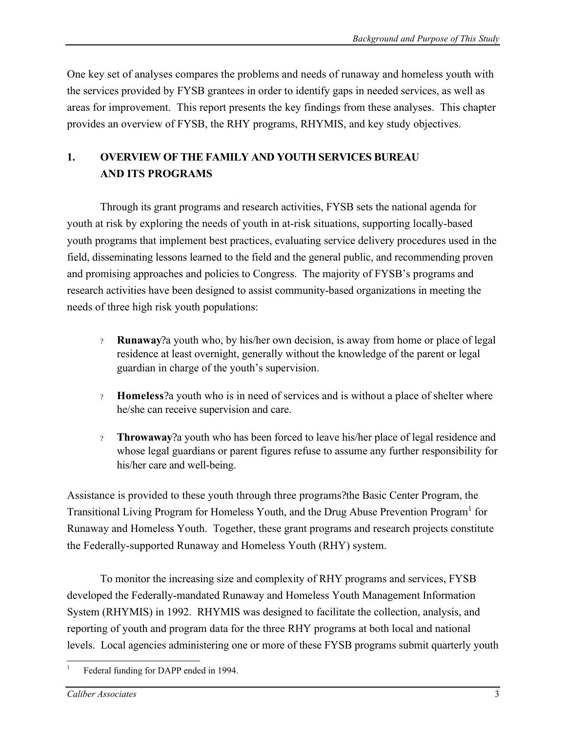One key set of analyses compares the problems and needs of runaway and homeless youth with the services provided by FYSB grantees in order to identify gaps in needed services, as well as areas for improvement. This report presents the key findings from these analyses. This chapter provides an overview of FYSB, the RHY programs, RHYMIS, and key study objectives.

## 1. OVERVIEW OF THE FAMILY AND YOUTH SERVICES BUREAU AND ITS PROGRAMS

Through its grant programs and research activities, FYSB sets the national agenda for youth at risk by exploring the needs of youth in at-risk situations, supporting locally-based youth programs that implement best practices, evaluating service delivery procedures used in the field, disseminating lessons learned to the field and the general public, and recommending proven and promising approaches and policies to Congress. The majority of FYSB's programs and research activities have been designed to assist community-based organizations in meeting the needs of three high risk youth populations:

- **Runaway**?a youth who, by his/her own decision, is away from home or place of legal residence at least overnight, generally without the knowledge of the parent or legal guardian in charge of the youth's supervision.

- **Homeless**?a youth who is in need of services and is without a place of shelter where he/she can receive supervision and care.

- **Throwaway**?a youth who has been forced to leave his/her place of legal residence and whose legal guardians or parent figures refuse to assume any further responsibility for his/her care and well-being.

Assistance is provided to these youth through three programs?the Basic Center Program, the Transitional Living Program for Homeless Youth, and the Drug Abuse Prevention Program[1] for Runaway and Homeless Youth. Together, these grant programs and research projects constitute the Federally-supported Runaway and Homeless Youth (RHY) system.

To monitor the increasing size and complexity of RHY programs and services, FYSB developed the Federally-mandated Runaway and Homeless Youth Management Information System (RHYMIS) in 1992. RHYMIS was designed to facilitate the collection, analysis, and reporting of youth and program data for the three RHY programs at both local and national levels. Local agencies administering one or more of these FYSB programs submit quarterly youth

[1] Federal funding for DAPP ended in 1994.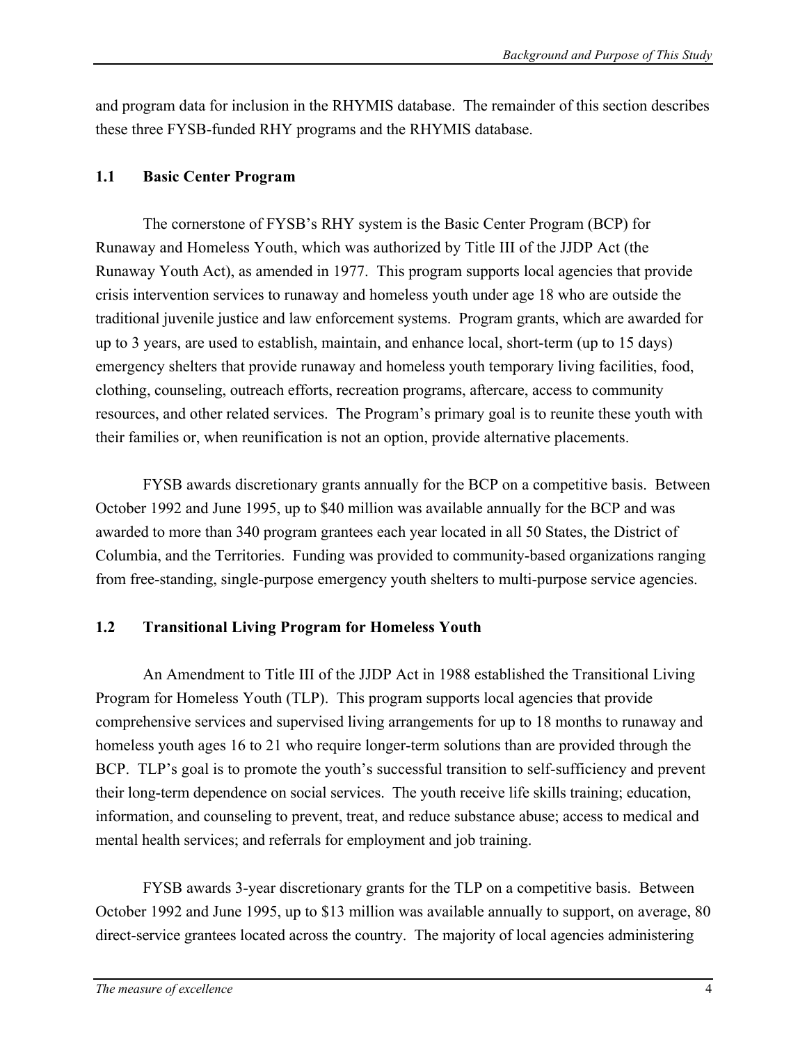and program data for inclusion in the RHYMIS database. The remainder of this section describes these three FYSB-funded RHY programs and the RHYMIS database.

## 1.1 Basic Center Program

The cornerstone of FYSB's RHY system is the Basic Center Program (BCP) for Runaway and Homeless Youth, which was authorized by Title III of the JJDP Act (the Runaway Youth Act), as amended in 1977. This program supports local agencies that provide crisis intervention services to runaway and homeless youth under age 18 who are outside the traditional juvenile justice and law enforcement systems. Program grants, which are awarded for up to 3 years, are used to establish, maintain, and enhance local, short-term (up to 15 days) emergency shelters that provide runaway and homeless youth temporary living facilities, food, clothing, counseling, outreach efforts, recreation programs, aftercare, access to community resources, and other related services. The Program's primary goal is to reunite these youth with their families or, when reunification is not an option, provide alternative placements.

FYSB awards discretionary grants annually for the BCP on a competitive basis. Between October 1992 and June 1995, up to $40 million was available annually for the BCP and was awarded to more than 340 program grantees each year located in all 50 States, the District of Columbia, and the Territories. Funding was provided to community-based organizations ranging from free-standing, single-purpose emergency youth shelters to multi-purpose service agencies.

## 1.2 Transitional Living Program for Homeless Youth

An Amendment to Title III of the JJDP Act in 1988 established the Transitional Living Program for Homeless Youth (TLP). This program supports local agencies that provide comprehensive services and supervised living arrangements for up to 18 months to runaway and homeless youth ages 16 to 21 who require longer-term solutions than are provided through the BCP. TLP's goal is to promote the youth's successful transition to self-sufficiency and prevent their long-term dependence on social services. The youth receive life skills training; education, information, and counseling to prevent, treat, and reduce substance abuse; access to medical and mental health services; and referrals for employment and job training.

FYSB awards 3-year discretionary grants for the TLP on a competitive basis. Between October 1992 and June 1995, up to $13 million was available annually to support, on average, 80 direct-service grantees located across the country. The majority of local agencies administering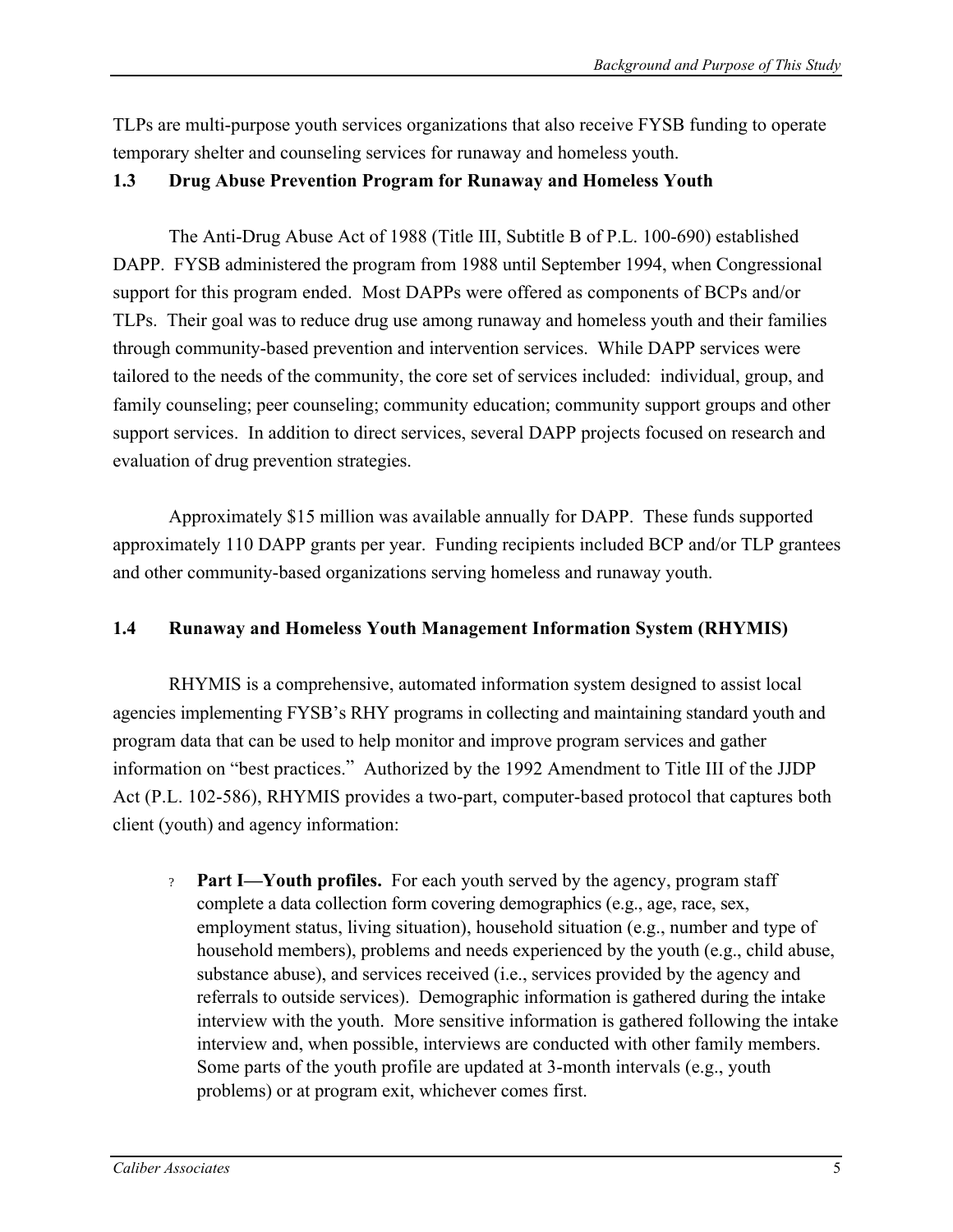TLPs are multi-purpose youth services organizations that also receive FYSB funding to operate temporary shelter and counseling services for runaway and homeless youth.

### 1.3 Drug Abuse Prevention Program for Runaway and Homeless Youth

The Anti-Drug Abuse Act of 1988 (Title III, Subtitle B of P.L. 100-690) established DAPP. FYSB administered the program from 1988 until September 1994, when Congressional support for this program ended. Most DAPPs were offered as components of BCPs and/or TLPs. Their goal was to reduce drug use among runaway and homeless youth and their families through community-based prevention and intervention services. While DAPP services were tailored to the needs of the community, the core set of services included: individual, group, and family counseling; peer counseling; community education; community support groups and other support services. In addition to direct services, several DAPP projects focused on research and evaluation of drug prevention strategies.

Approximately $15 million was available annually for DAPP. These funds supported approximately 110 DAPP grants per year. Funding recipients included BCP and/or TLP grantees and other community-based organizations serving homeless and runaway youth.

### 1.4 Runaway and Homeless Youth Management Information System (RHYMIS)

RHYMIS is a comprehensive, automated information system designed to assist local agencies implementing FYSB's RHY programs in collecting and maintaining standard youth and program data that can be used to help monitor and improve program services and gather information on "best practices." Authorized by the 1992 Amendment to Title III of the JJDP Act (P.L. 102-586), RHYMIS provides a two-part, computer-based protocol that captures both client (youth) and agency information:

- **Part I—Youth profiles.** For each youth served by the agency, program staff complete a data collection form covering demographics (e.g., age, race, sex, employment status, living situation), household situation (e.g., number and type of household members), problems and needs experienced by the youth (e.g., child abuse, substance abuse), and services received (i.e., services provided by the agency and referrals to outside services). Demographic information is gathered during the intake interview with the youth. More sensitive information is gathered following the intake interview and, when possible, interviews are conducted with other family members. Some parts of the youth profile are updated at 3-month intervals (e.g., youth problems) or at program exit, whichever comes first.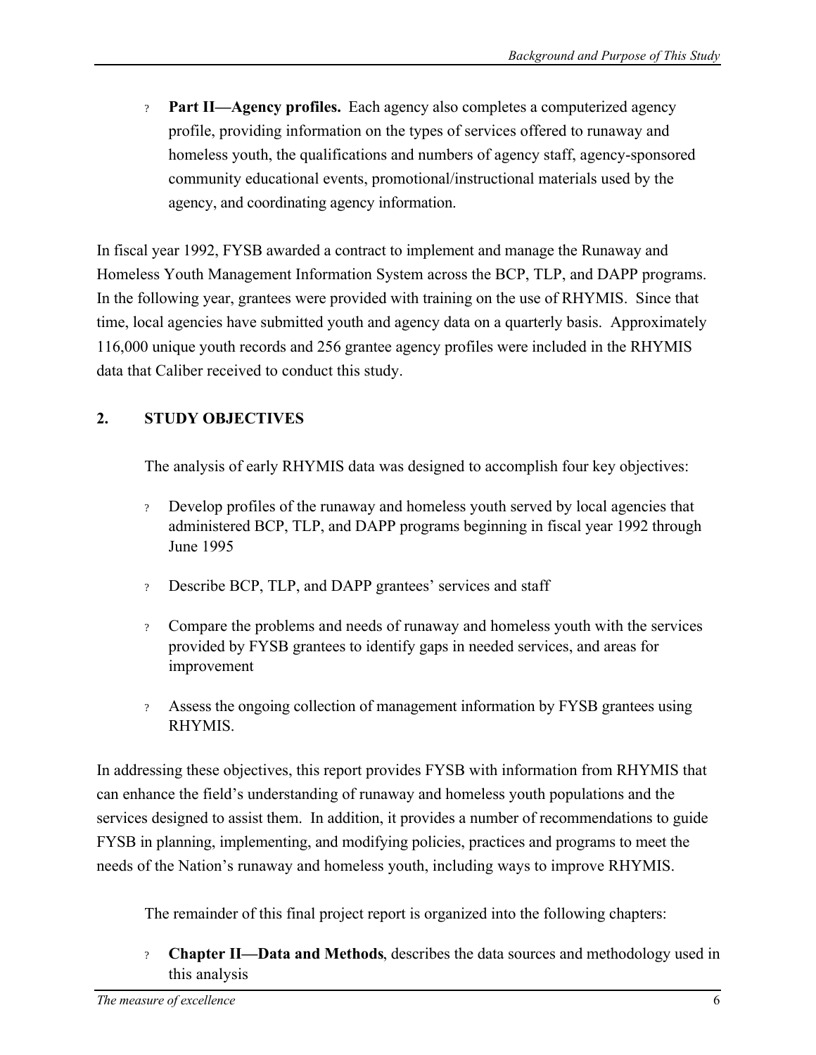- **Part II—Agency profiles.** Each agency also completes a computerized agency profile, providing information on the types of services offered to runaway and homeless youth, the qualifications and numbers of agency staff, agency-sponsored community educational events, promotional/instructional materials used by the agency, and coordinating agency information.

In fiscal year 1992, FYSB awarded a contract to implement and manage the Runaway and Homeless Youth Management Information System across the BCP, TLP, and DAPP programs. In the following year, grantees were provided with training on the use of RHYMIS. Since that time, local agencies have submitted youth and agency data on a quarterly basis. Approximately 116,000 unique youth records and 256 grantee agency profiles were included in the RHYMIS data that Caliber received to conduct this study.

## 2. STUDY OBJECTIVES

The analysis of early RHYMIS data was designed to accomplish four key objectives:

- Develop profiles of the runaway and homeless youth served by local agencies that administered BCP, TLP, and DAPP programs beginning in fiscal year 1992 through June 1995
- Describe BCP, TLP, and DAPP grantees' services and staff
- Compare the problems and needs of runaway and homeless youth with the services provided by FYSB grantees to identify gaps in needed services, and areas for improvement
- Assess the ongoing collection of management information by FYSB grantees using RHYMIS.

In addressing these objectives, this report provides FYSB with information from RHYMIS that can enhance the field's understanding of runaway and homeless youth populations and the services designed to assist them. In addition, it provides a number of recommendations to guide FYSB in planning, implementing, and modifying policies, practices and programs to meet the needs of the Nation's runaway and homeless youth, including ways to improve RHYMIS.

The remainder of this final project report is organized into the following chapters:

- **Chapter II—Data and Methods**, describes the data sources and methodology used in this analysis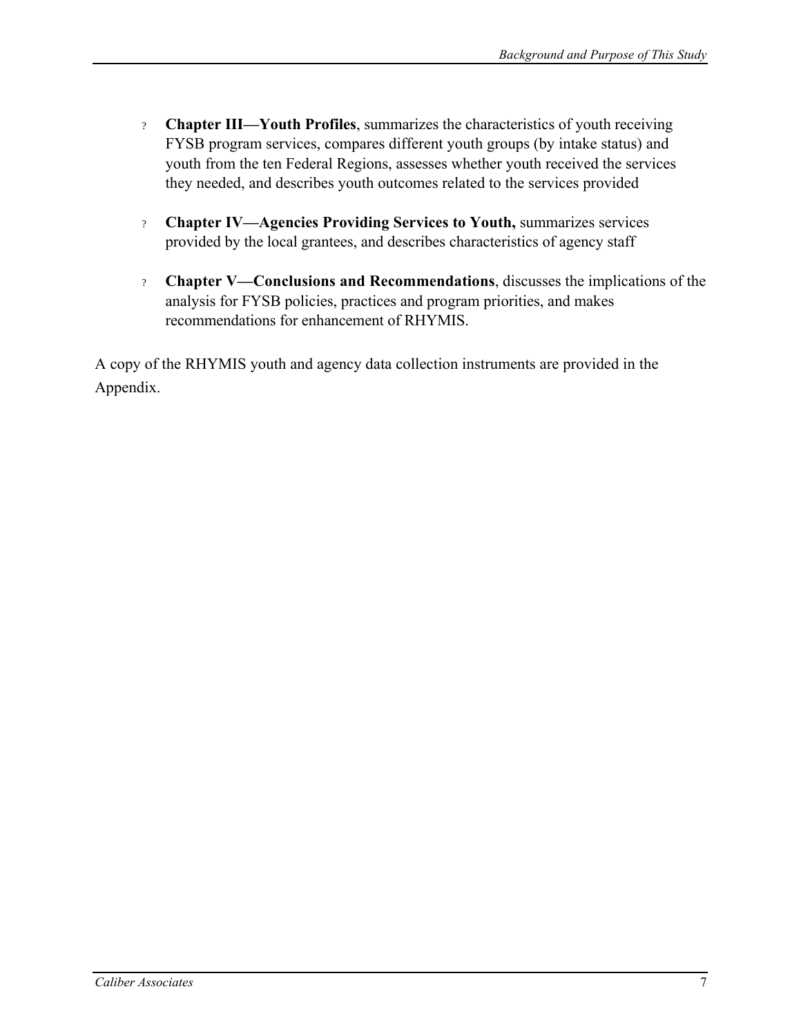- **Chapter III—Youth Profiles**, summarizes the characteristics of youth receiving FYSB program services, compares different youth groups (by intake status) and youth from the ten Federal Regions, assesses whether youth received the services they needed, and describes youth outcomes related to the services provided

- **Chapter IV—Agencies Providing Services to Youth,** summarizes services provided by the local grantees, and describes characteristics of agency staff

- **Chapter V—Conclusions and Recommendations**, discusses the implications of the analysis for FYSB policies, practices and program priorities, and makes recommendations for enhancement of RHYMIS.

A copy of the RHYMIS youth and agency data collection instruments are provided in the Appendix.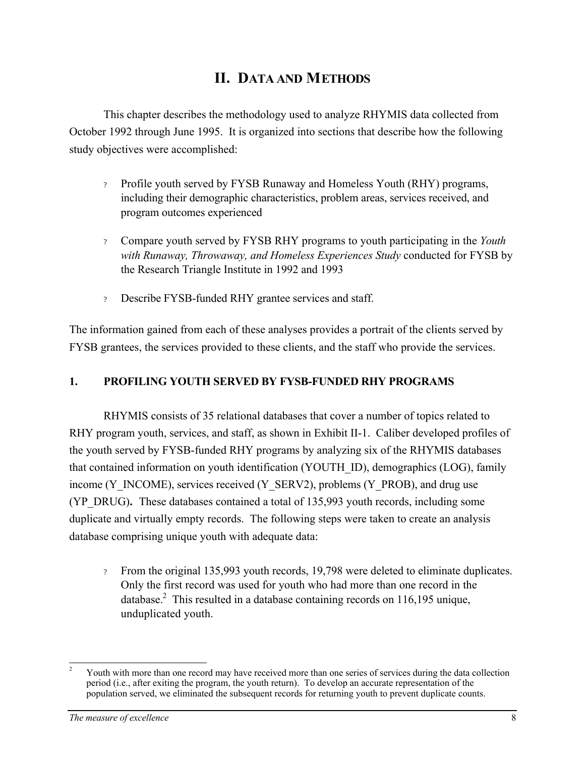# II. DATA AND METHODS

This chapter describes the methodology used to analyze RHYMIS data collected from October 1992 through June 1995. It is organized into sections that describe how the following study objectives were accomplished:

- Profile youth served by FYSB Runaway and Homeless Youth (RHY) programs, including their demographic characteristics, problem areas, services received, and program outcomes experienced
- Compare youth served by FYSB RHY programs to youth participating in the *Youth with Runaway, Throwaway, and Homeless Experiences Study* conducted for FYSB by the Research Triangle Institute in 1992 and 1993
- Describe FYSB-funded RHY grantee services and staff.

The information gained from each of these analyses provides a portrait of the clients served by FYSB grantees, the services provided to these clients, and the staff who provide the services.

## 1. PROFILING YOUTH SERVED BY FYSB-FUNDED RHY PROGRAMS

RHYMIS consists of 35 relational databases that cover a number of topics related to RHY program youth, services, and staff, as shown in Exhibit II-1. Caliber developed profiles of the youth served by FYSB-funded RHY programs by analyzing six of the RHYMIS databases that contained information on youth identification (YOUTH_ID), demographics (LOG), family income (Y_INCOME), services received (Y_SERV2), problems (Y_PROB), and drug use (YP_DRUG). These databases contained a total of 135,993 youth records, including some duplicate and virtually empty records. The following steps were taken to create an analysis database comprising unique youth with adequate data:

- From the original 135,993 youth records, 19,798 were deleted to eliminate duplicates. Only the first record was used for youth who had more than one record in the database.[2] This resulted in a database containing records on 116,195 unique, unduplicated youth.

---

[2] Youth with more than one record may have received more than one series of services during the data collection period (i.e., after exiting the program, the youth return). To develop an accurate representation of the population served, we eliminated the subsequent records for returning youth to prevent duplicate counts.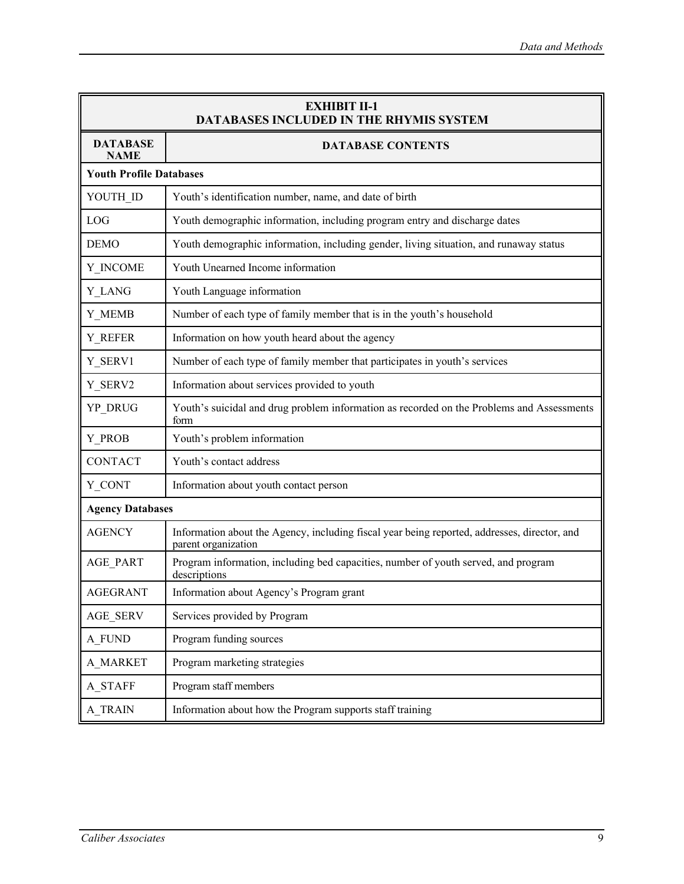| EXHIBIT II-1<br>DATABASES INCLUDED IN THE RHYMIS SYSTEM | |
|---|---|
| **DATABASE NAME** | **DATABASE CONTENTS** |
| **Youth Profile Databases** | |
| YOUTH_ID | Youth's identification number, name, and date of birth |
| LOG | Youth demographic information, including program entry and discharge dates |
| DEMO | Youth demographic information, including gender, living situation, and runaway status |
| Y_INCOME | Youth Unearned Income information |
| Y_LANG | Youth Language information |
| Y_MEMB | Number of each type of family member that is in the youth's household |
| Y_REFER | Information on how youth heard about the agency |
| Y_SERV1 | Number of each type of family member that participates in youth's services |
| Y_SERV2 | Information about services provided to youth |
| YP_DRUG | Youth's suicidal and drug problem information as recorded on the Problems and Assessments form |
| Y_PROB | Youth's problem information |
| CONTACT | Youth's contact address |
| Y_CONT | Information about youth contact person |
| **Agency Databases** | |
| AGENCY | Information about the Agency, including fiscal year being reported, addresses, director, and parent organization |
| AGE_PART | Program information, including bed capacities, number of youth served, and program descriptions |
| AGEGRANT | Information about Agency's Program grant |
| AGE_SERV | Services provided by Program |
| A_FUND | Program funding sources |
| A_MARKET | Program marketing strategies |
| A_STAFF | Program staff members |
| A_TRAIN | Information about how the Program supports staff training |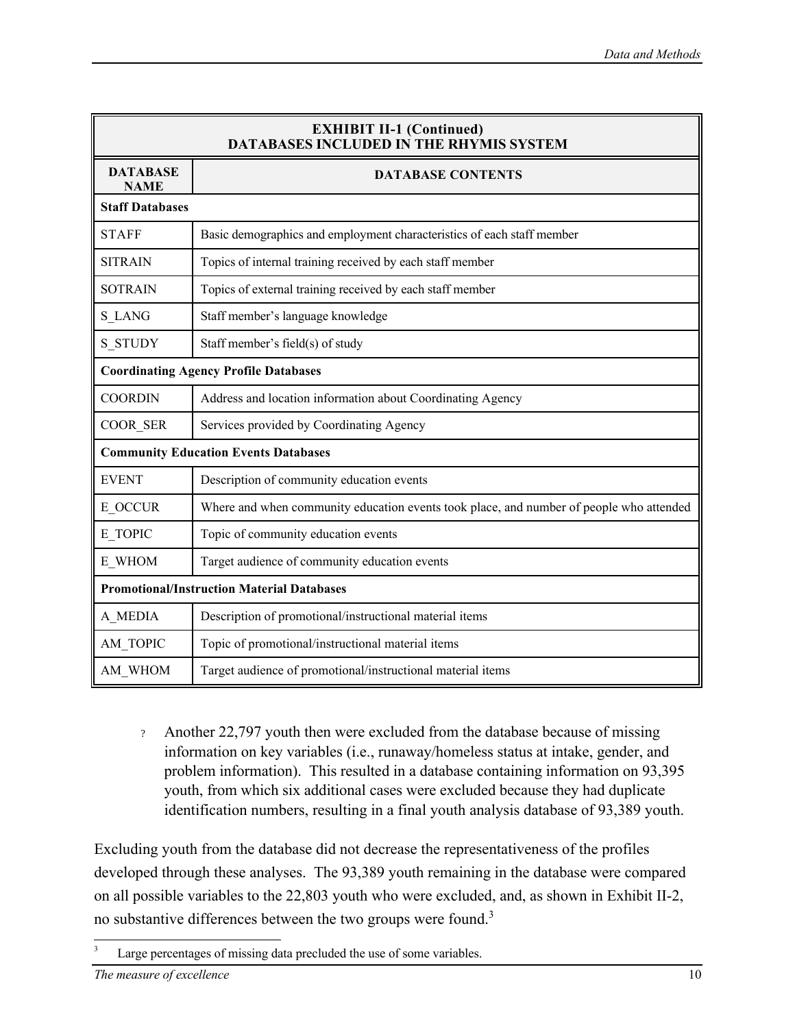| EXHIBIT II-1 (Continued) DATABASES INCLUDED IN THE RHYMIS SYSTEM | |
|---|---|
| **DATABASE NAME** | **DATABASE CONTENTS** |
| **Staff Databases** | |
| STAFF | Basic demographics and employment characteristics of each staff member |
| SITRAIN | Topics of internal training received by each staff member |
| SOTRAIN | Topics of external training received by each staff member |
| S_LANG | Staff member's language knowledge |
| S_STUDY | Staff member's field(s) of study |
| **Coordinating Agency Profile Databases** | |
| COORDIN | Address and location information about Coordinating Agency |
| COOR_SER | Services provided by Coordinating Agency |
| **Community Education Events Databases** | |
| EVENT | Description of community education events |
| E_OCCUR | Where and when community education events took place, and number of people who attended |
| E_TOPIC | Topic of community education events |
| E_WHOM | Target audience of community education events |
| **Promotional/Instruction Material Databases** | |
| A_MEDIA | Description of promotional/instructional material items |
| AM_TOPIC | Topic of promotional/instructional material items |
| AM_WHOM | Target audience of promotional/instructional material items |

- Another 22,797 youth then were excluded from the database because of missing information on key variables (i.e., runaway/homeless status at intake, gender, and problem information). This resulted in a database containing information on 93,395 youth, from which six additional cases were excluded because they had duplicate identification numbers, resulting in a final youth analysis database of 93,389 youth.

Excluding youth from the database did not decrease the representativeness of the profiles developed through these analyses. The 93,389 youth remaining in the database were compared on all possible variables to the 22,803 youth who were excluded, and, as shown in Exhibit II-2, no substantive differences between the two groups were found.[3]

[3] Large percentages of missing data precluded the use of some variables.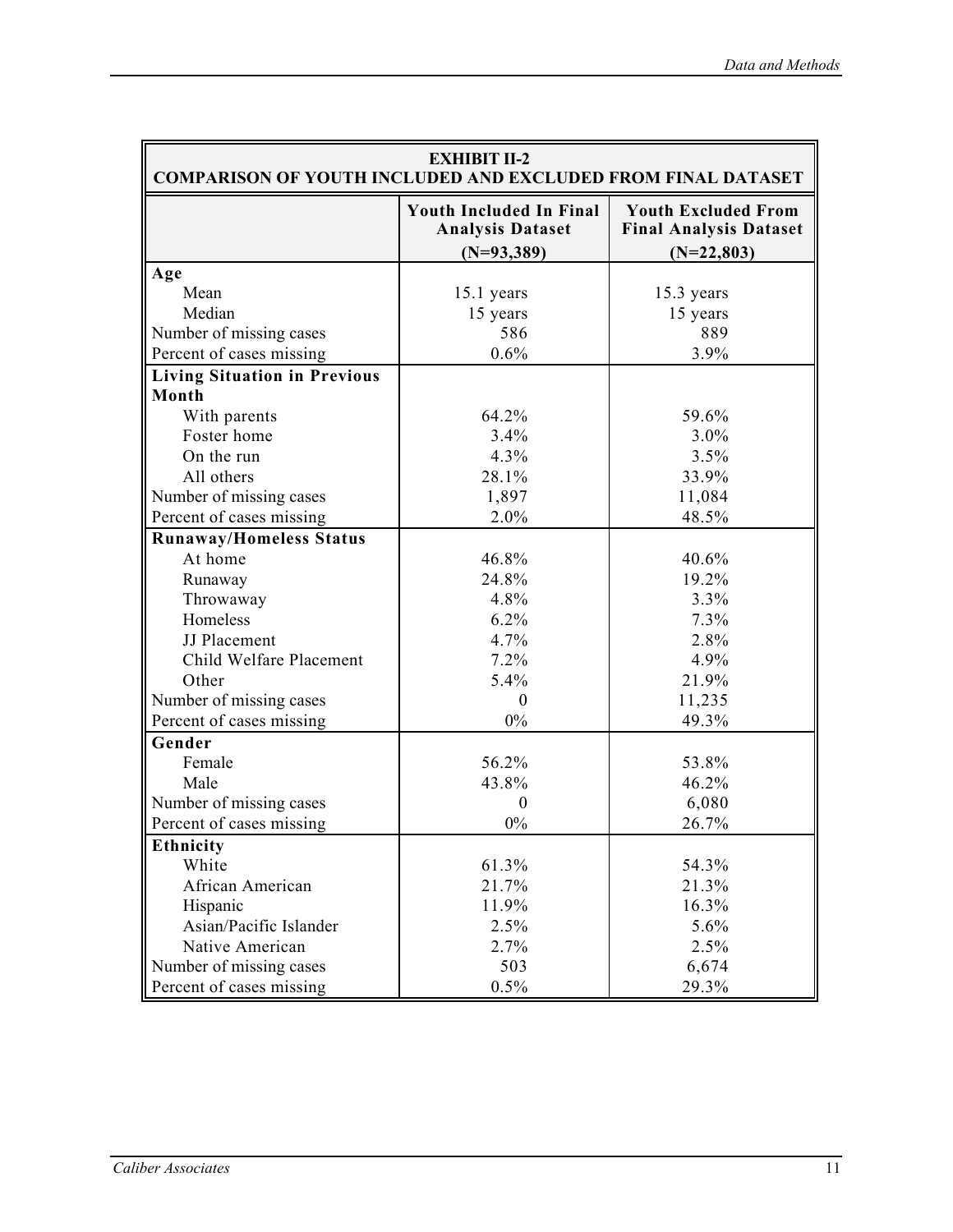**EXHIBIT II-2**
**COMPARISON OF YOUTH INCLUDED AND EXCLUDED FROM FINAL DATASET**

| | Youth Included In Final Analysis Dataset (N=93,389) | Youth Excluded From Final Analysis Dataset (N=22,803) |
|---|---|---|
| **Age** | | |
| Mean | 15.1 years | 15.3 years |
| Median | 15 years | 15 years |
| Number of missing cases | 586 | 889 |
| Percent of cases missing | 0.6% | 3.9% |
| **Living Situation in Previous Month** | | |
| With parents | 64.2% | 59.6% |
| Foster home | 3.4% | 3.0% |
| On the run | 4.3% | 3.5% |
| All others | 28.1% | 33.9% |
| Number of missing cases | 1,897 | 11,084 |
| Percent of cases missing | 2.0% | 48.5% |
| **Runaway/Homeless Status** | | |
| At home | 46.8% | 40.6% |
| Runaway | 24.8% | 19.2% |
| Throwaway | 4.8% | 3.3% |
| Homeless | 6.2% | 7.3% |
| JJ Placement | 4.7% | 2.8% |
| Child Welfare Placement | 7.2% | 4.9% |
| Other | 5.4% | 21.9% |
| Number of missing cases | 0 | 11,235 |
| Percent of cases missing | 0% | 49.3% |
| **Gender** | | |
| Female | 56.2% | 53.8% |
| Male | 43.8% | 46.2% |
| Number of missing cases | 0 | 6,080 |
| Percent of cases missing | 0% | 26.7% |
| **Ethnicity** | | |
| White | 61.3% | 54.3% |
| African American | 21.7% | 21.3% |
| Hispanic | 11.9% | 16.3% |
| Asian/Pacific Islander | 2.5% | 5.6% |
| Native American | 2.7% | 2.5% |
| Number of missing cases | 503 | 6,674 |
| Percent of cases missing | 0.5% | 29.3% |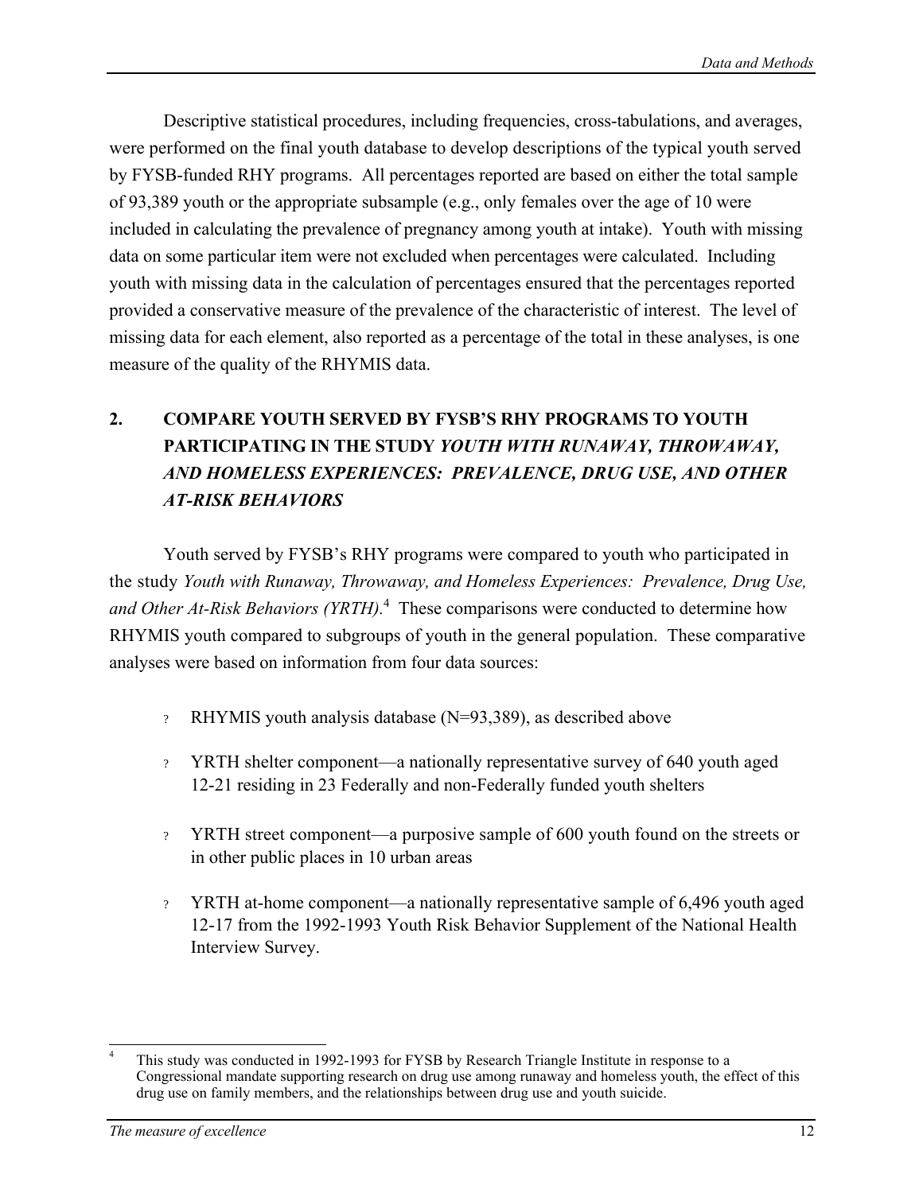Descriptive statistical procedures, including frequencies, cross-tabulations, and averages, were performed on the final youth database to develop descriptions of the typical youth served by FYSB-funded RHY programs. All percentages reported are based on either the total sample of 93,389 youth or the appropriate subsample (e.g., only females over the age of 10 were included in calculating the prevalence of pregnancy among youth at intake). Youth with missing data on some particular item were not excluded when percentages were calculated. Including youth with missing data in the calculation of percentages ensured that the percentages reported provided a conservative measure of the prevalence of the characteristic of interest. The level of missing data for each element, also reported as a percentage of the total in these analyses, is one measure of the quality of the RHYMIS data.

## 2. COMPARE YOUTH SERVED BY FYSB'S RHY PROGRAMS TO YOUTH PARTICIPATING IN THE STUDY *YOUTH WITH RUNAWAY, THROWAWAY, AND HOMELESS EXPERIENCES: PREVALENCE, DRUG USE, AND OTHER AT-RISK BEHAVIORS*

Youth served by FYSB's RHY programs were compared to youth who participated in the study *Youth with Runaway, Throwaway, and Homeless Experiences: Prevalence, Drug Use, and Other At-Risk Behaviors (YRTH).*[4] These comparisons were conducted to determine how RHYMIS youth compared to subgroups of youth in the general population. These comparative analyses were based on information from four data sources:

- RHYMIS youth analysis database (N=93,389), as described above
- YRTH shelter component—a nationally representative survey of 640 youth aged 12-21 residing in 23 Federally and non-Federally funded youth shelters
- YRTH street component—a purposive sample of 600 youth found on the streets or in other public places in 10 urban areas
- YRTH at-home component—a nationally representative sample of 6,496 youth aged 12-17 from the 1992-1993 Youth Risk Behavior Supplement of the National Health Interview Survey.

---

[4] This study was conducted in 1992-1993 for FYSB by Research Triangle Institute in response to a Congressional mandate supporting research on drug use among runaway and homeless youth, the effect of this drug use on family members, and the relationships between drug use and youth suicide.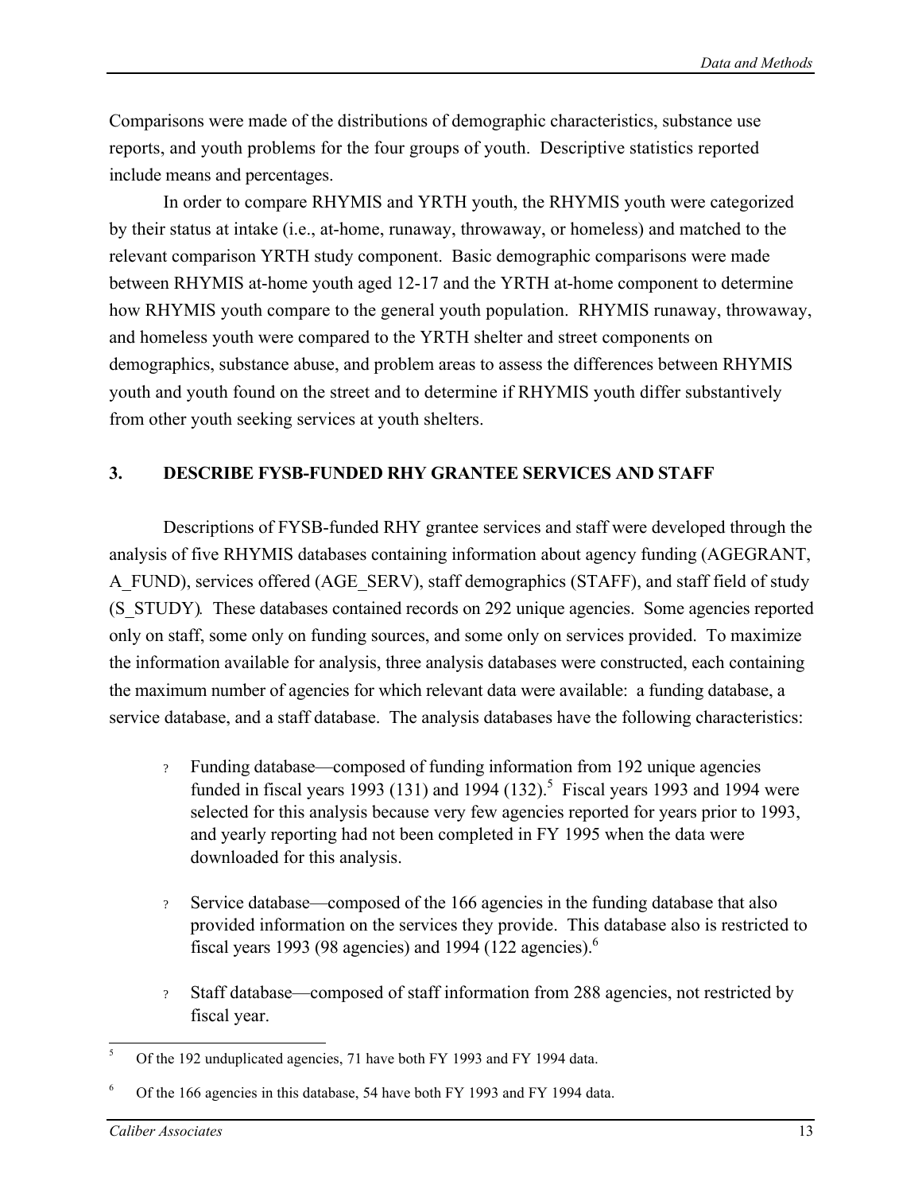Comparisons were made of the distributions of demographic characteristics, substance use reports, and youth problems for the four groups of youth. Descriptive statistics reported include means and percentages.

In order to compare RHYMIS and YRTH youth, the RHYMIS youth were categorized by their status at intake (i.e., at-home, runaway, throwaway, or homeless) and matched to the relevant comparison YRTH study component. Basic demographic comparisons were made between RHYMIS at-home youth aged 12-17 and the YRTH at-home component to determine how RHYMIS youth compare to the general youth population. RHYMIS runaway, throwaway, and homeless youth were compared to the YRTH shelter and street components on demographics, substance abuse, and problem areas to assess the differences between RHYMIS youth and youth found on the street and to determine if RHYMIS youth differ substantively from other youth seeking services at youth shelters.

## 3. DESCRIBE FYSB-FUNDED RHY GRANTEE SERVICES AND STAFF

Descriptions of FYSB-funded RHY grantee services and staff were developed through the analysis of five RHYMIS databases containing information about agency funding (AGEGRANT, A_FUND), services offered (AGE_SERV), staff demographics (STAFF), and staff field of study (S_STUDY). These databases contained records on 292 unique agencies. Some agencies reported only on staff, some only on funding sources, and some only on services provided. To maximize the information available for analysis, three analysis databases were constructed, each containing the maximum number of agencies for which relevant data were available: a funding database, a service database, and a staff database. The analysis databases have the following characteristics:

- Funding database—composed of funding information from 192 unique agencies funded in fiscal years 1993 (131) and 1994 (132).[5] Fiscal years 1993 and 1994 were selected for this analysis because very few agencies reported for years prior to 1993, and yearly reporting had not been completed in FY 1995 when the data were downloaded for this analysis.

- Service database—composed of the 166 agencies in the funding database that also provided information on the services they provide. This database also is restricted to fiscal years 1993 (98 agencies) and 1994 (122 agencies).[6]

- Staff database—composed of staff information from 288 agencies, not restricted by fiscal year.

---

[5] Of the 192 unduplicated agencies, 71 have both FY 1993 and FY 1994 data.

[6] Of the 166 agencies in this database, 54 have both FY 1993 and FY 1994 data.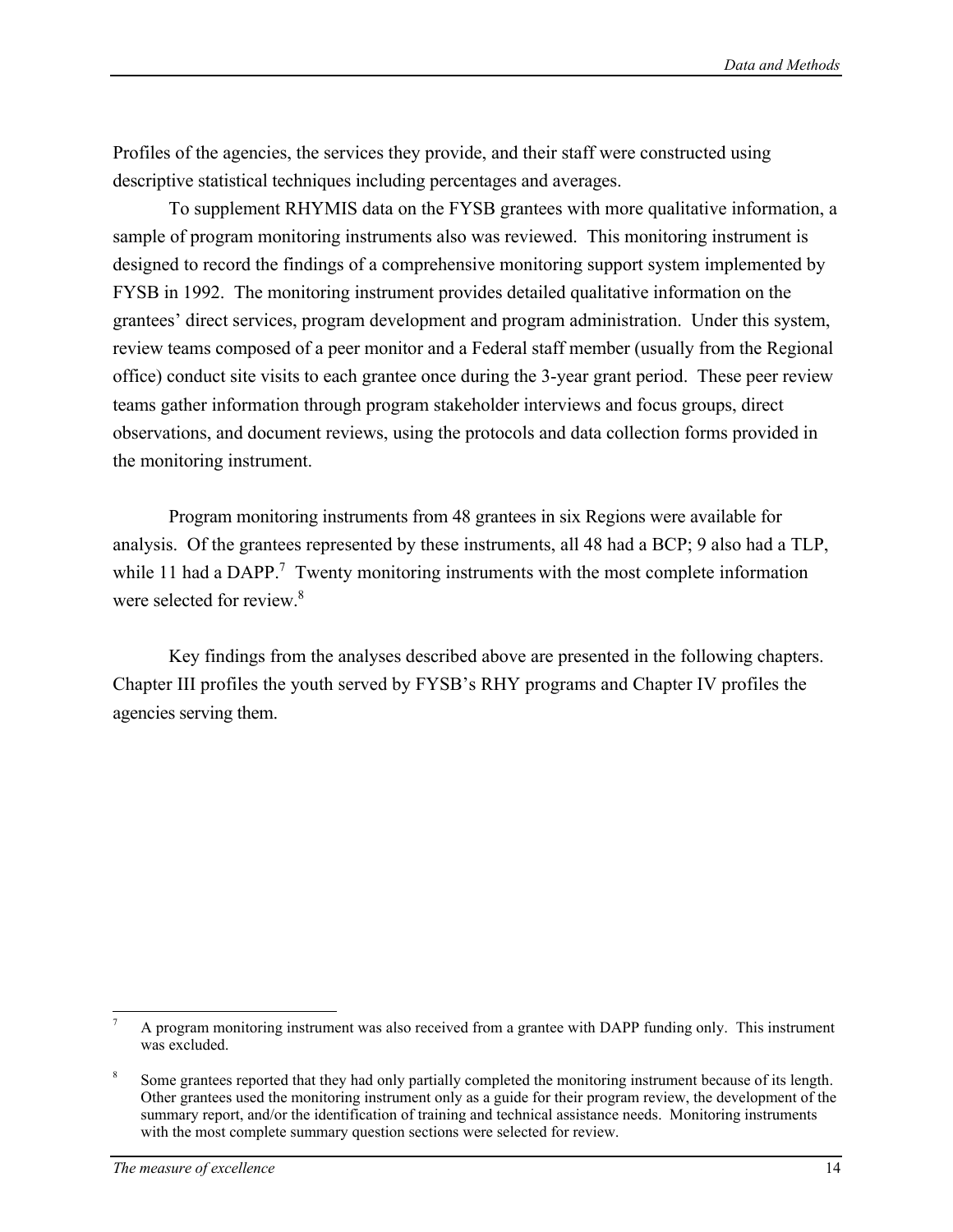Profiles of the agencies, the services they provide, and their staff were constructed using descriptive statistical techniques including percentages and averages.

To supplement RHYMIS data on the FYSB grantees with more qualitative information, a sample of program monitoring instruments also was reviewed. This monitoring instrument is designed to record the findings of a comprehensive monitoring support system implemented by FYSB in 1992. The monitoring instrument provides detailed qualitative information on the grantees' direct services, program development and program administration. Under this system, review teams composed of a peer monitor and a Federal staff member (usually from the Regional office) conduct site visits to each grantee once during the 3-year grant period. These peer review teams gather information through program stakeholder interviews and focus groups, direct observations, and document reviews, using the protocols and data collection forms provided in the monitoring instrument.

Program monitoring instruments from 48 grantees in six Regions were available for analysis. Of the grantees represented by these instruments, all 48 had a BCP; 9 also had a TLP, while 11 had a DAPP.[7] Twenty monitoring instruments with the most complete information were selected for review.[8]

Key findings from the analyses described above are presented in the following chapters. Chapter III profiles the youth served by FYSB's RHY programs and Chapter IV profiles the agencies serving them.

---

[7] A program monitoring instrument was also received from a grantee with DAPP funding only. This instrument was excluded.

[8] Some grantees reported that they had only partially completed the monitoring instrument because of its length. Other grantees used the monitoring instrument only as a guide for their program review, the development of the summary report, and/or the identification of training and technical assistance needs. Monitoring instruments with the most complete summary question sections were selected for review.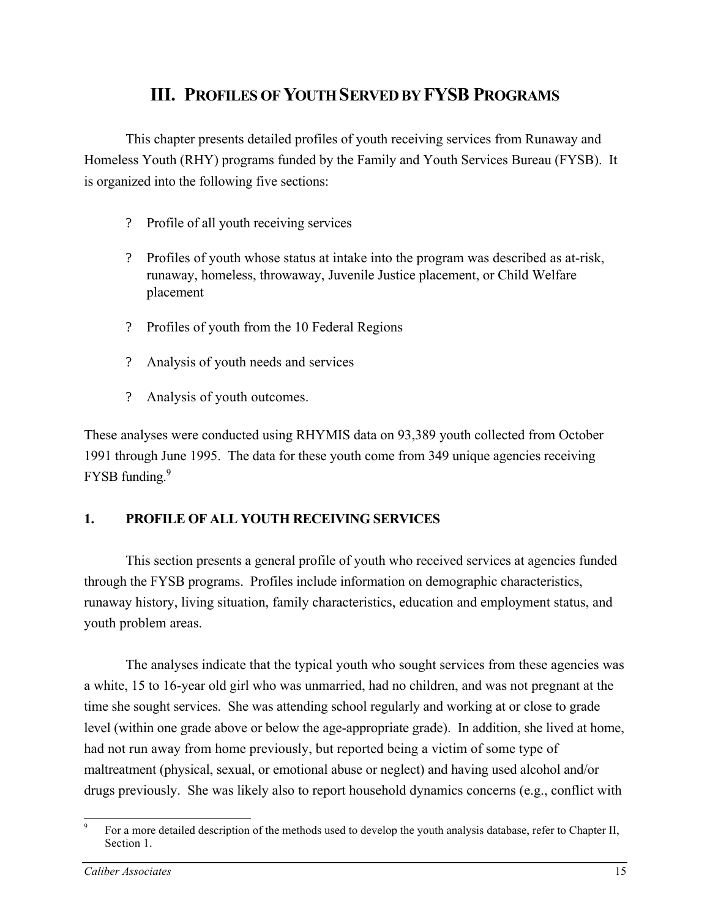# III. PROFILES OF YOUTH SERVED BY FYSB PROGRAMS

This chapter presents detailed profiles of youth receiving services from Runaway and Homeless Youth (RHY) programs funded by the Family and Youth Services Bureau (FYSB). It is organized into the following five sections:

- Profile of all youth receiving services
- Profiles of youth whose status at intake into the program was described as at-risk, runaway, homeless, throwaway, Juvenile Justice placement, or Child Welfare placement
- Profiles of youth from the 10 Federal Regions
- Analysis of youth needs and services
- Analysis of youth outcomes.

These analyses were conducted using RHYMIS data on 93,389 youth collected from October 1991 through June 1995. The data for these youth come from 349 unique agencies receiving FYSB funding.[9]

## 1. PROFILE OF ALL YOUTH RECEIVING SERVICES

This section presents a general profile of youth who received services at agencies funded through the FYSB programs. Profiles include information on demographic characteristics, runaway history, living situation, family characteristics, education and employment status, and youth problem areas.

The analyses indicate that the typical youth who sought services from these agencies was a white, 15 to 16-year old girl who was unmarried, had no children, and was not pregnant at the time she sought services. She was attending school regularly and working at or close to grade level (within one grade above or below the age-appropriate grade). In addition, she lived at home, had not run away from home previously, but reported being a victim of some type of maltreatment (physical, sexual, or emotional abuse or neglect) and having used alcohol and/or drugs previously. She was likely also to report household dynamics concerns (e.g., conflict with

[9] For a more detailed description of the methods used to develop the youth analysis database, refer to Chapter II, Section 1.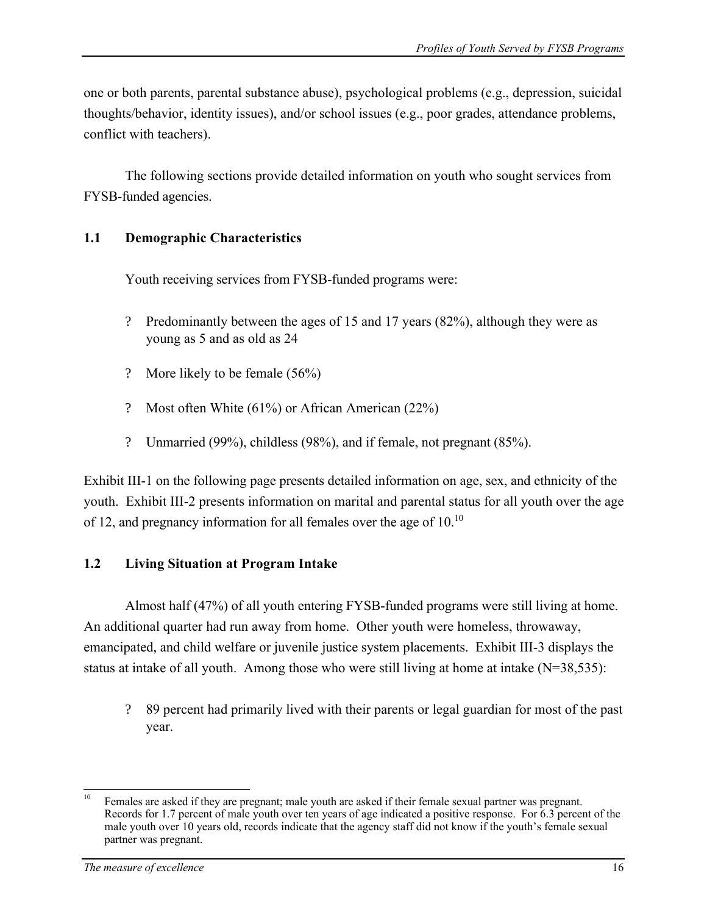one or both parents, parental substance abuse), psychological problems (e.g., depression, suicidal thoughts/behavior, identity issues), and/or school issues (e.g., poor grades, attendance problems, conflict with teachers).

The following sections provide detailed information on youth who sought services from FYSB-funded agencies.

### 1.1 Demographic Characteristics

Youth receiving services from FYSB-funded programs were:

- Predominantly between the ages of 15 and 17 years (82%), although they were as young as 5 and as old as 24
- More likely to be female (56%)
- Most often White (61%) or African American (22%)
- Unmarried (99%), childless (98%), and if female, not pregnant (85%).

Exhibit III-1 on the following page presents detailed information on age, sex, and ethnicity of the youth. Exhibit III-2 presents information on marital and parental status for all youth over the age of 12, and pregnancy information for all females over the age of 10.[10]

### 1.2 Living Situation at Program Intake

Almost half (47%) of all youth entering FYSB-funded programs were still living at home. An additional quarter had run away from home. Other youth were homeless, throwaway, emancipated, and child welfare or juvenile justice system placements. Exhibit III-3 displays the status at intake of all youth. Among those who were still living at home at intake (N=38,535):

- 89 percent had primarily lived with their parents or legal guardian for most of the past year.

[10] Females are asked if they are pregnant; male youth are asked if their female sexual partner was pregnant. Records for 1.7 percent of male youth over ten years of age indicated a positive response. For 6.3 percent of the male youth over 10 years old, records indicate that the agency staff did not know if the youth's female sexual partner was pregnant.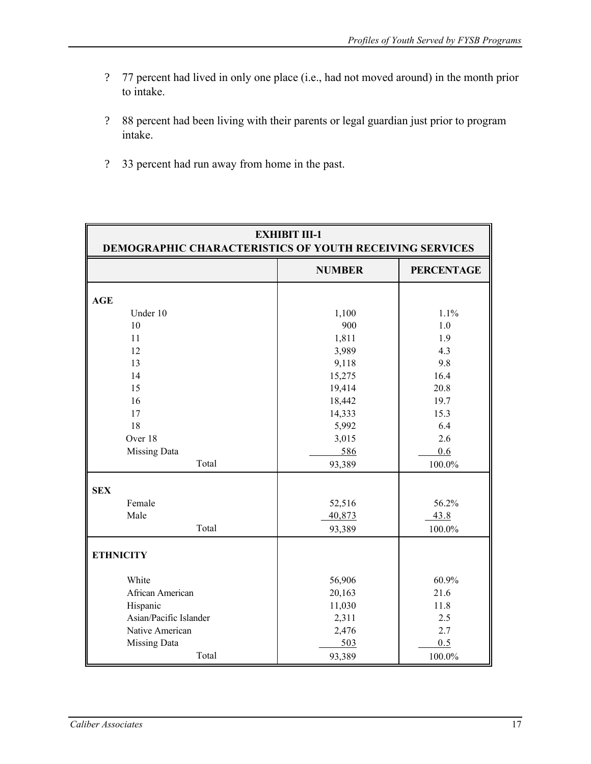- 77 percent had lived in only one place (i.e., had not moved around) in the month prior to intake.
- 88 percent had been living with their parents or legal guardian just prior to program intake.
- 33 percent had run away from home in the past.

| EXHIBIT III-1<br>DEMOGRAPHIC CHARACTERISTICS OF YOUTH RECEIVING SERVICES | | |
|---|---|---|
| | **NUMBER** | **PERCENTAGE** |
| **AGE** | | |
| Under 10 | 1,100 | 1.1% |
| 10 | 900 | 1.0 |
| 11 | 1,811 | 1.9 |
| 12 | 3,989 | 4.3 |
| 13 | 9,118 | 9.8 |
| 14 | 15,275 | 16.4 |
| 15 | 19,414 | 20.8 |
| 16 | 18,442 | 19.7 |
| 17 | 14,333 | 15.3 |
| 18 | 5,992 | 6.4 |
| Over 18 | 3,015 | 2.6 |
| Missing Data | 586 | 0.6 |
| Total | 93,389 | 100.0% |
| **SEX** | | |
| Female | 52,516 | 56.2% |
| Male | 40,873 | 43.8 |
| Total | 93,389 | 100.0% |
| **ETHNICITY** | | |
| White | 56,906 | 60.9% |
| African American | 20,163 | 21.6 |
| Hispanic | 11,030 | 11.8 |
| Asian/Pacific Islander | 2,311 | 2.5 |
| Native American | 2,476 | 2.7 |
| Missing Data | 503 | 0.5 |
| Total | 93,389 | 100.0% |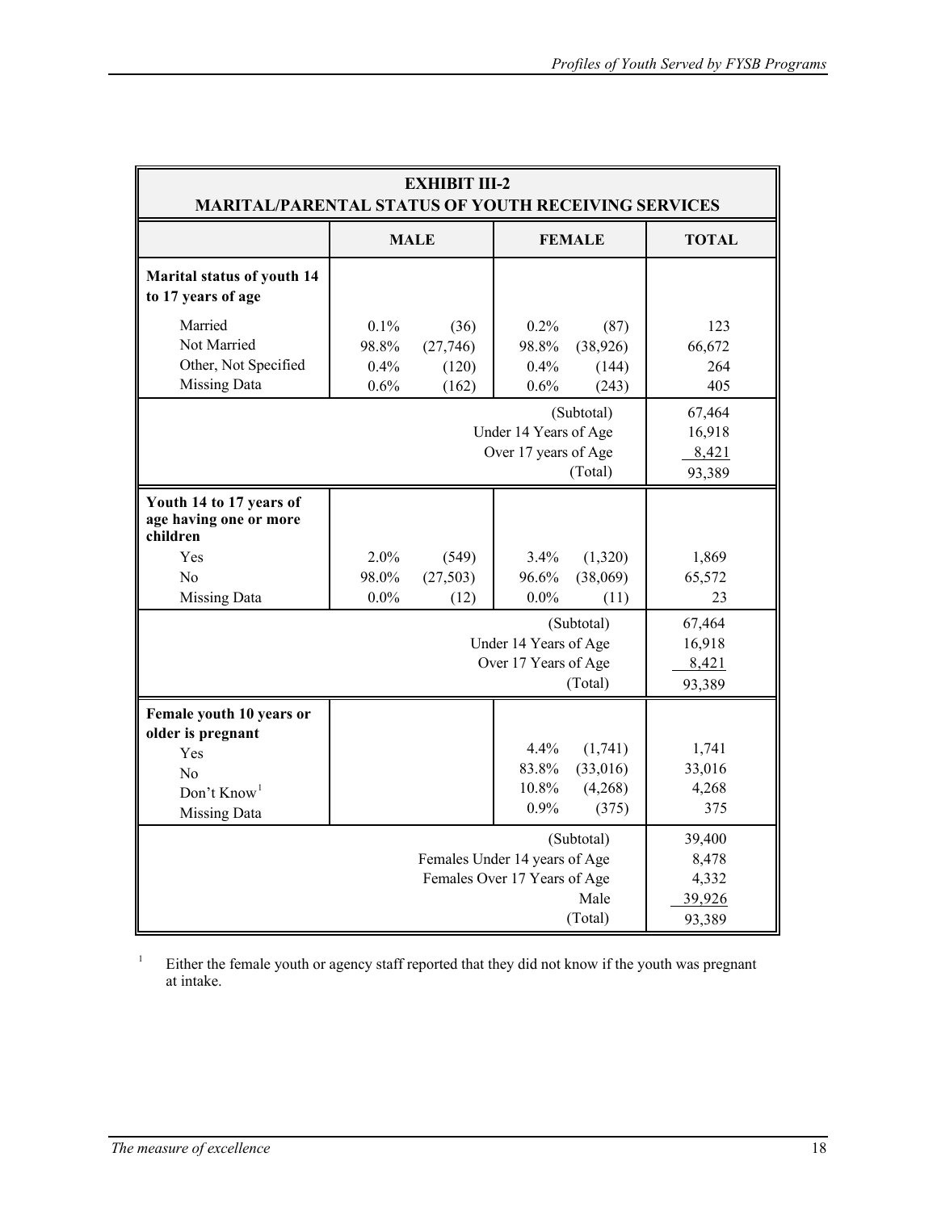| EXHIBIT III-2<br>MARITAL/PARENTAL STATUS OF YOUTH RECEIVING SERVICES | | | | | |
|---|---|---|---|---|---|
| | **MALE** | | **FEMALE** | | **TOTAL** |
| **Marital status of youth 14 to 17 years of age** | | | | | |
| Married | 0.1% | (36) | 0.2% | (87) | 123 |
| Not Married | 98.8% | (27,746) | 98.8% | (38,926) | 66,672 |
| Other, Not Specified | 0.4% | (120) | 0.4% | (144) | 264 |
| Missing Data | 0.6% | (162) | 0.6% | (243) | 405 |
| | | | | (Subtotal) | 67,464 |
| | | | | Under 14 Years of Age | 16,918 |
| | | | | Over 17 years of Age | 8,421 |
| | | | | (Total) | 93,389 |
| **Youth 14 to 17 years of age having one or more children** | | | | | |
| Yes | 2.0% | (549) | 3.4% | (1,320) | 1,869 |
| No | 98.0% | (27,503) | 96.6% | (38,069) | 65,572 |
| Missing Data | 0.0% | (12) | 0.0% | (11) | 23 |
| | | | | (Subtotal) | 67,464 |
| | | | | Under 14 Years of Age | 16,918 |
| | | | | Over 17 Years of Age | 8,421 |
| | | | | (Total) | 93,389 |
| **Female youth 10 years or older is pregnant** | | | | | |
| Yes | | | 4.4% | (1,741) | 1,741 |
| No | | | 83.8% | (33,016) | 33,016 |
| Don't Know[1] | | | 10.8% | (4,268) | 4,268 |
| Missing Data | | | 0.9% | (375) | 375 |
| | | | | (Subtotal) | 39,400 |
| | | | | Females Under 14 years of Age | 8,478 |
| | | | | Females Over 17 Years of Age | 4,332 |
| | | | | Male | 39,926 |
| | | | | (Total) | 93,389 |

[1] Either the female youth or agency staff reported that they did not know if the youth was pregnant at intake.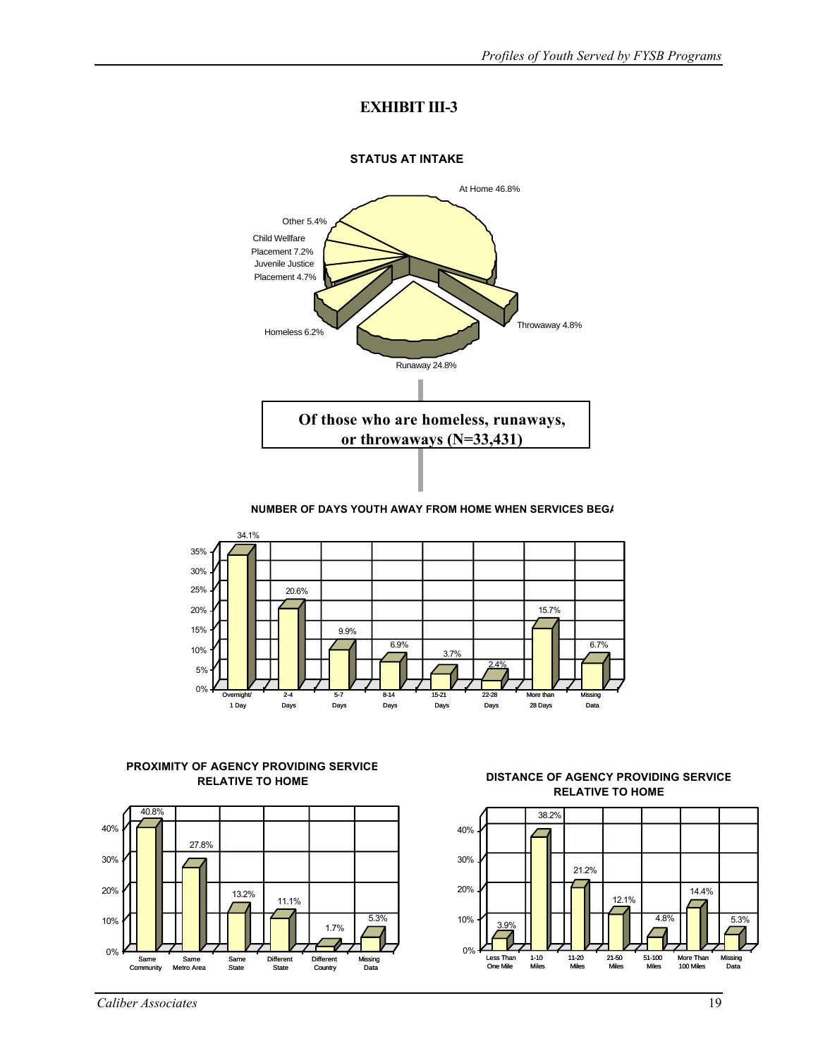# EXHIBIT III-3

**STATUS AT INTAKE**

| Status | Percent |
|---|---|
| At Home | 46.8% |
| Runaway | 24.8% |
| Throwaway | 4.8% |
| Homeless | 6.2% |
| Juvenile Justice Placement | 4.7% |
| Child Wellfare Placement | 7.2% |
| Other | 5.4% |

**Of those who are homeless, runaways, or throwaways (N=33,431)**

**NUMBER OF DAYS YOUTH AWAY FROM HOME WHEN SERVICES BEGA**

| Overnight/ 1 Day | 2-4 Days | 5-7 Days | 8-14 Days | 15-21 Days | 22-28 Days | More than 28 Days | Missing Data |
|---|---|---|---|---|---|---|---|
| 34.1% | 20.6% | 9.9% | 6.9% | 3.7% | 2.4% | 15.7% | 6.7% |

**PROXIMITY OF AGENCY PROVIDING SERVICE RELATIVE TO HOME**

| Same Community | Same Metro Area | Same State | Different State | Different Country | Missing Data |
|---|---|---|---|---|---|
| 40.8% | 27.8% | 13.2% | 11.1% | 1.7% | 5.3% |

**DISTANCE OF AGENCY PROVIDING SERVICE RELATIVE TO HOME**

| Less Than One Mile | 1-10 Miles | 11-20 Miles | 21-50 Miles | 51-100 Miles | More Than 100 Miles | Missing Data |
|---|---|---|---|---|---|---|
| 3.9% | 38.2% | 21.2% | 12.1% | 4.8% | 14.4% | 5.3% |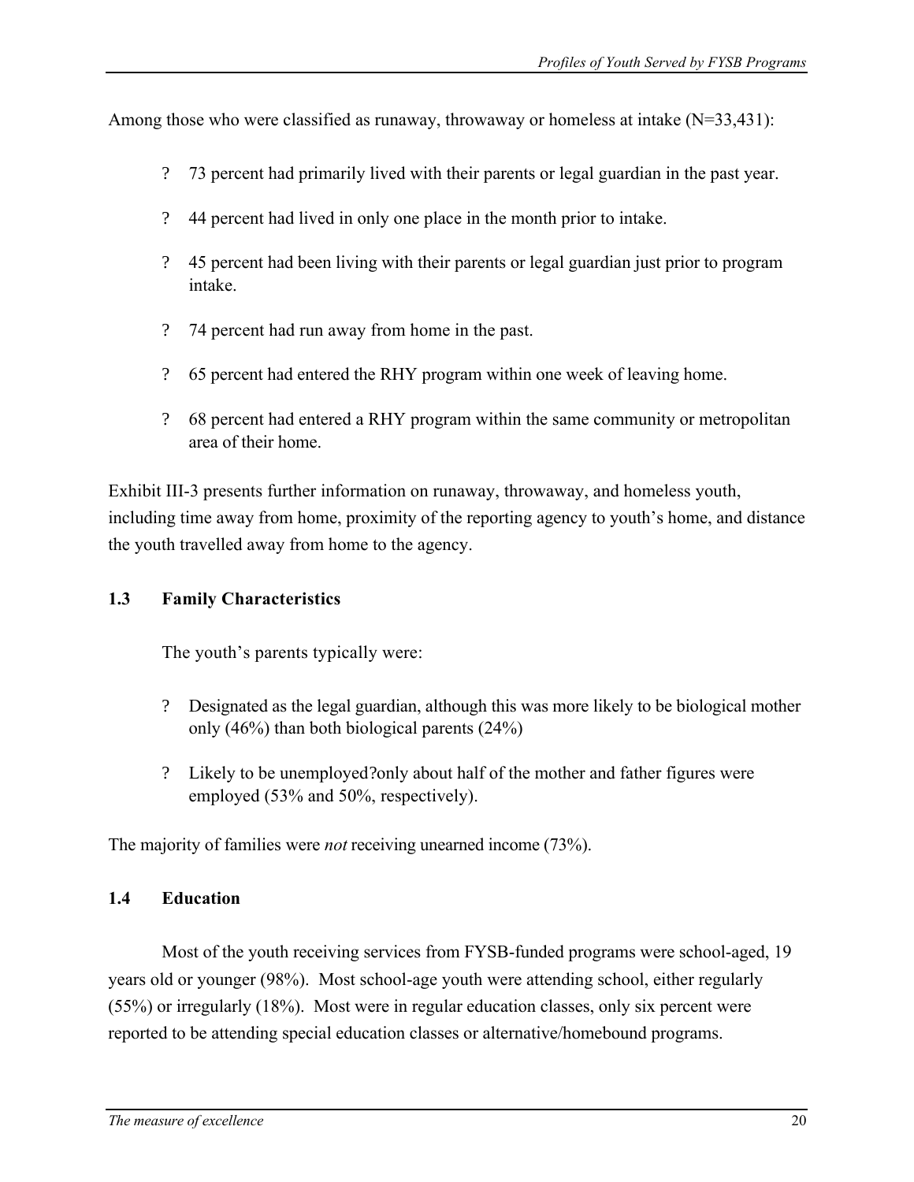Among those who were classified as runaway, throwaway or homeless at intake (N=33,431):

- 73 percent had primarily lived with their parents or legal guardian in the past year.
- 44 percent had lived in only one place in the month prior to intake.
- 45 percent had been living with their parents or legal guardian just prior to program intake.
- 74 percent had run away from home in the past.
- 65 percent had entered the RHY program within one week of leaving home.
- 68 percent had entered a RHY program within the same community or metropolitan area of their home.

Exhibit III-3 presents further information on runaway, throwaway, and homeless youth, including time away from home, proximity of the reporting agency to youth's home, and distance the youth travelled away from home to the agency.

### 1.3 Family Characteristics

The youth's parents typically were:

- Designated as the legal guardian, although this was more likely to be biological mother only (46%) than both biological parents (24%)
- Likely to be unemployed?only about half of the mother and father figures were employed (53% and 50%, respectively).

The majority of families were *not* receiving unearned income (73%).

### 1.4 Education

Most of the youth receiving services from FYSB-funded programs were school-aged, 19 years old or younger (98%). Most school-age youth were attending school, either regularly (55%) or irregularly (18%). Most were in regular education classes, only six percent were reported to be attending special education classes or alternative/homebound programs.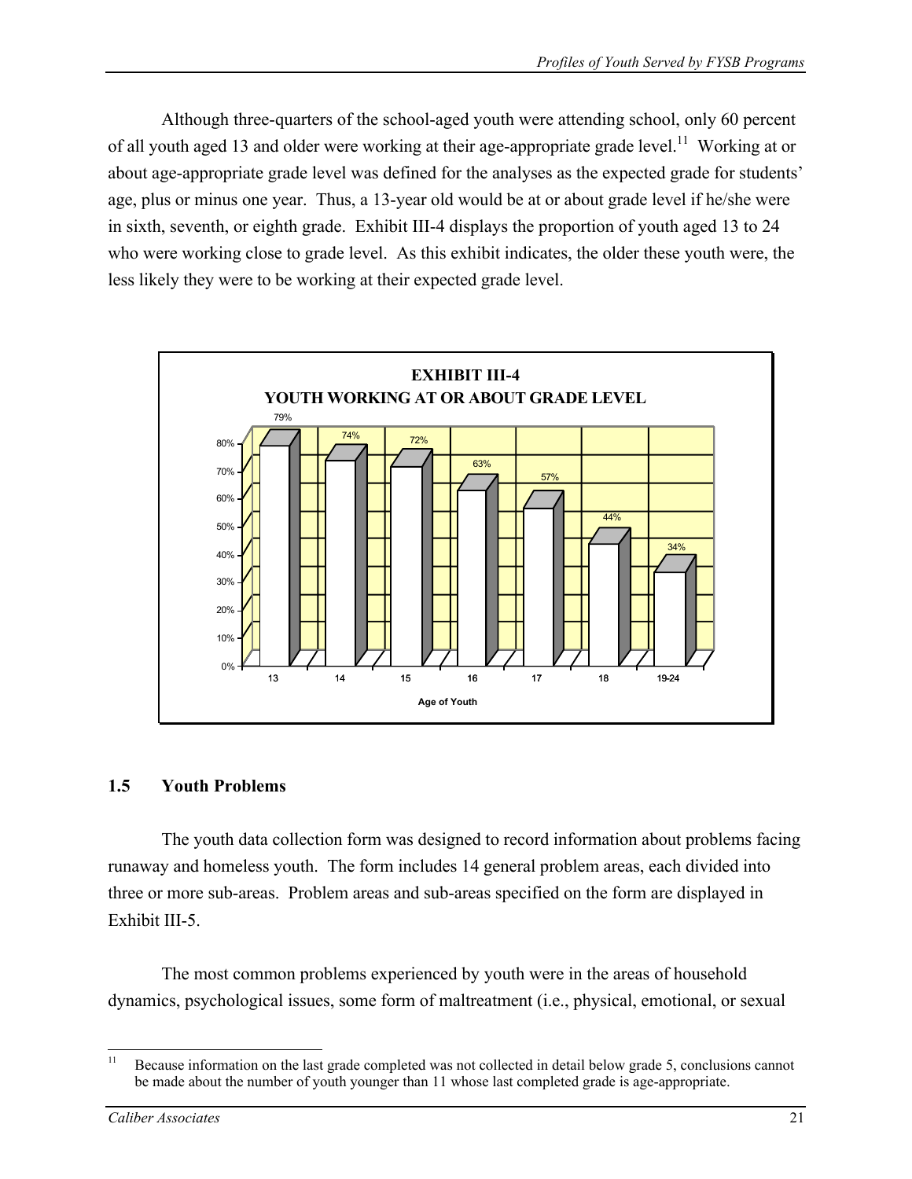Although three-quarters of the school-aged youth were attending school, only 60 percent of all youth aged 13 and older were working at their age-appropriate grade level.[11] Working at or about age-appropriate grade level was defined for the analyses as the expected grade for students' age, plus or minus one year. Thus, a 13-year old would be at or about grade level if he/she were in sixth, seventh, or eighth grade. Exhibit III-4 displays the proportion of youth aged 13 to 24 who were working close to grade level. As this exhibit indicates, the older these youth were, the less likely they were to be working at their expected grade level.

**EXHIBIT III-4**
**YOUTH WORKING AT OR ABOUT GRADE LEVEL**

| Age of Youth | Percent |
|---|---|
| 13 | 79% |
| 14 | 74% |
| 15 | 72% |
| 16 | 63% |
| 17 | 57% |
| 18 | 44% |
| 19-24 | 34% |

## 1.5 Youth Problems

The youth data collection form was designed to record information about problems facing runaway and homeless youth. The form includes 14 general problem areas, each divided into three or more sub-areas. Problem areas and sub-areas specified on the form are displayed in Exhibit III-5.

The most common problems experienced by youth were in the areas of household dynamics, psychological issues, some form of maltreatment (i.e., physical, emotional, or sexual

---

[11] Because information on the last grade completed was not collected in detail below grade 5, conclusions cannot be made about the number of youth younger than 11 whose last completed grade is age-appropriate.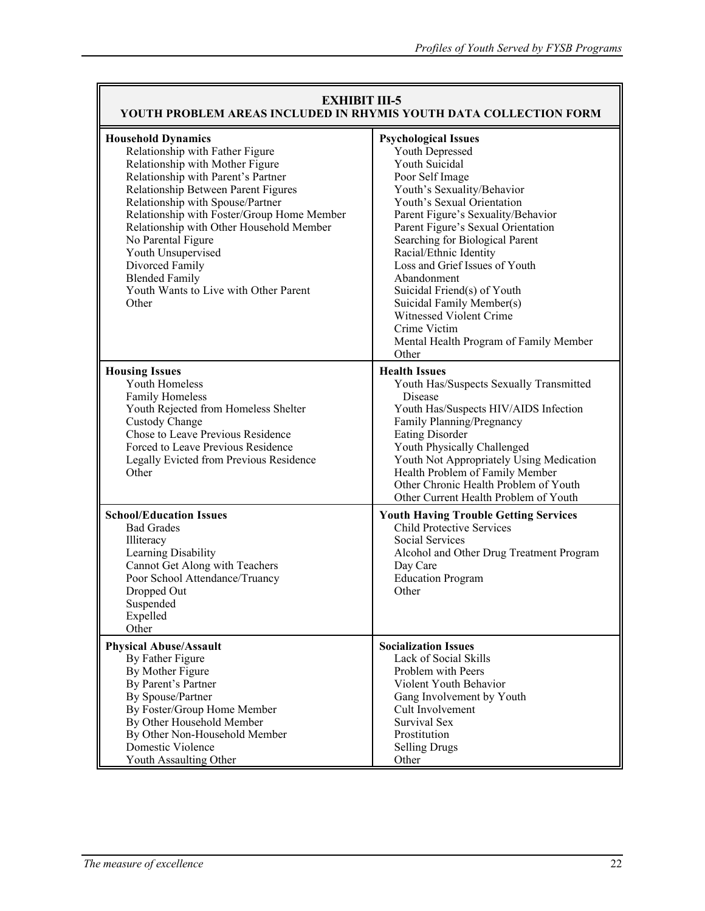**EXHIBIT III-5**
**YOUTH PROBLEM AREAS INCLUDED IN RHYMIS YOUTH DATA COLLECTION FORM**

| | |
|---|---|
| **Household Dynamics**<br>Relationship with Father Figure<br>Relationship with Mother Figure<br>Relationship with Parent's Partner<br>Relationship Between Parent Figures<br>Relationship with Spouse/Partner<br>Relationship with Foster/Group Home Member<br>Relationship with Other Household Member<br>No Parental Figure<br>Youth Unsupervised<br>Divorced Family<br>Blended Family<br>Youth Wants to Live with Other Parent<br>Other | **Psychological Issues**<br>Youth Depressed<br>Youth Suicidal<br>Poor Self Image<br>Youth's Sexuality/Behavior<br>Youth's Sexual Orientation<br>Parent Figure's Sexuality/Behavior<br>Parent Figure's Sexual Orientation<br>Searching for Biological Parent<br>Racial/Ethnic Identity<br>Loss and Grief Issues of Youth<br>Abandonment<br>Suicidal Friend(s) of Youth<br>Suicidal Family Member(s)<br>Witnessed Violent Crime<br>Crime Victim<br>Mental Health Program of Family Member<br>Other |
| **Housing Issues**<br>Youth Homeless<br>Family Homeless<br>Youth Rejected from Homeless Shelter<br>Custody Change<br>Chose to Leave Previous Residence<br>Forced to Leave Previous Residence<br>Legally Evicted from Previous Residence<br>Other | **Health Issues**<br>Youth Has/Suspects Sexually Transmitted Disease<br>Youth Has/Suspects HIV/AIDS Infection<br>Family Planning/Pregnancy<br>Eating Disorder<br>Youth Physically Challenged<br>Youth Not Appropriately Using Medication<br>Health Problem of Family Member<br>Other Chronic Health Problem of Youth<br>Other Current Health Problem of Youth |
| **School/Education Issues**<br>Bad Grades<br>Illiteracy<br>Learning Disability<br>Cannot Get Along with Teachers<br>Poor School Attendance/Truancy<br>Dropped Out<br>Suspended<br>Expelled<br>Other | **Youth Having Trouble Getting Services**<br>Child Protective Services<br>Social Services<br>Alcohol and Other Drug Treatment Program<br>Day Care<br>Education Program<br>Other |
| **Physical Abuse/Assault**<br>By Father Figure<br>By Mother Figure<br>By Parent's Partner<br>By Spouse/Partner<br>By Foster/Group Home Member<br>By Other Household Member<br>By Other Non-Household Member<br>Domestic Violence<br>Youth Assaulting Other | **Socialization Issues**<br>Lack of Social Skills<br>Problem with Peers<br>Violent Youth Behavior<br>Gang Involvement by Youth<br>Cult Involvement<br>Survival Sex<br>Prostitution<br>Selling Drugs<br>Other |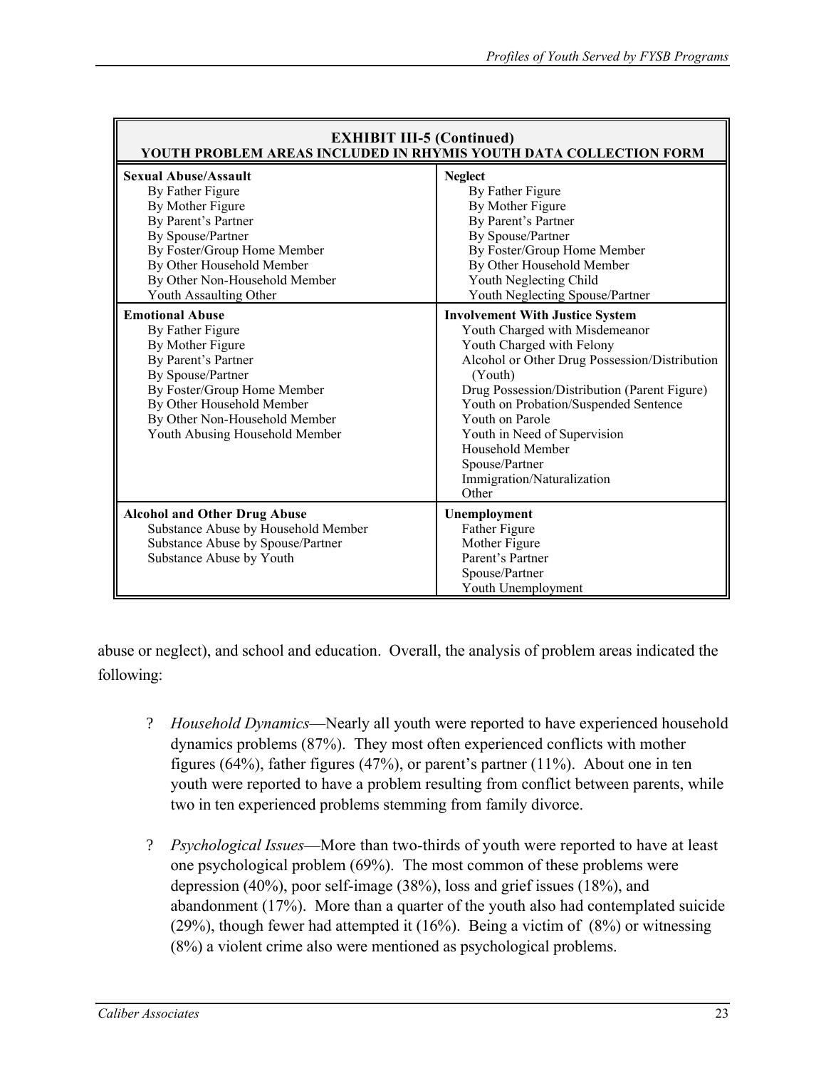| EXHIBIT III-5 (Continued) YOUTH PROBLEM AREAS INCLUDED IN RHYMIS YOUTH DATA COLLECTION FORM | |
|---|---|
| **Sexual Abuse/Assault**<br>By Father Figure<br>By Mother Figure<br>By Parent's Partner<br>By Spouse/Partner<br>By Foster/Group Home Member<br>By Other Household Member<br>By Other Non-Household Member<br>Youth Assaulting Other | **Neglect**<br>By Father Figure<br>By Mother Figure<br>By Parent's Partner<br>By Spouse/Partner<br>By Foster/Group Home Member<br>By Other Household Member<br>Youth Neglecting Child<br>Youth Neglecting Spouse/Partner |
| **Emotional Abuse**<br>By Father Figure<br>By Mother Figure<br>By Parent's Partner<br>By Spouse/Partner<br>By Foster/Group Home Member<br>By Other Household Member<br>By Other Non-Household Member<br>Youth Abusing Household Member | **Involvement With Justice System**<br>Youth Charged with Misdemeanor<br>Youth Charged with Felony<br>Alcohol or Other Drug Possession/Distribution (Youth)<br>Drug Possession/Distribution (Parent Figure)<br>Youth on Probation/Suspended Sentence<br>Youth on Parole<br>Youth in Need of Supervision<br>Household Member<br>Spouse/Partner<br>Immigration/Naturalization<br>Other |
| **Alcohol and Other Drug Abuse**<br>Substance Abuse by Household Member<br>Substance Abuse by Spouse/Partner<br>Substance Abuse by Youth | **Unemployment**<br>Father Figure<br>Mother Figure<br>Parent's Partner<br>Spouse/Partner<br>Youth Unemployment |

abuse or neglect), and school and education. Overall, the analysis of problem areas indicated the following:

- *Household Dynamics*—Nearly all youth were reported to have experienced household dynamics problems (87%). They most often experienced conflicts with mother figures (64%), father figures (47%), or parent's partner (11%). About one in ten youth were reported to have a problem resulting from conflict between parents, while two in ten experienced problems stemming from family divorce.

- *Psychological Issues*—More than two-thirds of youth were reported to have at least one psychological problem (69%). The most common of these problems were depression (40%), poor self-image (38%), loss and grief issues (18%), and abandonment (17%). More than a quarter of the youth also had contemplated suicide (29%), though fewer had attempted it (16%). Being a victim of (8%) or witnessing (8%) a violent crime also were mentioned as psychological problems.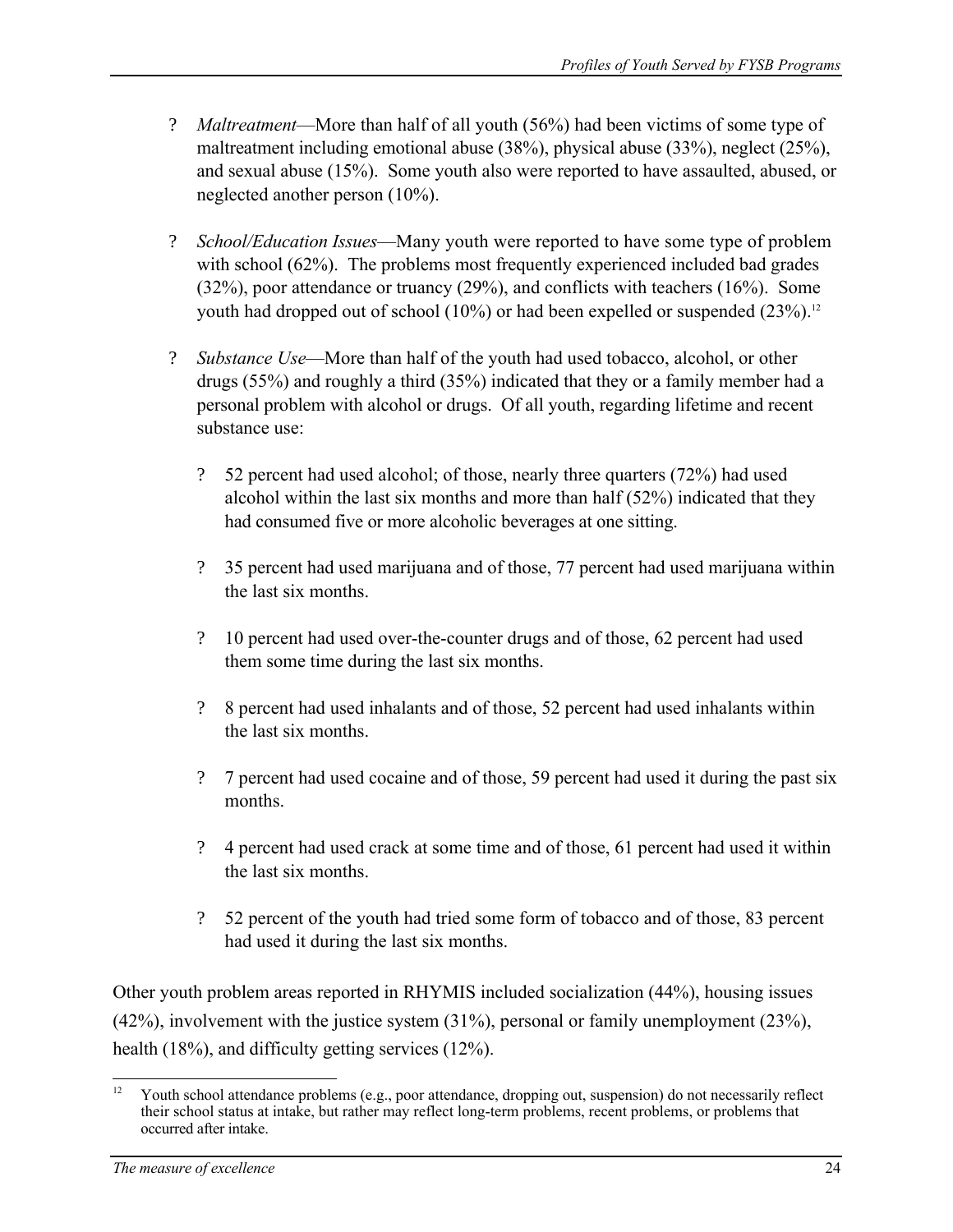- *Maltreatment*—More than half of all youth (56%) had been victims of some type of maltreatment including emotional abuse (38%), physical abuse (33%), neglect (25%), and sexual abuse (15%). Some youth also were reported to have assaulted, abused, or neglected another person (10%).

- *School/Education Issues*—Many youth were reported to have some type of problem with school (62%). The problems most frequently experienced included bad grades (32%), poor attendance or truancy (29%), and conflicts with teachers (16%). Some youth had dropped out of school (10%) or had been expelled or suspended (23%).[12]

- *Substance Use*—More than half of the youth had used tobacco, alcohol, or other drugs (55%) and roughly a third (35%) indicated that they or a family member had a personal problem with alcohol or drugs. Of all youth, regarding lifetime and recent substance use:

  - 52 percent had used alcohol; of those, nearly three quarters (72%) had used alcohol within the last six months and more than half (52%) indicated that they had consumed five or more alcoholic beverages at one sitting.

  - 35 percent had used marijuana and of those, 77 percent had used marijuana within the last six months.

  - 10 percent had used over-the-counter drugs and of those, 62 percent had used them some time during the last six months.

  - 8 percent had used inhalants and of those, 52 percent had used inhalants within the last six months.

  - 7 percent had used cocaine and of those, 59 percent had used it during the past six months.

  - 4 percent had used crack at some time and of those, 61 percent had used it within the last six months.

  - 52 percent of the youth had tried some form of tobacco and of those, 83 percent had used it during the last six months.

Other youth problem areas reported in RHYMIS included socialization (44%), housing issues (42%), involvement with the justice system (31%), personal or family unemployment (23%), health (18%), and difficulty getting services (12%).

[12] Youth school attendance problems (e.g., poor attendance, dropping out, suspension) do not necessarily reflect their school status at intake, but rather may reflect long-term problems, recent problems, or problems that occurred after intake.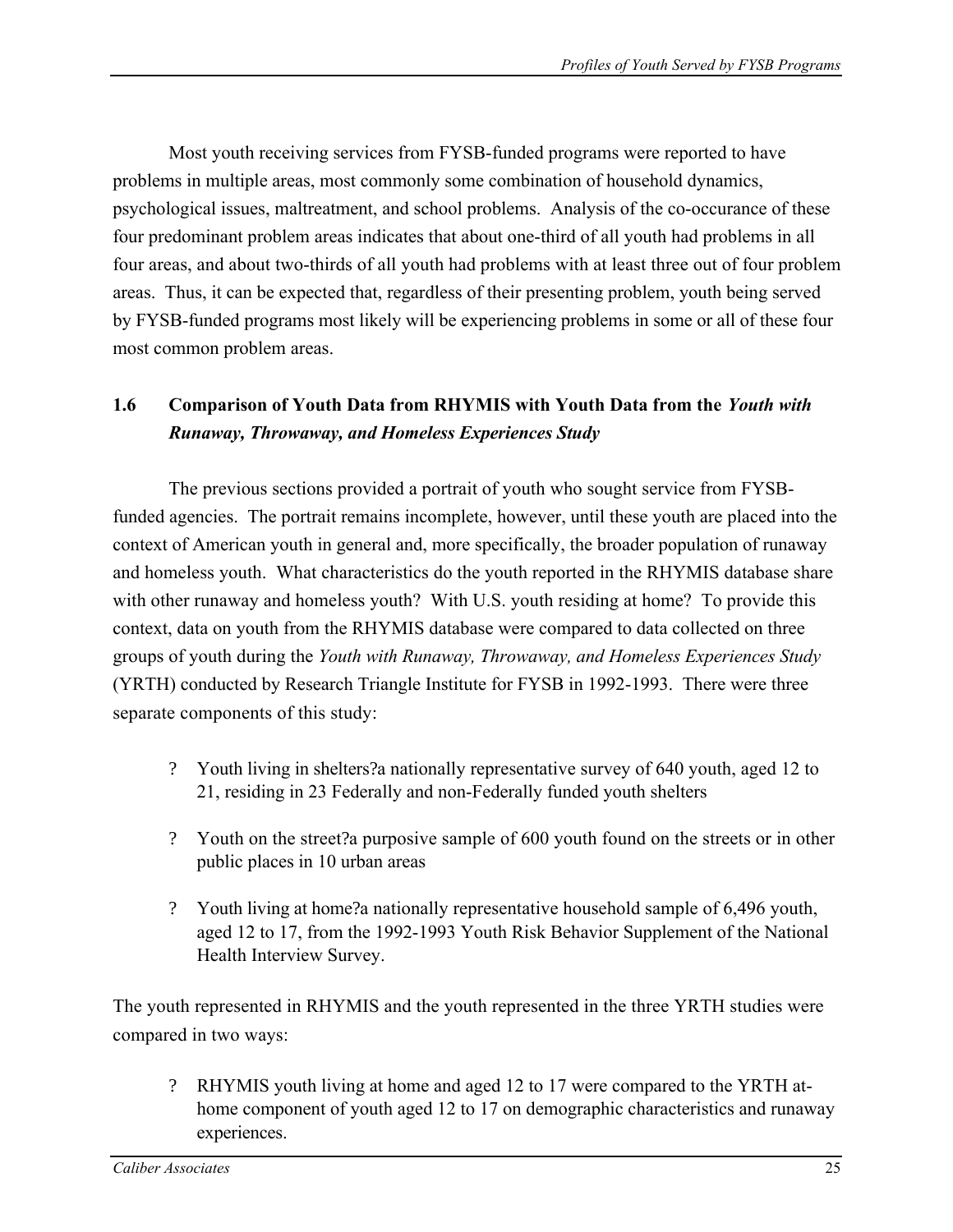Most youth receiving services from FYSB-funded programs were reported to have problems in multiple areas, most commonly some combination of household dynamics, psychological issues, maltreatment, and school problems. Analysis of the co-occurance of these four predominant problem areas indicates that about one-third of all youth had problems in all four areas, and about two-thirds of all youth had problems with at least three out of four problem areas. Thus, it can be expected that, regardless of their presenting problem, youth being served by FYSB-funded programs most likely will be experiencing problems in some or all of these four most common problem areas.

### 1.6 Comparison of Youth Data from RHYMIS with Youth Data from the *Youth with Runaway, Throwaway, and Homeless Experiences Study*

The previous sections provided a portrait of youth who sought service from FYSB-funded agencies. The portrait remains incomplete, however, until these youth are placed into the context of American youth in general and, more specifically, the broader population of runaway and homeless youth. What characteristics do the youth reported in the RHYMIS database share with other runaway and homeless youth? With U.S. youth residing at home? To provide this context, data on youth from the RHYMIS database were compared to data collected on three groups of youth during the *Youth with Runaway, Throwaway, and Homeless Experiences Study* (YRTH) conducted by Research Triangle Institute for FYSB in 1992-1993. There were three separate components of this study:

- Youth living in shelters?a nationally representative survey of 640 youth, aged 12 to 21, residing in 23 Federally and non-Federally funded youth shelters
- Youth on the street?a purposive sample of 600 youth found on the streets or in other public places in 10 urban areas
- Youth living at home?a nationally representative household sample of 6,496 youth, aged 12 to 17, from the 1992-1993 Youth Risk Behavior Supplement of the National Health Interview Survey.

The youth represented in RHYMIS and the youth represented in the three YRTH studies were compared in two ways:

- RHYMIS youth living at home and aged 12 to 17 were compared to the YRTH at-home component of youth aged 12 to 17 on demographic characteristics and runaway experiences.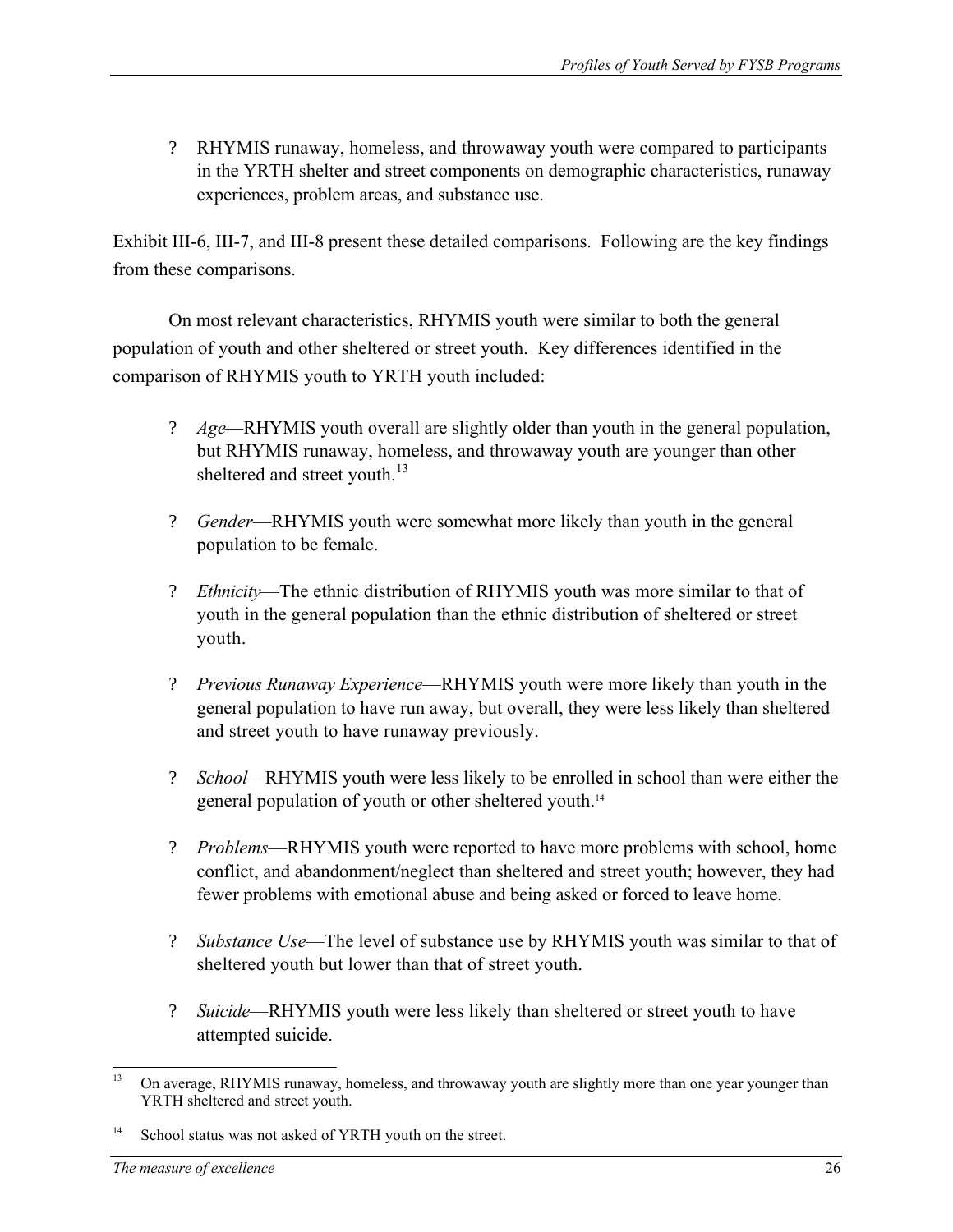- RHYMIS runaway, homeless, and throwaway youth were compared to participants in the YRTH shelter and street components on demographic characteristics, runaway experiences, problem areas, and substance use.

Exhibit III-6, III-7, and III-8 present these detailed comparisons. Following are the key findings from these comparisons.

On most relevant characteristics, RHYMIS youth were similar to both the general population of youth and other sheltered or street youth. Key differences identified in the comparison of RHYMIS youth to YRTH youth included:

- *Age*—RHYMIS youth overall are slightly older than youth in the general population, but RHYMIS runaway, homeless, and throwaway youth are younger than other sheltered and street youth.[13]

- *Gender*—RHYMIS youth were somewhat more likely than youth in the general population to be female.

- *Ethnicity*—The ethnic distribution of RHYMIS youth was more similar to that of youth in the general population than the ethnic distribution of sheltered or street youth.

- *Previous Runaway Experience*—RHYMIS youth were more likely than youth in the general population to have run away, but overall, they were less likely than sheltered and street youth to have runaway previously.

- *School*—RHYMIS youth were less likely to be enrolled in school than were either the general population of youth or other sheltered youth.[14]

- *Problems*—RHYMIS youth were reported to have more problems with school, home conflict, and abandonment/neglect than sheltered and street youth; however, they had fewer problems with emotional abuse and being asked or forced to leave home.

- *Substance Use*—The level of substance use by RHYMIS youth was similar to that of sheltered youth but lower than that of street youth.

- *Suicide*—RHYMIS youth were less likely than sheltered or street youth to have attempted suicide.

---

[13] On average, RHYMIS runaway, homeless, and throwaway youth are slightly more than one year younger than YRTH sheltered and street youth.

[14] School status was not asked of YRTH youth on the street.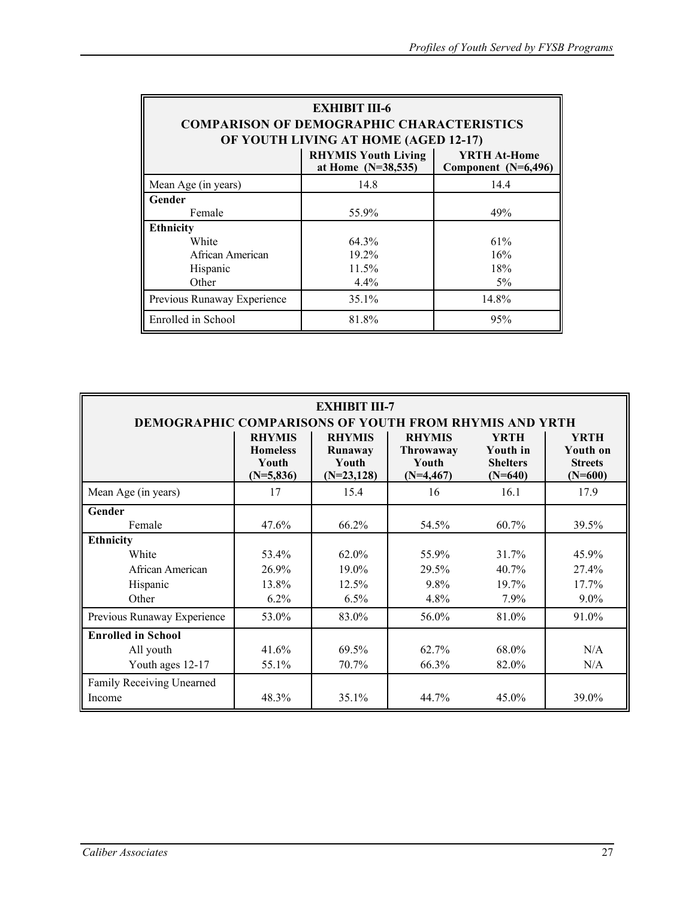**EXHIBIT III-6**
**COMPARISON OF DEMOGRAPHIC CHARACTERISTICS OF YOUTH LIVING AT HOME (AGED 12-17)**

| | RHYMIS Youth Living at Home (N=38,535) | YRTH At-Home Component (N=6,496) |
|---|---|---|
| Mean Age (in years) | 14.8 | 14.4 |
| **Gender** | | |
| Female | 55.9% | 49% |
| **Ethnicity** | | |
| White | 64.3% | 61% |
| African American | 19.2% | 16% |
| Hispanic | 11.5% | 18% |
| Other | 4.4% | 5% |
| Previous Runaway Experience | 35.1% | 14.8% |
| Enrolled in School | 81.8% | 95% |

**EXHIBIT III-7**
**DEMOGRAPHIC COMPARISONS OF YOUTH FROM RHYMIS AND YRTH**

| | RHYMIS Homeless Youth (N=5,836) | RHYMIS Runaway Youth (N=23,128) | RHYMIS Throwaway Youth (N=4,467) | YRTH Youth in Shelters (N=640) | YRTH Youth on Streets (N=600) |
|---|---|---|---|---|---|
| Mean Age (in years) | 17 | 15.4 | 16 | 16.1 | 17.9 |
| **Gender** | | | | | |
| Female | 47.6% | 66.2% | 54.5% | 60.7% | 39.5% |
| **Ethnicity** | | | | | |
| White | 53.4% | 62.0% | 55.9% | 31.7% | 45.9% |
| African American | 26.9% | 19.0% | 29.5% | 40.7% | 27.4% |
| Hispanic | 13.8% | 12.5% | 9.8% | 19.7% | 17.7% |
| Other | 6.2% | 6.5% | 4.8% | 7.9% | 9.0% |
| Previous Runaway Experience | 53.0% | 83.0% | 56.0% | 81.0% | 91.0% |
| **Enrolled in School** | | | | | |
| All youth | 41.6% | 69.5% | 62.7% | 68.0% | N/A |
| Youth ages 12-17 | 55.1% | 70.7% | 66.3% | 82.0% | N/A |
| Family Receiving Unearned Income | 48.3% | 35.1% | 44.7% | 45.0% | 39.0% |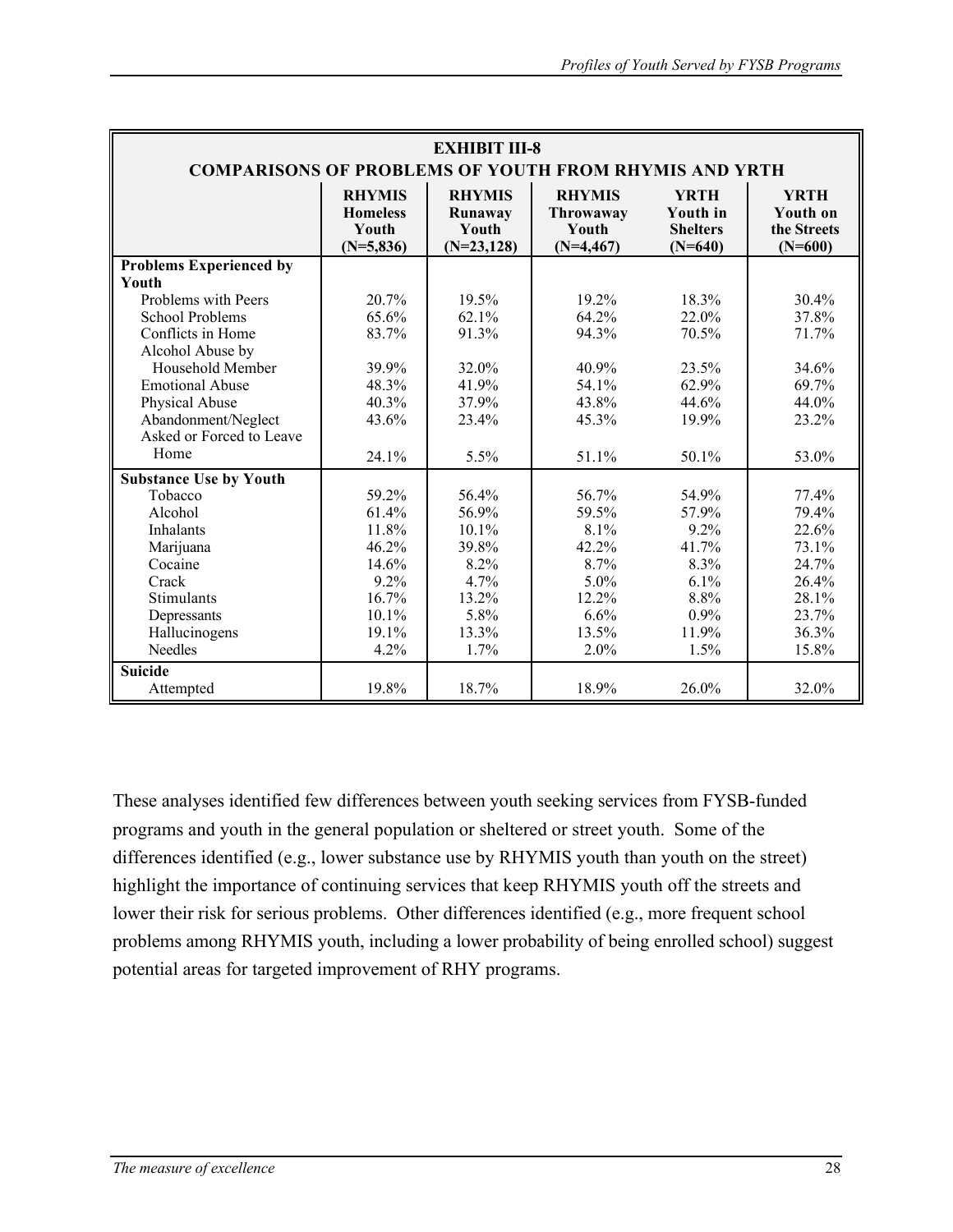**EXHIBIT III-8**
**COMPARISONS OF PROBLEMS OF YOUTH FROM RHYMIS AND YRTH**

| | RHYMIS Homeless Youth (N=5,836) | RHYMIS Runaway Youth (N=23,128) | RHYMIS Throwaway Youth (N=4,467) | YRTH Youth in Shelters (N=640) | YRTH Youth on the Streets (N=600) |
|---|---|---|---|---|---|
| **Problems Experienced by Youth** | | | | | |
| Problems with Peers | 20.7% | 19.5% | 19.2% | 18.3% | 30.4% |
| School Problems | 65.6% | 62.1% | 64.2% | 22.0% | 37.8% |
| Conflicts in Home | 83.7% | 91.3% | 94.3% | 70.5% | 71.7% |
| Alcohol Abuse by Household Member | 39.9% | 32.0% | 40.9% | 23.5% | 34.6% |
| Emotional Abuse | 48.3% | 41.9% | 54.1% | 62.9% | 69.7% |
| Physical Abuse | 40.3% | 37.9% | 43.8% | 44.6% | 44.0% |
| Abandonment/Neglect | 43.6% | 23.4% | 45.3% | 19.9% | 23.2% |
| Asked or Forced to Leave Home | 24.1% | 5.5% | 51.1% | 50.1% | 53.0% |
| **Substance Use by Youth** | | | | | |
| Tobacco | 59.2% | 56.4% | 56.7% | 54.9% | 77.4% |
| Alcohol | 61.4% | 56.9% | 59.5% | 57.9% | 79.4% |
| Inhalants | 11.8% | 10.1% | 8.1% | 9.2% | 22.6% |
| Marijuana | 46.2% | 39.8% | 42.2% | 41.7% | 73.1% |
| Cocaine | 14.6% | 8.2% | 8.7% | 8.3% | 24.7% |
| Crack | 9.2% | 4.7% | 5.0% | 6.1% | 26.4% |
| Stimulants | 16.7% | 13.2% | 12.2% | 8.8% | 28.1% |
| Depressants | 10.1% | 5.8% | 6.6% | 0.9% | 23.7% |
| Hallucinogens | 19.1% | 13.3% | 13.5% | 11.9% | 36.3% |
| Needles | 4.2% | 1.7% | 2.0% | 1.5% | 15.8% |
| **Suicide** | | | | | |
| Attempted | 19.8% | 18.7% | 18.9% | 26.0% | 32.0% |

These analyses identified few differences between youth seeking services from FYSB-funded programs and youth in the general population or sheltered or street youth. Some of the differences identified (e.g., lower substance use by RHYMIS youth than youth on the street) highlight the importance of continuing services that keep RHYMIS youth off the streets and lower their risk for serious problems. Other differences identified (e.g., more frequent school problems among RHYMIS youth, including a lower probability of being enrolled school) suggest potential areas for targeted improvement of RHY programs.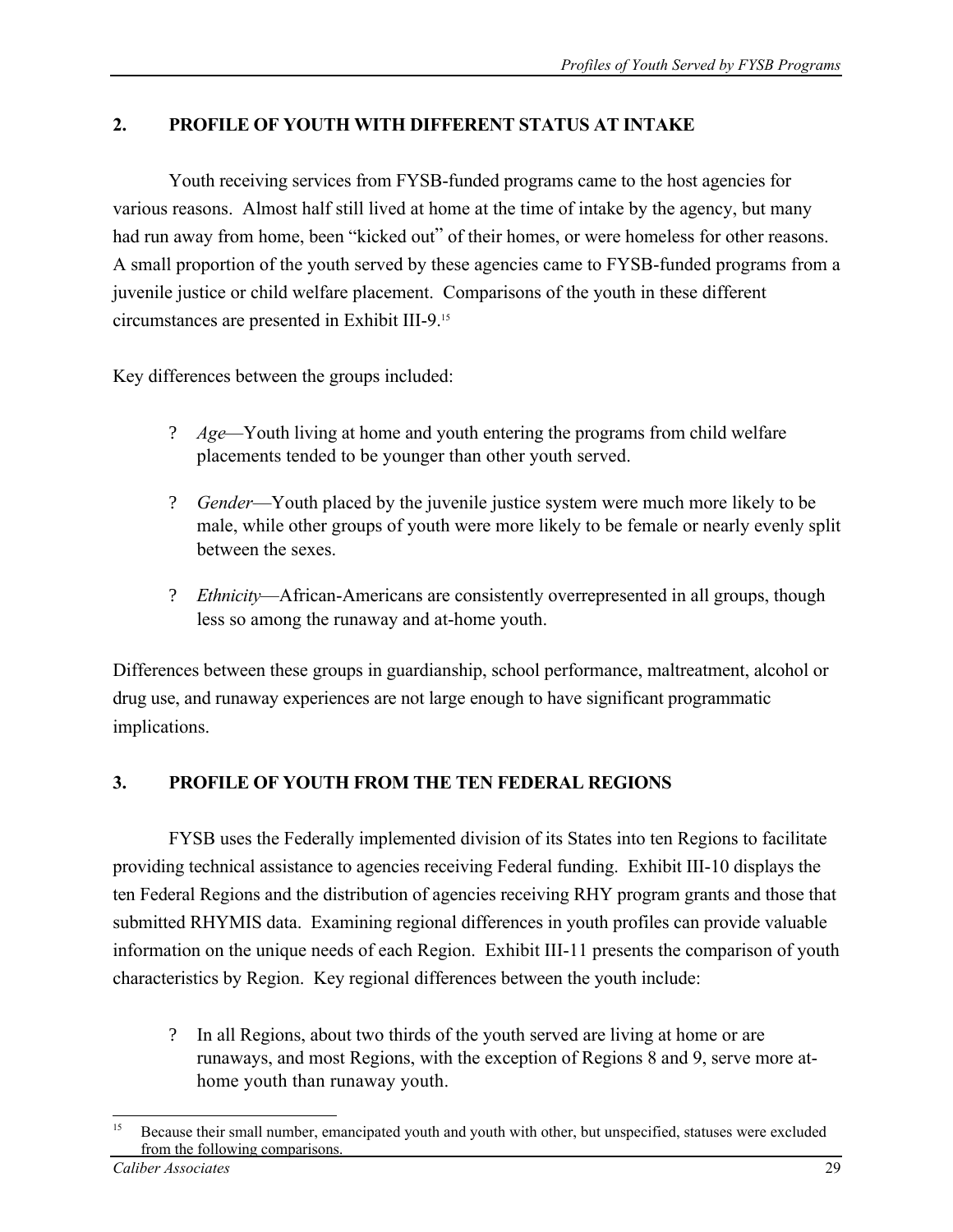## 2. PROFILE OF YOUTH WITH DIFFERENT STATUS AT INTAKE

Youth receiving services from FYSB-funded programs came to the host agencies for various reasons. Almost half still lived at home at the time of intake by the agency, but many had run away from home, been "kicked out" of their homes, or were homeless for other reasons. A small proportion of the youth served by these agencies came to FYSB-funded programs from a juvenile justice or child welfare placement. Comparisons of the youth in these different circumstances are presented in Exhibit III-9.[15]

Key differences between the groups included:

- *Age*—Youth living at home and youth entering the programs from child welfare placements tended to be younger than other youth served.
- *Gender*—Youth placed by the juvenile justice system were much more likely to be male, while other groups of youth were more likely to be female or nearly evenly split between the sexes.
- *Ethnicity*—African-Americans are consistently overrepresented in all groups, though less so among the runaway and at-home youth.

Differences between these groups in guardianship, school performance, maltreatment, alcohol or drug use, and runaway experiences are not large enough to have significant programmatic implications.

## 3. PROFILE OF YOUTH FROM THE TEN FEDERAL REGIONS

FYSB uses the Federally implemented division of its States into ten Regions to facilitate providing technical assistance to agencies receiving Federal funding. Exhibit III-10 displays the ten Federal Regions and the distribution of agencies receiving RHY program grants and those that submitted RHYMIS data. Examining regional differences in youth profiles can provide valuable information on the unique needs of each Region. Exhibit III-11 presents the comparison of youth characteristics by Region. Key regional differences between the youth include:

- In all Regions, about two thirds of the youth served are living at home or are runaways, and most Regions, with the exception of Regions 8 and 9, serve more at-home youth than runaway youth.

---

[15] Because their small number, emancipated youth and youth with other, but unspecified, statuses were excluded from the following comparisons.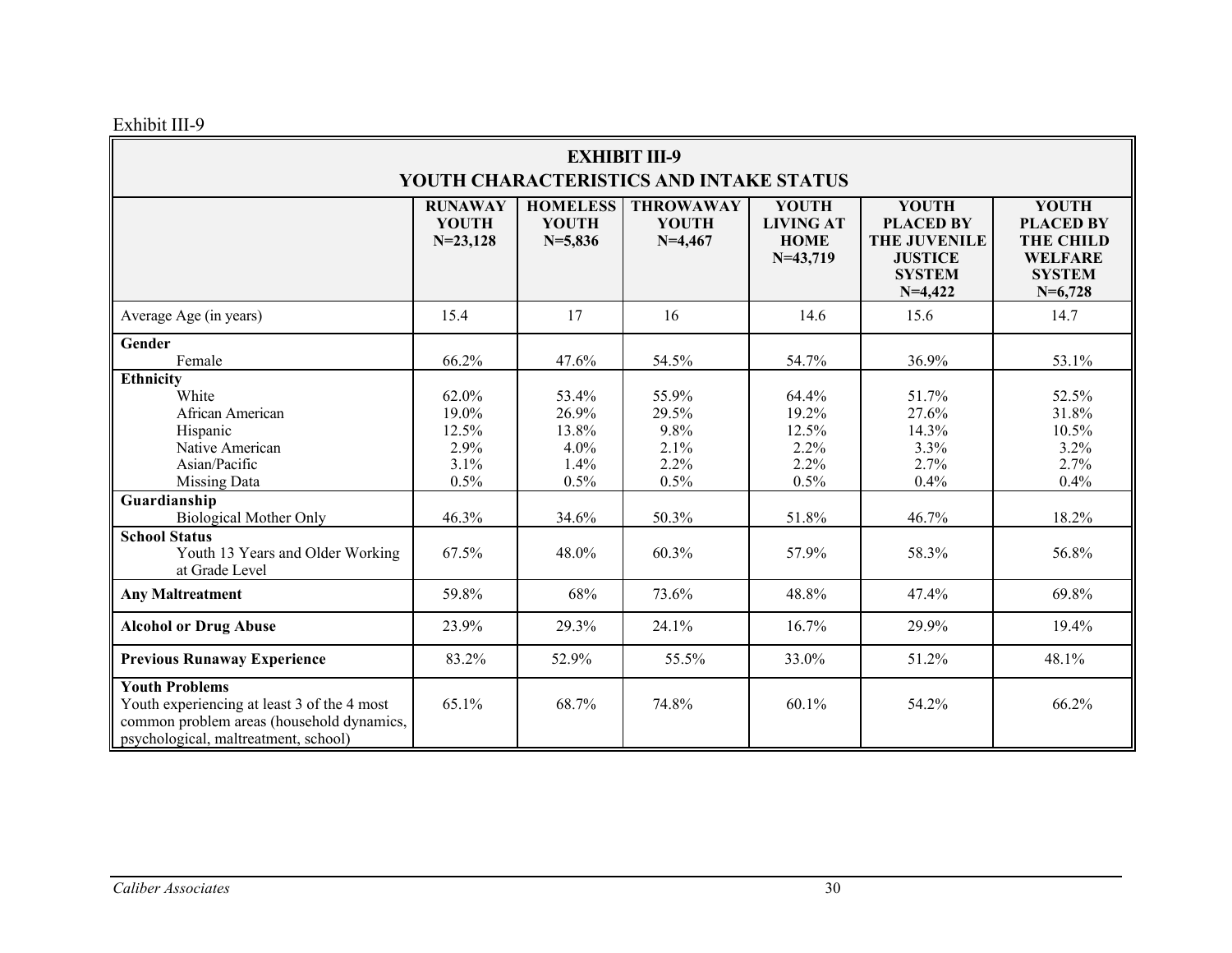Exhibit III-9

**EXHIBIT III-9**
**YOUTH CHARACTERISTICS AND INTAKE STATUS**

| | RUNAWAY YOUTH N=23,128 | HOMELESS YOUTH N=5,836 | THROWAWAY YOUTH N=4,467 | YOUTH LIVING AT HOME N=43,719 | YOUTH PLACED BY THE JUVENILE JUSTICE SYSTEM N=4,422 | YOUTH PLACED BY THE CHILD WELFARE SYSTEM N=6,728 |
|---|---|---|---|---|---|---|
| Average Age (in years) | 15.4 | 17 | 16 | 14.6 | 15.6 | 14.7 |
| **Gender** | | | | | | |
| Female | 66.2% | 47.6% | 54.5% | 54.7% | 36.9% | 53.1% |
| **Ethnicity** | | | | | | |
| White | 62.0% | 53.4% | 55.9% | 64.4% | 51.7% | 52.5% |
| African American | 19.0% | 26.9% | 29.5% | 19.2% | 27.6% | 31.8% |
| Hispanic | 12.5% | 13.8% | 9.8% | 12.5% | 14.3% | 10.5% |
| Native American | 2.9% | 4.0% | 2.1% | 2.2% | 3.3% | 3.2% |
| Asian/Pacific | 3.1% | 1.4% | 2.2% | 2.2% | 2.7% | 2.7% |
| Missing Data | 0.5% | 0.5% | 0.5% | 0.5% | 0.4% | 0.4% |
| **Guardianship** | | | | | | |
| Biological Mother Only | 46.3% | 34.6% | 50.3% | 51.8% | 46.7% | 18.2% |
| **School Status** | | | | | | |
| Youth 13 Years and Older Working at Grade Level | 67.5% | 48.0% | 60.3% | 57.9% | 58.3% | 56.8% |
| **Any Maltreatment** | 59.8% | 68% | 73.6% | 48.8% | 47.4% | 69.8% |
| **Alcohol or Drug Abuse** | 23.9% | 29.3% | 24.1% | 16.7% | 29.9% | 19.4% |
| **Previous Runaway Experience** | 83.2% | 52.9% | 55.5% | 33.0% | 51.2% | 48.1% |
| **Youth Problems** Youth experiencing at least 3 of the 4 most common problem areas (household dynamics, psychological, maltreatment, school) | 65.1% | 68.7% | 74.8% | 60.1% | 54.2% | 66.2% |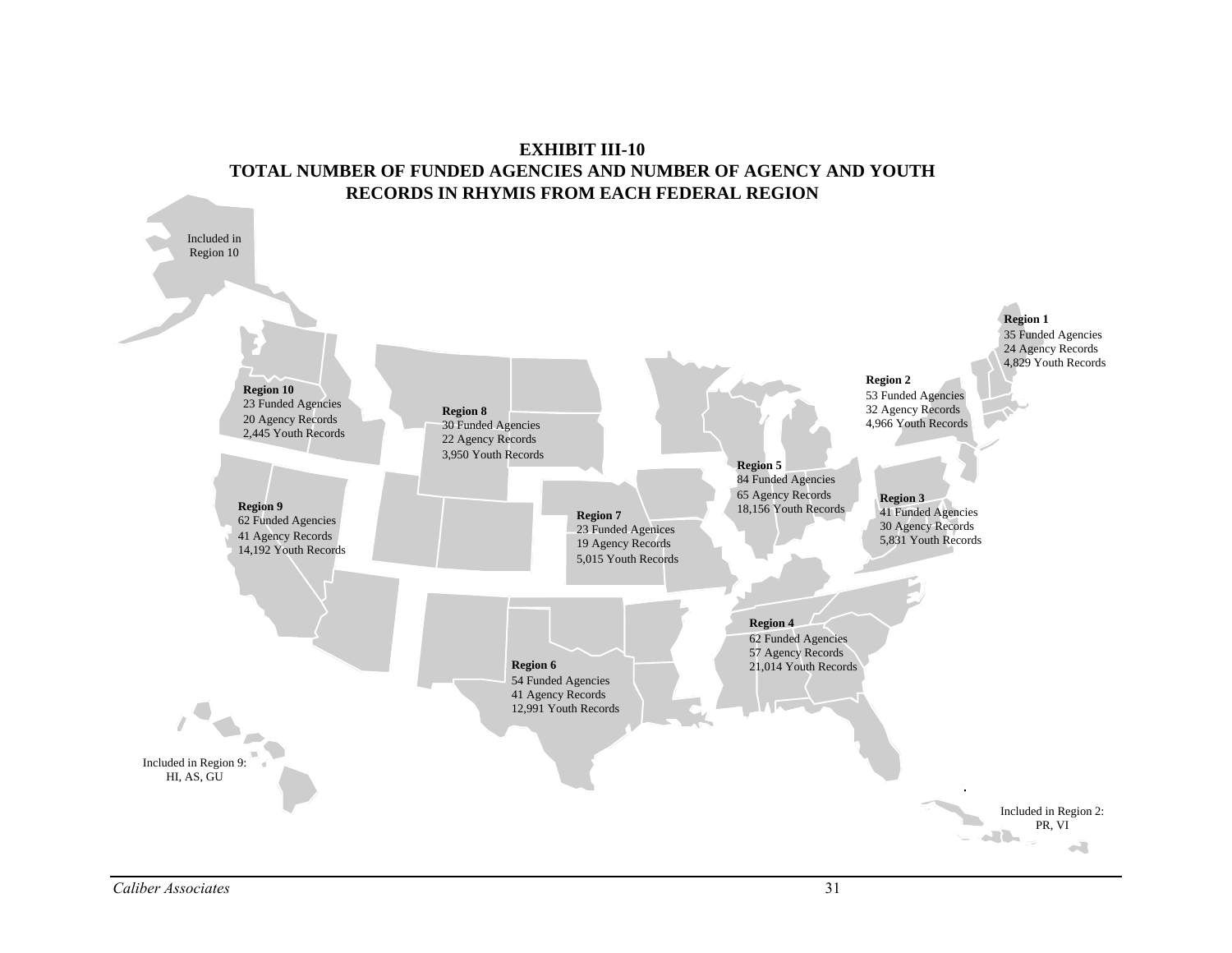**EXHIBIT III-10**
**TOTAL NUMBER OF FUNDED AGENCIES AND NUMBER OF AGENCY AND YOUTH RECORDS IN RHYMIS FROM EACH FEDERAL REGION**

Included in Region 10

**Region 1**
35 Funded Agencies
24 Agency Records
4,829 Youth Records

**Region 2**
53 Funded Agencies
32 Agency Records
4,966 Youth Records

**Region 10**
23 Funded Agencies
20 Agency Records
2,445 Youth Records

**Region 8**
30 Funded Agencies
22 Agency Records
3,950 Youth Records

**Region 5**
84 Funded Agencies
65 Agency Records
18,156 Youth Records

**Region 3**
41 Funded Agencies
30 Agency Records
5,831 Youth Records

**Region 9**
62 Funded Agencies
41 Agency Records
14,192 Youth Records

**Region 7**
23 Funded Agenices
19 Agency Records
5,015 Youth Records

**Region 4**
62 Funded Agencies
57 Agency Records
21,014 Youth Records

**Region 6**
54 Funded Agencies
41 Agency Records
12,991 Youth Records

Included in Region 9: HI, AS, GU

Included in Region 2: PR, VI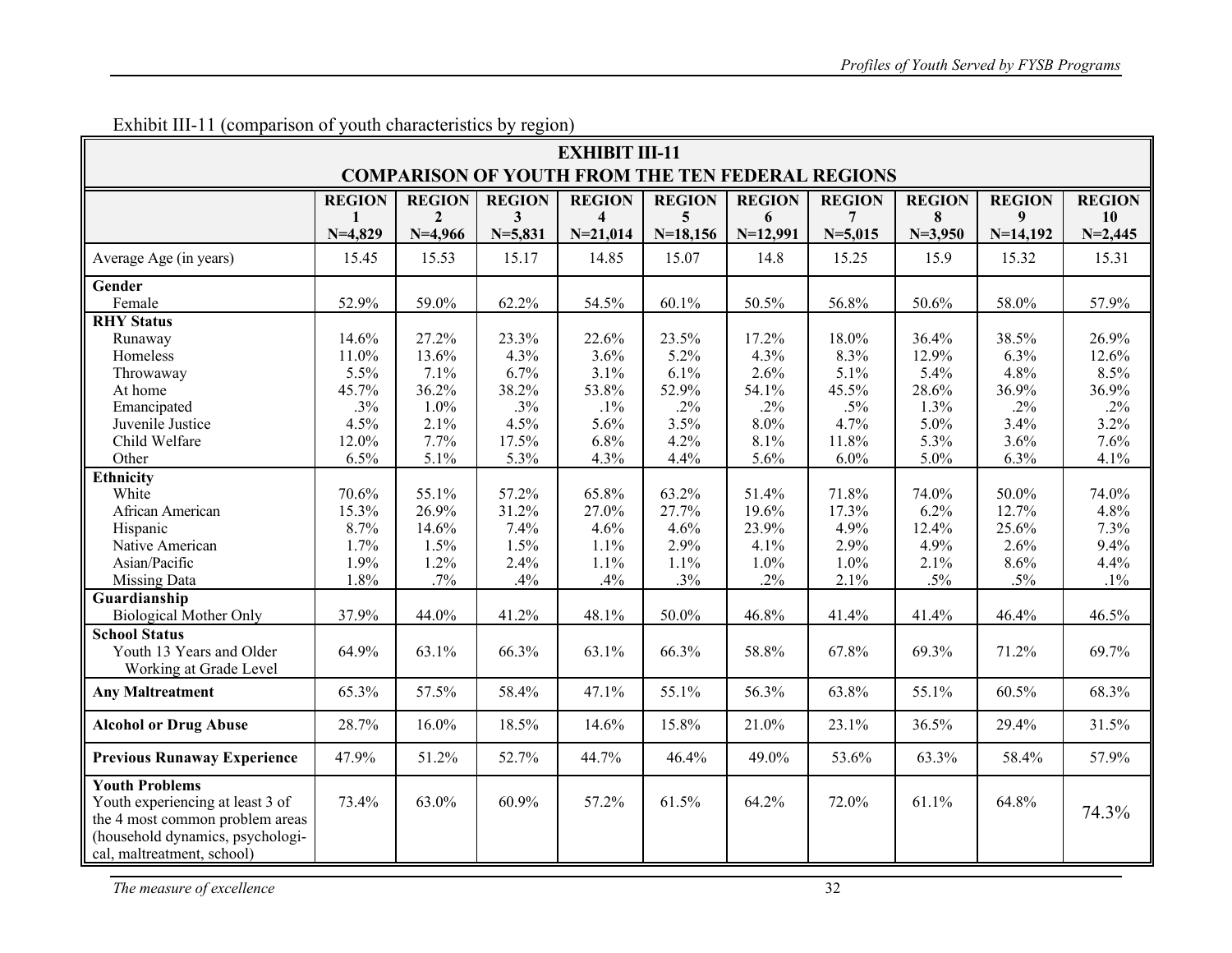Exhibit III-11 (comparison of youth characteristics by region)

**EXHIBIT III-11**
**COMPARISON OF YOUTH FROM THE TEN FEDERAL REGIONS**

| | REGION 1 N=4,829 | REGION 2 N=4,966 | REGION 3 N=5,831 | REGION 4 N=21,014 | REGION 5 N=18,156 | REGION 6 N=12,991 | REGION 7 N=5,015 | REGION 8 N=3,950 | REGION 9 N=14,192 | REGION 10 N=2,445 |
|---|---|---|---|---|---|---|---|---|---|---|
| Average Age (in years) | 15.45 | 15.53 | 15.17 | 14.85 | 15.07 | 14.8 | 15.25 | 15.9 | 15.32 | 15.31 |
| **Gender** | | | | | | | | | | |
| Female | 52.9% | 59.0% | 62.2% | 54.5% | 60.1% | 50.5% | 56.8% | 50.6% | 58.0% | 57.9% |
| **RHY Status** | | | | | | | | | | |
| Runaway | 14.6% | 27.2% | 23.3% | 22.6% | 23.5% | 17.2% | 18.0% | 36.4% | 38.5% | 26.9% |
| Homeless | 11.0% | 13.6% | 4.3% | 3.6% | 5.2% | 4.3% | 8.3% | 12.9% | 6.3% | 12.6% |
| Throwaway | 5.5% | 7.1% | 6.7% | 3.1% | 6.1% | 2.6% | 5.1% | 5.4% | 4.8% | 8.5% |
| At home | 45.7% | 36.2% | 38.2% | 53.8% | 52.9% | 54.1% | 45.5% | 28.6% | 36.9% | 36.9% |
| Emancipated | .3% | 1.0% | .3% | .1% | .2% | .2% | .5% | 1.3% | .2% | .2% |
| Juvenile Justice | 4.5% | 2.1% | 4.5% | 5.6% | 3.5% | 8.0% | 4.7% | 5.0% | 3.4% | 3.2% |
| Child Welfare | 12.0% | 7.7% | 17.5% | 6.8% | 4.2% | 8.1% | 11.8% | 5.3% | 3.6% | 7.6% |
| Other | 6.5% | 5.1% | 5.3% | 4.3% | 4.4% | 5.6% | 6.0% | 5.0% | 6.3% | 4.1% |
| **Ethnicity** | | | | | | | | | | |
| White | 70.6% | 55.1% | 57.2% | 65.8% | 63.2% | 51.4% | 71.8% | 74.0% | 50.0% | 74.0% |
| African American | 15.3% | 26.9% | 31.2% | 27.0% | 27.7% | 19.6% | 17.3% | 6.2% | 12.7% | 4.8% |
| Hispanic | 8.7% | 14.6% | 7.4% | 4.6% | 4.6% | 23.9% | 4.9% | 12.4% | 25.6% | 7.3% |
| Native American | 1.7% | 1.5% | 1.5% | 1.1% | 2.9% | 4.1% | 2.9% | 4.9% | 2.6% | 9.4% |
| Asian/Pacific | 1.9% | 1.2% | 2.4% | 1.1% | 1.1% | 1.0% | 1.0% | 2.1% | 8.6% | 4.4% |
| Missing Data | 1.8% | .7% | .4% | .4% | .3% | .2% | 2.1% | .5% | .5% | .1% |
| **Guardianship** | | | | | | | | | | |
| Biological Mother Only | 37.9% | 44.0% | 41.2% | 48.1% | 50.0% | 46.8% | 41.4% | 41.4% | 46.4% | 46.5% |
| **School Status** | | | | | | | | | | |
| Youth 13 Years and Older Working at Grade Level | 64.9% | 63.1% | 66.3% | 63.1% | 66.3% | 58.8% | 67.8% | 69.3% | 71.2% | 69.7% |
| **Any Maltreatment** | 65.3% | 57.5% | 58.4% | 47.1% | 55.1% | 56.3% | 63.8% | 55.1% | 60.5% | 68.3% |
| **Alcohol or Drug Abuse** | 28.7% | 16.0% | 18.5% | 14.6% | 15.8% | 21.0% | 23.1% | 36.5% | 29.4% | 31.5% |
| **Previous Runaway Experience** | 47.9% | 51.2% | 52.7% | 44.7% | 46.4% | 49.0% | 53.6% | 63.3% | 58.4% | 57.9% |
| **Youth Problems** Youth experiencing at least 3 of the 4 most common problem areas (household dynamics, psychological, maltreatment, school) | 73.4% | 63.0% | 60.9% | 57.2% | 61.5% | 64.2% | 72.0% | 61.1% | 64.8% | 74.3% |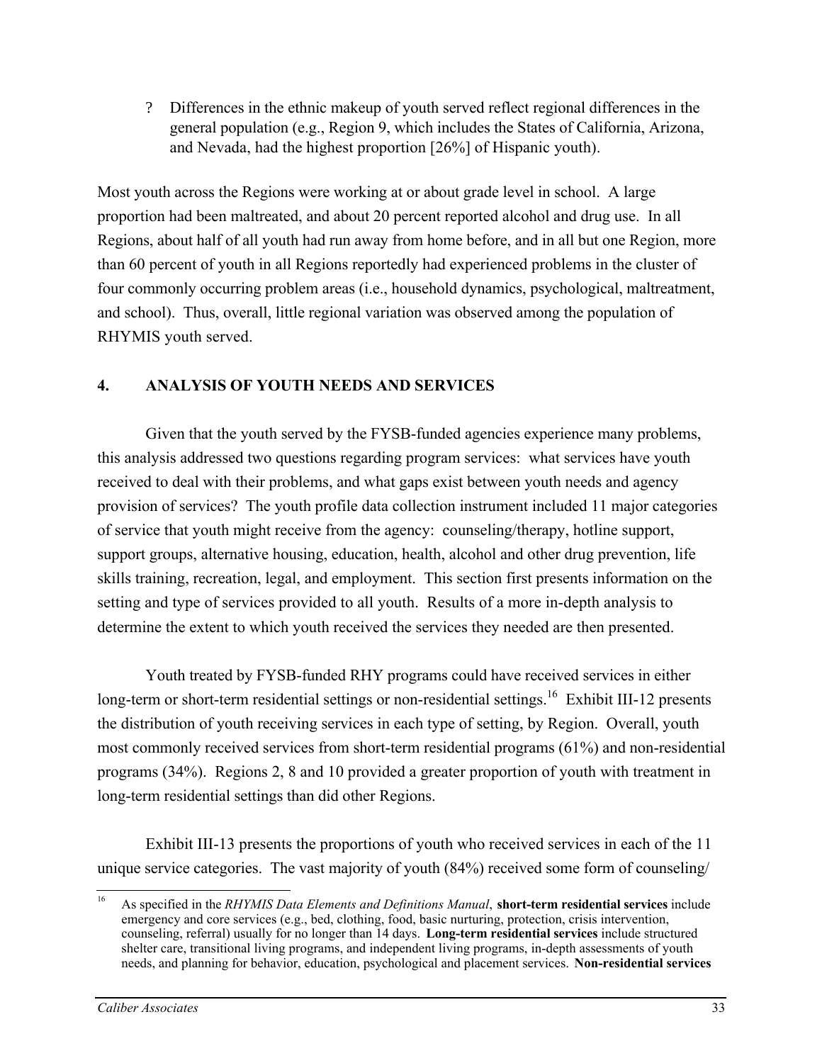- ? Differences in the ethnic makeup of youth served reflect regional differences in the general population (e.g., Region 9, which includes the States of California, Arizona, and Nevada, had the highest proportion [26%] of Hispanic youth).

Most youth across the Regions were working at or about grade level in school. A large proportion had been maltreated, and about 20 percent reported alcohol and drug use. In all Regions, about half of all youth had run away from home before, and in all but one Region, more than 60 percent of youth in all Regions reportedly had experienced problems in the cluster of four commonly occurring problem areas (i.e., household dynamics, psychological, maltreatment, and school). Thus, overall, little regional variation was observed among the population of RHYMIS youth served.

## 4. ANALYSIS OF YOUTH NEEDS AND SERVICES

Given that the youth served by the FYSB-funded agencies experience many problems, this analysis addressed two questions regarding program services: what services have youth received to deal with their problems, and what gaps exist between youth needs and agency provision of services? The youth profile data collection instrument included 11 major categories of service that youth might receive from the agency: counseling/therapy, hotline support, support groups, alternative housing, education, health, alcohol and other drug prevention, life skills training, recreation, legal, and employment. This section first presents information on the setting and type of services provided to all youth. Results of a more in-depth analysis to determine the extent to which youth received the services they needed are then presented.

Youth treated by FYSB-funded RHY programs could have received services in either long-term or short-term residential settings or non-residential settings.[16] Exhibit III-12 presents the distribution of youth receiving services in each type of setting, by Region. Overall, youth most commonly received services from short-term residential programs (61%) and non-residential programs (34%). Regions 2, 8 and 10 provided a greater proportion of youth with treatment in long-term residential settings than did other Regions.

Exhibit III-13 presents the proportions of youth who received services in each of the 11 unique service categories. The vast majority of youth (84%) received some form of counseling/

---

[16] As specified in the *RHYMIS Data Elements and Definitions Manual*, **short-term residential services** include emergency and core services (e.g., bed, clothing, food, basic nurturing, protection, crisis intervention, counseling, referral) usually for no longer than 14 days. **Long-term residential services** include structured shelter care, transitional living programs, and independent living programs, in-depth assessments of youth needs, and planning for behavior, education, psychological and placement services. **Non-residential services**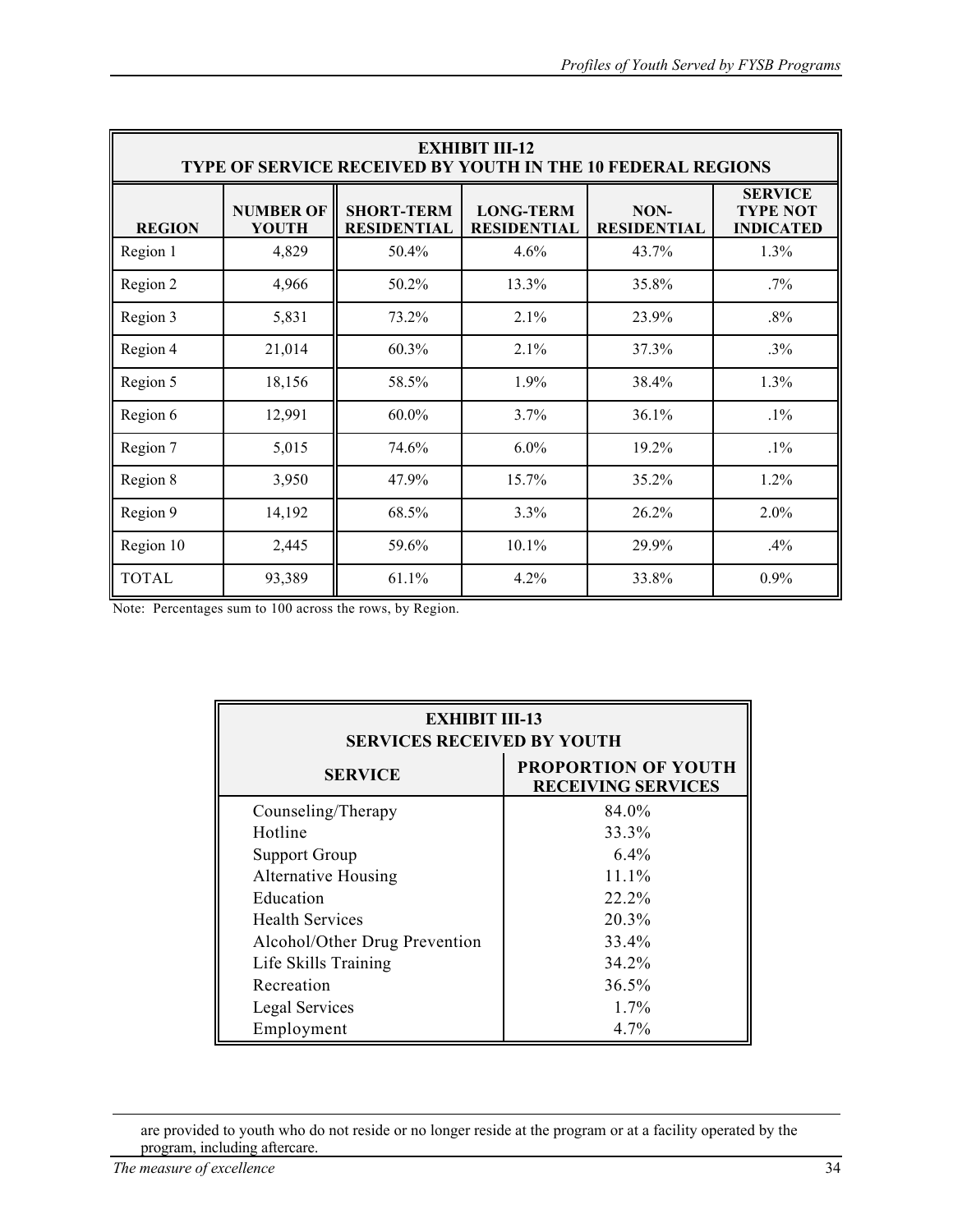| EXHIBIT III-12 TYPE OF SERVICE RECEIVED BY YOUTH IN THE 10 FEDERAL REGIONS | | | | | |
|---|---|---|---|---|---|
| **REGION** | **NUMBER OF YOUTH** | **SHORT-TERM RESIDENTIAL** | **LONG-TERM RESIDENTIAL** | **NON-RESIDENTIAL** | **SERVICE TYPE NOT INDICATED** |
| Region 1 | 4,829 | 50.4% | 4.6% | 43.7% | 1.3% |
| Region 2 | 4,966 | 50.2% | 13.3% | 35.8% | .7% |
| Region 3 | 5,831 | 73.2% | 2.1% | 23.9% | .8% |
| Region 4 | 21,014 | 60.3% | 2.1% | 37.3% | .3% |
| Region 5 | 18,156 | 58.5% | 1.9% | 38.4% | 1.3% |
| Region 6 | 12,991 | 60.0% | 3.7% | 36.1% | .1% |
| Region 7 | 5,015 | 74.6% | 6.0% | 19.2% | .1% |
| Region 8 | 3,950 | 47.9% | 15.7% | 35.2% | 1.2% |
| Region 9 | 14,192 | 68.5% | 3.3% | 26.2% | 2.0% |
| Region 10 | 2,445 | 59.6% | 10.1% | 29.9% | .4% |
| TOTAL | 93,389 | 61.1% | 4.2% | 33.8% | 0.9% |

Note: Percentages sum to 100 across the rows, by Region.

| EXHIBIT III-13 SERVICES RECEIVED BY YOUTH | |
|---|---|
| **SERVICE** | **PROPORTION OF YOUTH RECEIVING SERVICES** |
| Counseling/Therapy | 84.0% |
| Hotline | 33.3% |
| Support Group | 6.4% |
| Alternative Housing | 11.1% |
| Education | 22.2% |
| Health Services | 20.3% |
| Alcohol/Other Drug Prevention | 33.4% |
| Life Skills Training | 34.2% |
| Recreation | 36.5% |
| Legal Services | 1.7% |
| Employment | 4.7% |

are provided to youth who do not reside or no longer reside at the program or at a facility operated by the program, including aftercare.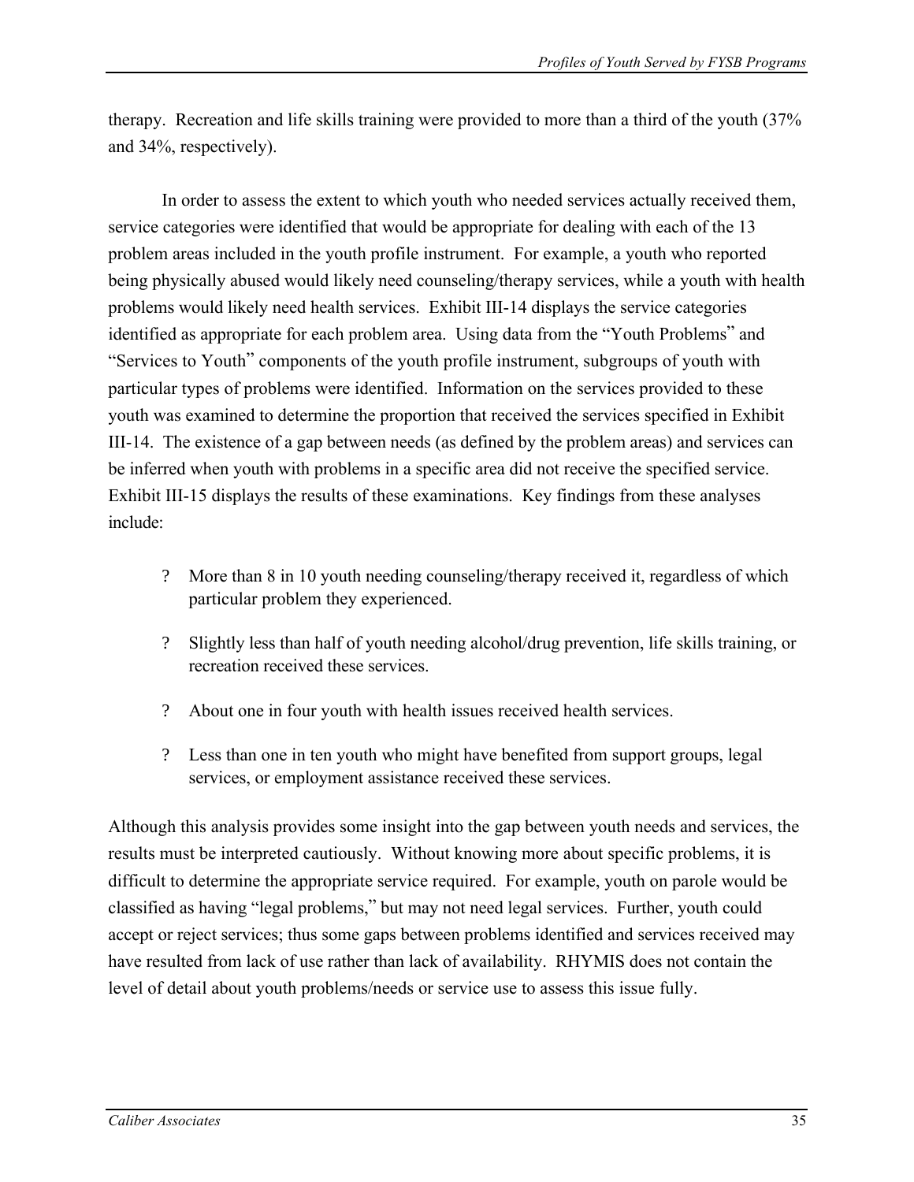therapy. Recreation and life skills training were provided to more than a third of the youth (37% and 34%, respectively).

In order to assess the extent to which youth who needed services actually received them, service categories were identified that would be appropriate for dealing with each of the 13 problem areas included in the youth profile instrument. For example, a youth who reported being physically abused would likely need counseling/therapy services, while a youth with health problems would likely need health services. Exhibit III-14 displays the service categories identified as appropriate for each problem area. Using data from the "Youth Problems" and "Services to Youth" components of the youth profile instrument, subgroups of youth with particular types of problems were identified. Information on the services provided to these youth was examined to determine the proportion that received the services specified in Exhibit III-14. The existence of a gap between needs (as defined by the problem areas) and services can be inferred when youth with problems in a specific area did not receive the specified service. Exhibit III-15 displays the results of these examinations. Key findings from these analyses include:

- More than 8 in 10 youth needing counseling/therapy received it, regardless of which particular problem they experienced.
- Slightly less than half of youth needing alcohol/drug prevention, life skills training, or recreation received these services.
- About one in four youth with health issues received health services.
- Less than one in ten youth who might have benefited from support groups, legal services, or employment assistance received these services.

Although this analysis provides some insight into the gap between youth needs and services, the results must be interpreted cautiously. Without knowing more about specific problems, it is difficult to determine the appropriate service required. For example, youth on parole would be classified as having "legal problems," but may not need legal services. Further, youth could accept or reject services; thus some gaps between problems identified and services received may have resulted from lack of use rather than lack of availability. RHYMIS does not contain the level of detail about youth problems/needs or service use to assess this issue fully.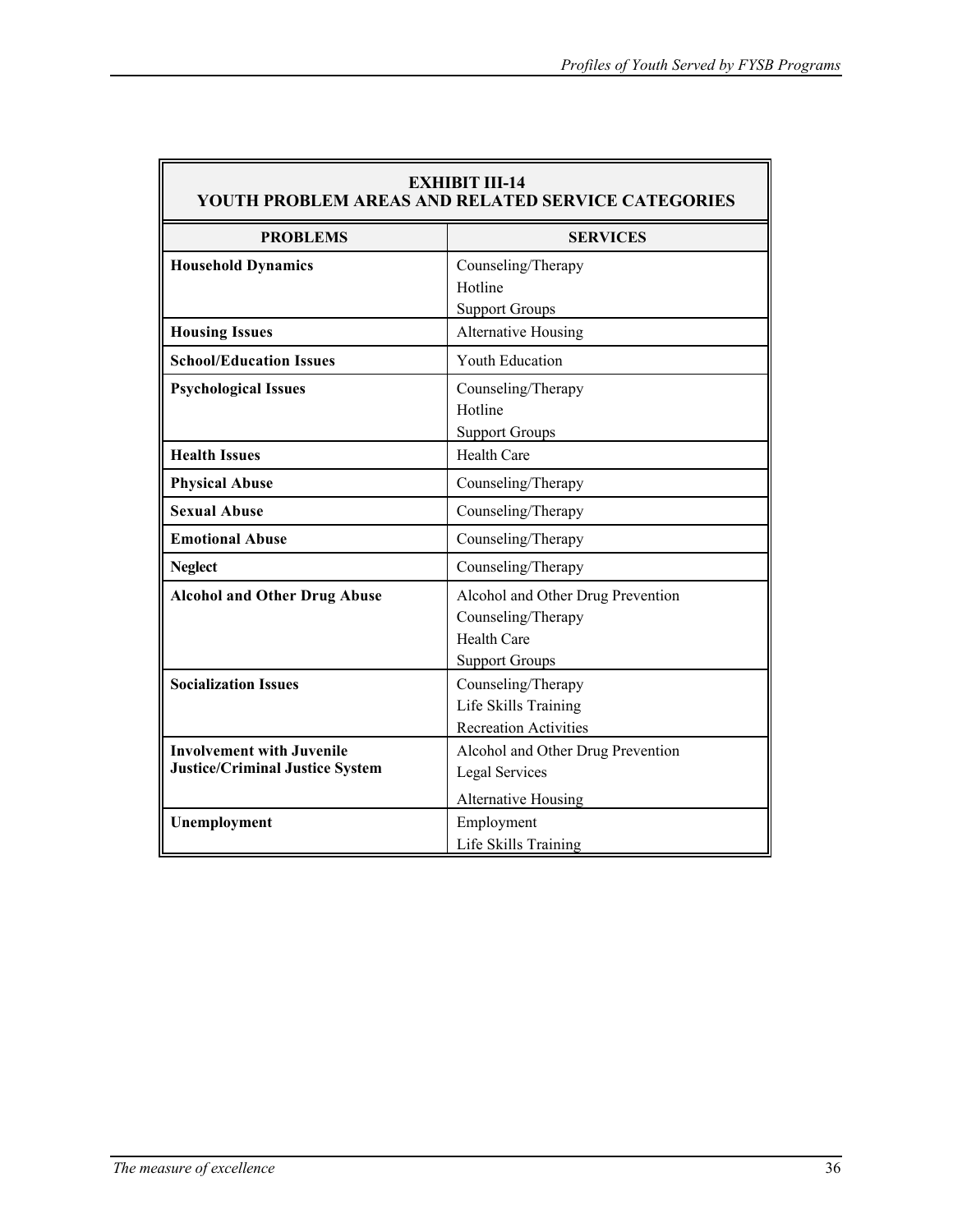**EXHIBIT III-14**
**YOUTH PROBLEM AREAS AND RELATED SERVICE CATEGORIES**

| PROBLEMS | SERVICES |
|---|---|
| **Household Dynamics** | Counseling/Therapy<br>Hotline<br>Support Groups |
| **Housing Issues** | Alternative Housing |
| **School/Education Issues** | Youth Education |
| **Psychological Issues** | Counseling/Therapy<br>Hotline<br>Support Groups |
| **Health Issues** | Health Care |
| **Physical Abuse** | Counseling/Therapy |
| **Sexual Abuse** | Counseling/Therapy |
| **Emotional Abuse** | Counseling/Therapy |
| **Neglect** | Counseling/Therapy |
| **Alcohol and Other Drug Abuse** | Alcohol and Other Drug Prevention<br>Counseling/Therapy<br>Health Care<br>Support Groups |
| **Socialization Issues** | Counseling/Therapy<br>Life Skills Training<br>Recreation Activities |
| **Involvement with Juvenile Justice/Criminal Justice System** | Alcohol and Other Drug Prevention<br>Legal Services<br>Alternative Housing |
| **Unemployment** | Employment<br>Life Skills Training |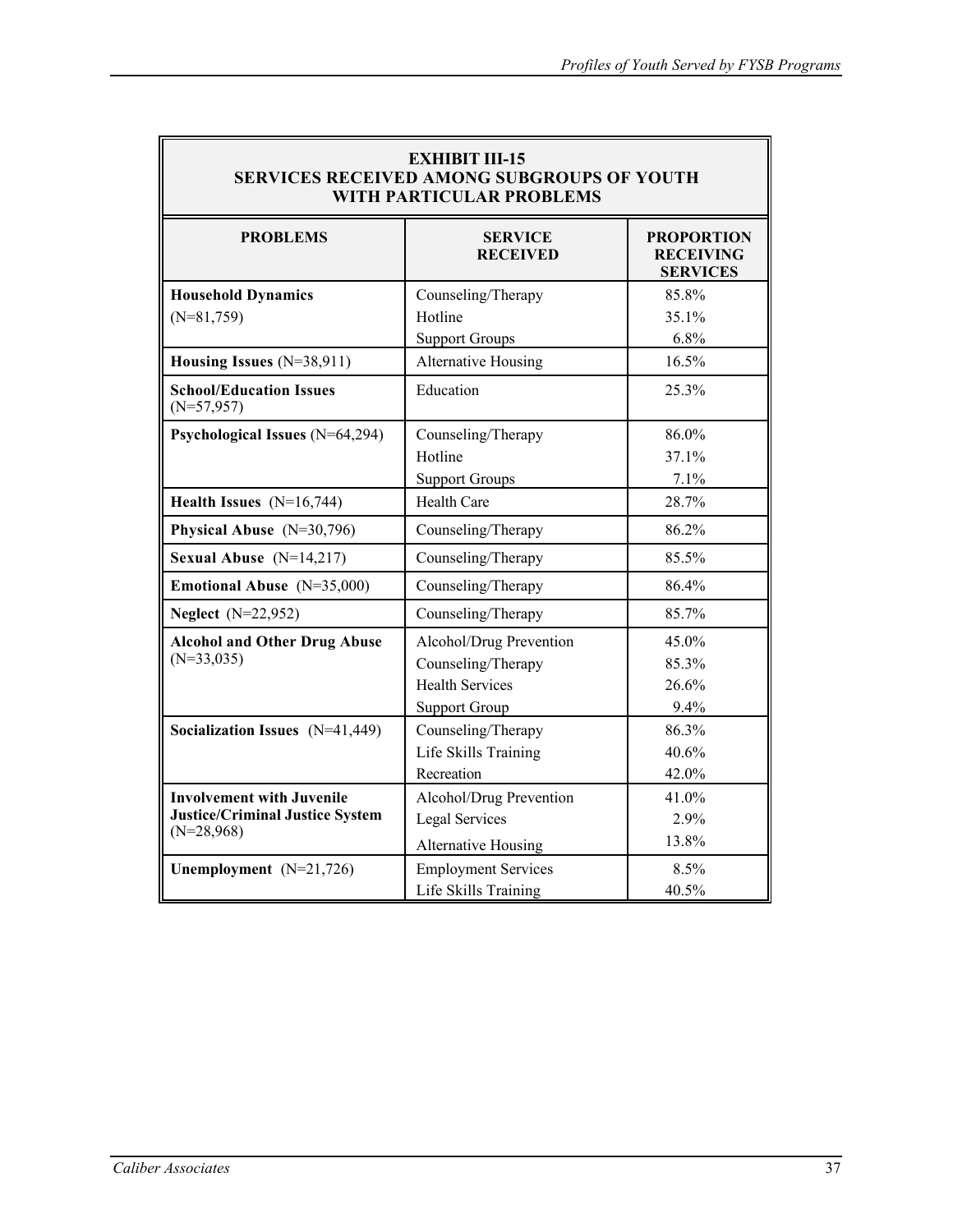**EXHIBIT III-15**
**SERVICES RECEIVED AMONG SUBGROUPS OF YOUTH WITH PARTICULAR PROBLEMS**

| PROBLEMS | SERVICE RECEIVED | PROPORTION RECEIVING SERVICES |
|---|---|---|
| **Household Dynamics** (N=81,759) | Counseling/Therapy | 85.8% |
| | Hotline | 35.1% |
| | Support Groups | 6.8% |
| **Housing Issues** (N=38,911) | Alternative Housing | 16.5% |
| **School/Education Issues** (N=57,957) | Education | 25.3% |
| **Psychological Issues** (N=64,294) | Counseling/Therapy | 86.0% |
| | Hotline | 37.1% |
| | Support Groups | 7.1% |
| **Health Issues** (N=16,744) | Health Care | 28.7% |
| **Physical Abuse** (N=30,796) | Counseling/Therapy | 86.2% |
| **Sexual Abuse** (N=14,217) | Counseling/Therapy | 85.5% |
| **Emotional Abuse** (N=35,000) | Counseling/Therapy | 86.4% |
| **Neglect** (N=22,952) | Counseling/Therapy | 85.7% |
| **Alcohol and Other Drug Abuse** (N=33,035) | Alcohol/Drug Prevention | 45.0% |
| | Counseling/Therapy | 85.3% |
| | Health Services | 26.6% |
| | Support Group | 9.4% |
| **Socialization Issues** (N=41,449) | Counseling/Therapy | 86.3% |
| | Life Skills Training | 40.6% |
| | Recreation | 42.0% |
| **Involvement with Juvenile Justice/Criminal Justice System** (N=28,968) | Alcohol/Drug Prevention | 41.0% |
| | Legal Services | 2.9% |
| | Alternative Housing | 13.8% |
| **Unemployment** (N=21,726) | Employment Services | 8.5% |
| | Life Skills Training | 40.5% |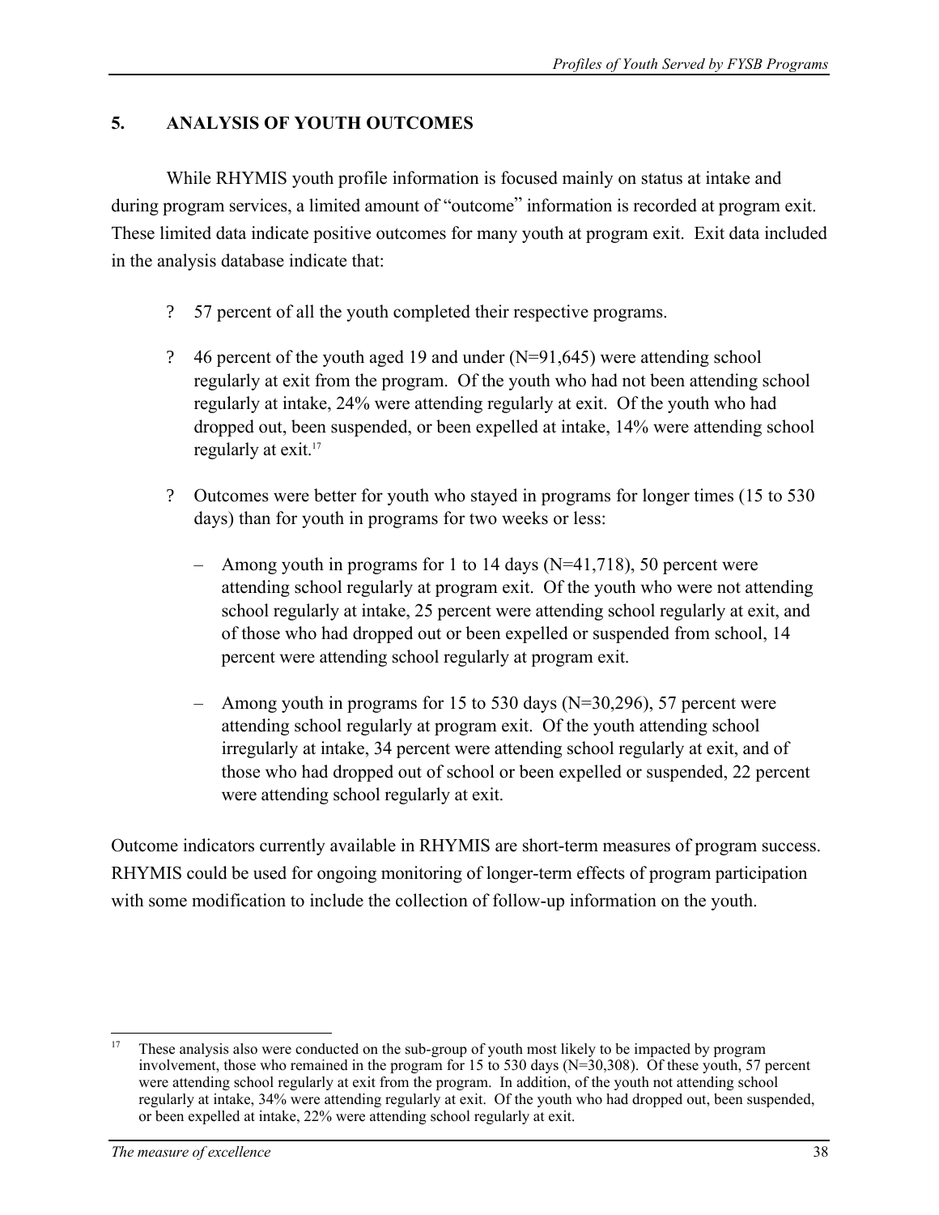## 5. ANALYSIS OF YOUTH OUTCOMES

While RHYMIS youth profile information is focused mainly on status at intake and during program services, a limited amount of "outcome" information is recorded at program exit. These limited data indicate positive outcomes for many youth at program exit. Exit data included in the analysis database indicate that:

- 57 percent of all the youth completed their respective programs.
- 46 percent of the youth aged 19 and under (N=91,645) were attending school regularly at exit from the program. Of the youth who had not been attending school regularly at intake, 24% were attending regularly at exit. Of the youth who had dropped out, been suspended, or been expelled at intake, 14% were attending school regularly at exit.[17]
- Outcomes were better for youth who stayed in programs for longer times (15 to 530 days) than for youth in programs for two weeks or less:
  - Among youth in programs for 1 to 14 days (N=41,718), 50 percent were attending school regularly at program exit. Of the youth who were not attending school regularly at intake, 25 percent were attending school regularly at exit, and of those who had dropped out or been expelled or suspended from school, 14 percent were attending school regularly at program exit.
  - Among youth in programs for 15 to 530 days (N=30,296), 57 percent were attending school regularly at program exit. Of the youth attending school irregularly at intake, 34 percent were attending school regularly at exit, and of those who had dropped out of school or been expelled or suspended, 22 percent were attending school regularly at exit.

Outcome indicators currently available in RHYMIS are short-term measures of program success. RHYMIS could be used for ongoing monitoring of longer-term effects of program participation with some modification to include the collection of follow-up information on the youth.

[17] These analysis also were conducted on the sub-group of youth most likely to be impacted by program involvement, those who remained in the program for 15 to 530 days (N=30,308). Of these youth, 57 percent were attending school regularly at exit from the program. In addition, of the youth not attending school regularly at intake, 34% were attending regularly at exit. Of the youth who had dropped out, been suspended, or been expelled at intake, 22% were attending school regularly at exit.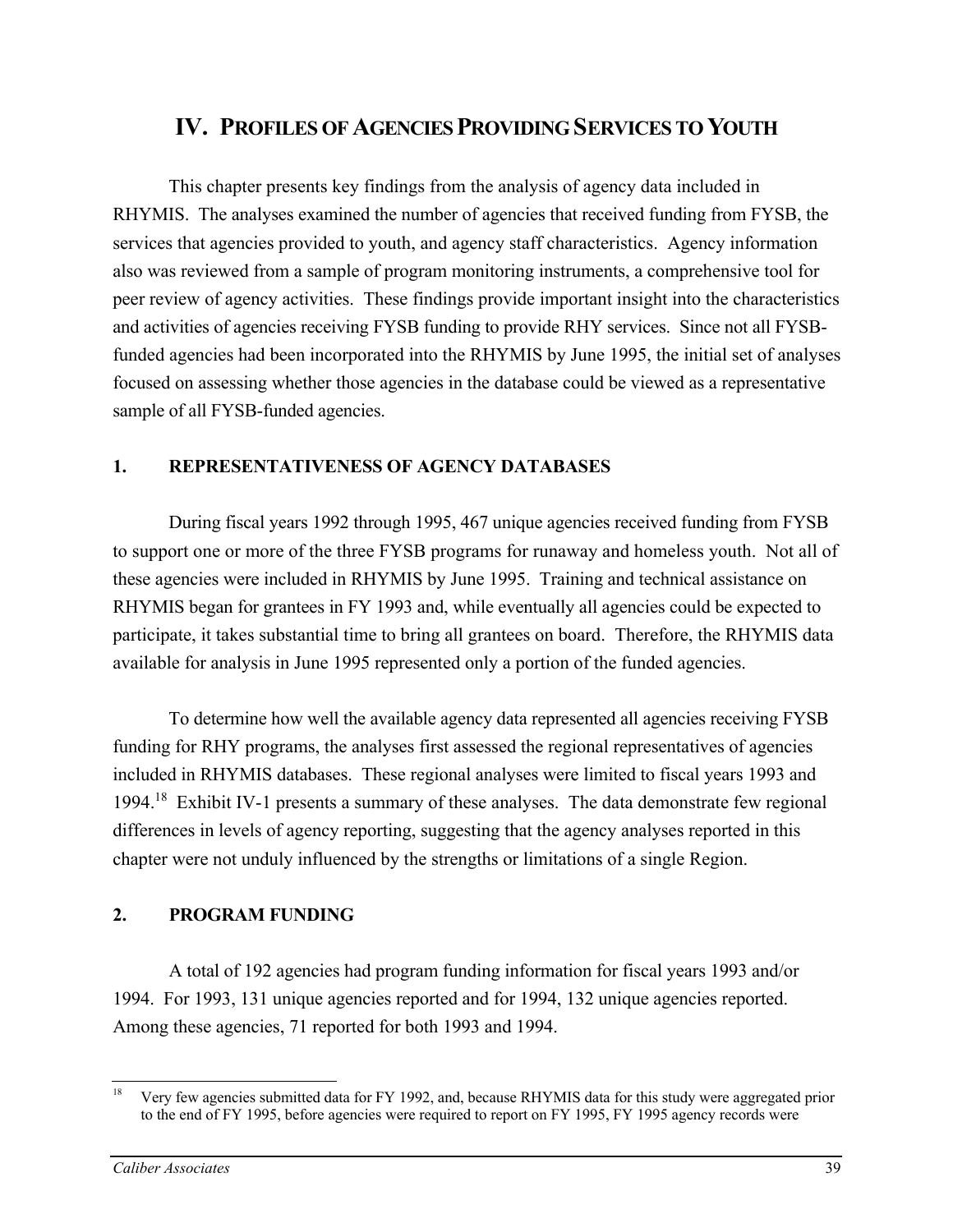# IV. PROFILES OF AGENCIES PROVIDING SERVICES TO YOUTH

This chapter presents key findings from the analysis of agency data included in RHYMIS. The analyses examined the number of agencies that received funding from FYSB, the services that agencies provided to youth, and agency staff characteristics. Agency information also was reviewed from a sample of program monitoring instruments, a comprehensive tool for peer review of agency activities. These findings provide important insight into the characteristics and activities of agencies receiving FYSB funding to provide RHY services. Since not all FYSB-funded agencies had been incorporated into the RHYMIS by June 1995, the initial set of analyses focused on assessing whether those agencies in the database could be viewed as a representative sample of all FYSB-funded agencies.

## 1. REPRESENTATIVENESS OF AGENCY DATABASES

During fiscal years 1992 through 1995, 467 unique agencies received funding from FYSB to support one or more of the three FYSB programs for runaway and homeless youth. Not all of these agencies were included in RHYMIS by June 1995. Training and technical assistance on RHYMIS began for grantees in FY 1993 and, while eventually all agencies could be expected to participate, it takes substantial time to bring all grantees on board. Therefore, the RHYMIS data available for analysis in June 1995 represented only a portion of the funded agencies.

To determine how well the available agency data represented all agencies receiving FYSB funding for RHY programs, the analyses first assessed the regional representatives of agencies included in RHYMIS databases. These regional analyses were limited to fiscal years 1993 and 1994.[18] Exhibit IV-1 presents a summary of these analyses. The data demonstrate few regional differences in levels of agency reporting, suggesting that the agency analyses reported in this chapter were not unduly influenced by the strengths or limitations of a single Region.

## 2. PROGRAM FUNDING

A total of 192 agencies had program funding information for fiscal years 1993 and/or 1994. For 1993, 131 unique agencies reported and for 1994, 132 unique agencies reported. Among these agencies, 71 reported for both 1993 and 1994.

[18] Very few agencies submitted data for FY 1992, and, because RHYMIS data for this study were aggregated prior to the end of FY 1995, before agencies were required to report on FY 1995, FY 1995 agency records were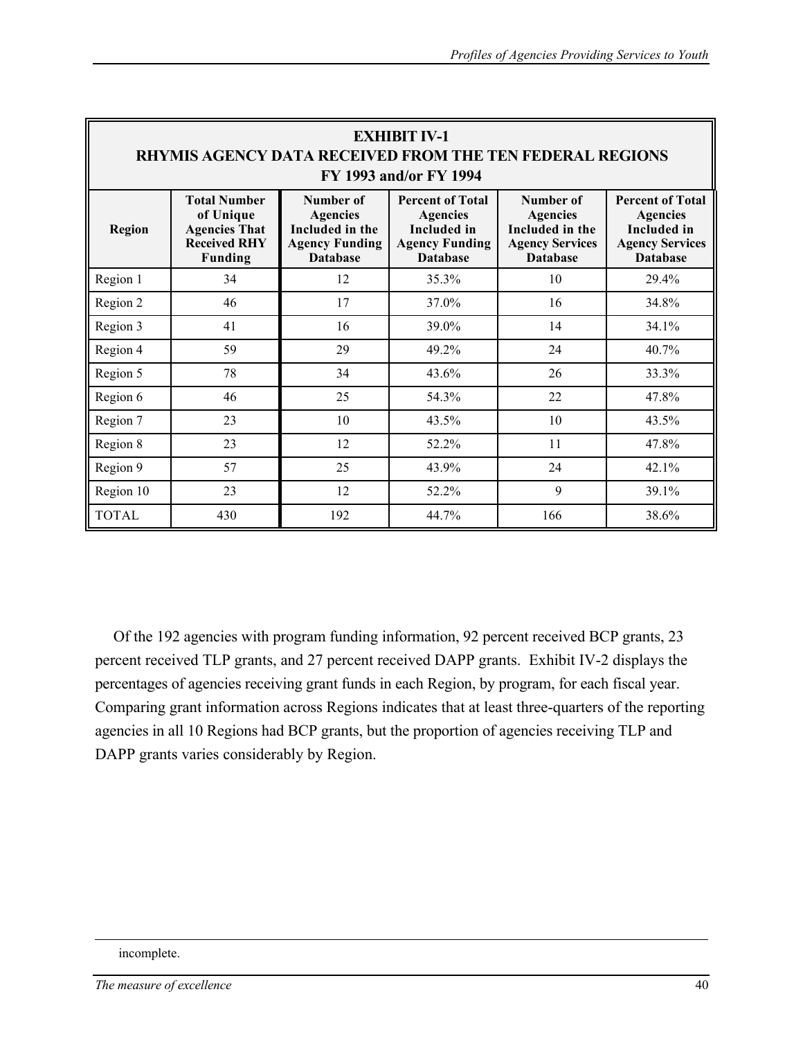**EXHIBIT IV-1**
**RHYMIS AGENCY DATA RECEIVED FROM THE TEN FEDERAL REGIONS**
**FY 1993 and/or FY 1994**

| Region | Total Number of Unique Agencies That Received RHY Funding | Number of Agencies Included in the Agency Funding Database | Percent of Total Agencies Included in Agency Funding Database | Number of Agencies Included in the Agency Services Database | Percent of Total Agencies Included in Agency Services Database |
|---|---|---|---|---|---|
| Region 1 | 34 | 12 | 35.3% | 10 | 29.4% |
| Region 2 | 46 | 17 | 37.0% | 16 | 34.8% |
| Region 3 | 41 | 16 | 39.0% | 14 | 34.1% |
| Region 4 | 59 | 29 | 49.2% | 24 | 40.7% |
| Region 5 | 78 | 34 | 43.6% | 26 | 33.3% |
| Region 6 | 46 | 25 | 54.3% | 22 | 47.8% |
| Region 7 | 23 | 10 | 43.5% | 10 | 43.5% |
| Region 8 | 23 | 12 | 52.2% | 11 | 47.8% |
| Region 9 | 57 | 25 | 43.9% | 24 | 42.1% |
| Region 10 | 23 | 12 | 52.2% | 9 | 39.1% |
| TOTAL | 430 | 192 | 44.7% | 166 | 38.6% |

Of the 192 agencies with program funding information, 92 percent received BCP grants, 23 percent received TLP grants, and 27 percent received DAPP grants. Exhibit IV-2 displays the percentages of agencies receiving grant funds in each Region, by program, for each fiscal year. Comparing grant information across Regions indicates that at least three-quarters of the reporting agencies in all 10 Regions had BCP grants, but the proportion of agencies receiving TLP and DAPP grants varies considerably by Region.

incomplete.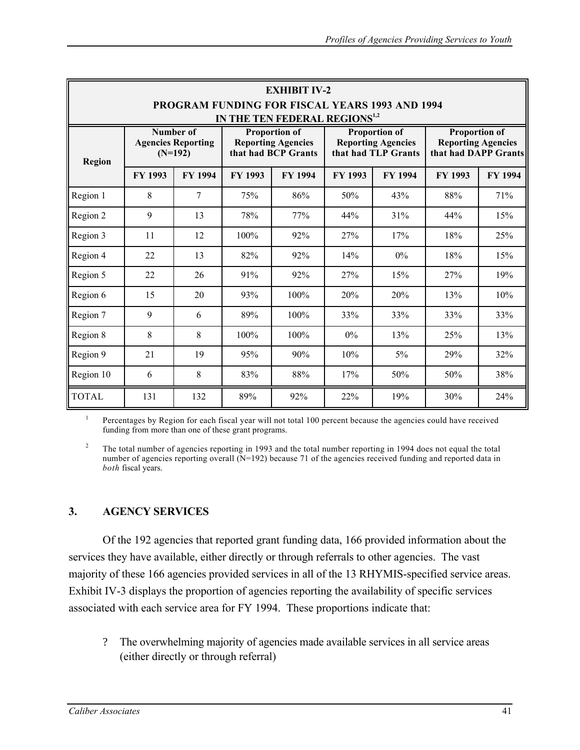**EXHIBIT IV-2**
**PROGRAM FUNDING FOR FISCAL YEARS 1993 AND 1994 IN THE TEN FEDERAL REGIONS**[1,2]

| Region | Number of Agencies Reporting (N=192) | | Proportion of Reporting Agencies that had BCP Grants | | Proportion of Reporting Agencies that had TLP Grants | | Proportion of Reporting Agencies that had DAPP Grants | |
|---|---|---|---|---|---|---|---|---|
| | FY 1993 | FY 1994 | FY 1993 | FY 1994 | FY 1993 | FY 1994 | FY 1993 | FY 1994 |
| Region 1 | 8 | 7 | 75% | 86% | 50% | 43% | 88% | 71% |
| Region 2 | 9 | 13 | 78% | 77% | 44% | 31% | 44% | 15% |
| Region 3 | 11 | 12 | 100% | 92% | 27% | 17% | 18% | 25% |
| Region 4 | 22 | 13 | 82% | 92% | 14% | 0% | 18% | 15% |
| Region 5 | 22 | 26 | 91% | 92% | 27% | 15% | 27% | 19% |
| Region 6 | 15 | 20 | 93% | 100% | 20% | 20% | 13% | 10% |
| Region 7 | 9 | 6 | 89% | 100% | 33% | 33% | 33% | 33% |
| Region 8 | 8 | 8 | 100% | 100% | 0% | 13% | 25% | 13% |
| Region 9 | 21 | 19 | 95% | 90% | 10% | 5% | 29% | 32% |
| Region 10 | 6 | 8 | 83% | 88% | 17% | 50% | 50% | 38% |
| TOTAL | 131 | 132 | 89% | 92% | 22% | 19% | 30% | 24% |

[1] Percentages by Region for each fiscal year will not total 100 percent because the agencies could have received funding from more than one of these grant programs.

[2] The total number of agencies reporting in 1993 and the total number reporting in 1994 does not equal the total number of agencies reporting overall (N=192) because 71 of the agencies received funding and reported data in *both* fiscal years.

## 3. AGENCY SERVICES

Of the 192 agencies that reported grant funding data, 166 provided information about the services they have available, either directly or through referrals to other agencies. The vast majority of these 166 agencies provided services in all of the 13 RHYMIS-specified service areas. Exhibit IV-3 displays the proportion of agencies reporting the availability of specific services associated with each service area for FY 1994. These proportions indicate that:

? The overwhelming majority of agencies made available services in all service areas (either directly or through referral)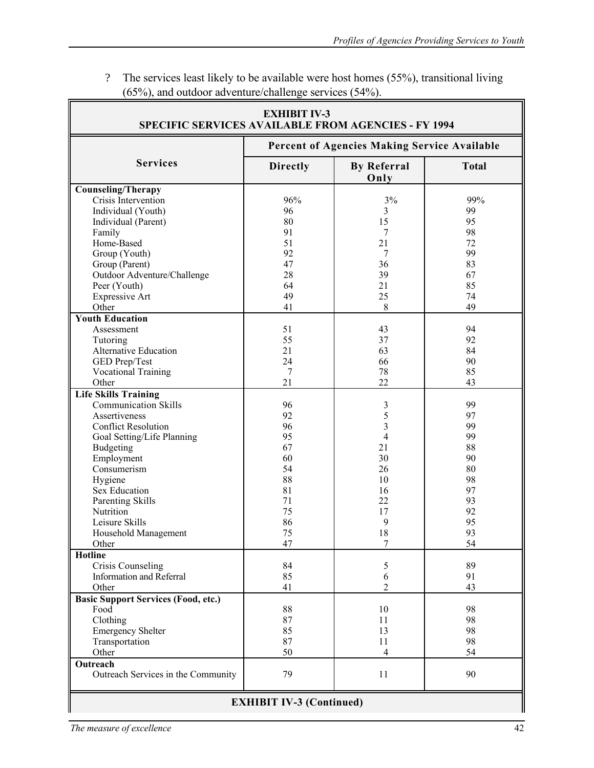? The services least likely to be available were host homes (55%), transitional living (65%), and outdoor adventure/challenge services (54%).

**EXHIBIT IV-3**
**SPECIFIC SERVICES AVAILABLE FROM AGENCIES - FY 1994**

| Services | Percent of Agencies Making Service Available | | |
|---|---|---|---|
| | Directly | By Referral Only | Total |
| **Counseling/Therapy** | | | |
| Crisis Intervention | 96% | 3% | 99% |
| Individual (Youth) | 96 | 3 | 99 |
| Individual (Parent) | 80 | 15 | 95 |
| Family | 91 | 7 | 98 |
| Home-Based | 51 | 21 | 72 |
| Group (Youth) | 92 | 7 | 99 |
| Group (Parent) | 47 | 36 | 83 |
| Outdoor Adventure/Challenge | 28 | 39 | 67 |
| Peer (Youth) | 64 | 21 | 85 |
| Expressive Art | 49 | 25 | 74 |
| Other | 41 | 8 | 49 |
| **Youth Education** | | | |
| Assessment | 51 | 43 | 94 |
| Tutoring | 55 | 37 | 92 |
| Alternative Education | 21 | 63 | 84 |
| GED Prep/Test | 24 | 66 | 90 |
| Vocational Training | 7 | 78 | 85 |
| Other | 21 | 22 | 43 |
| **Life Skills Training** | | | |
| Communication Skills | 96 | 3 | 99 |
| Assertiveness | 92 | 5 | 97 |
| Conflict Resolution | 96 | 3 | 99 |
| Goal Setting/Life Planning | 95 | 4 | 99 |
| Budgeting | 67 | 21 | 88 |
| Employment | 60 | 30 | 90 |
| Consumerism | 54 | 26 | 80 |
| Hygiene | 88 | 10 | 98 |
| Sex Education | 81 | 16 | 97 |
| Parenting Skills | 71 | 22 | 93 |
| Nutrition | 75 | 17 | 92 |
| Leisure Skills | 86 | 9 | 95 |
| Household Management | 75 | 18 | 93 |
| Other | 47 | 7 | 54 |
| **Hotline** | | | |
| Crisis Counseling | 84 | 5 | 89 |
| Information and Referral | 85 | 6 | 91 |
| Other | 41 | 2 | 43 |
| **Basic Support Services (Food, etc.)** | | | |
| Food | 88 | 10 | 98 |
| Clothing | 87 | 11 | 98 |
| Emergency Shelter | 85 | 13 | 98 |
| Transportation | 87 | 11 | 98 |
| Other | 50 | 4 | 54 |
| **Outreach** | | | |
| Outreach Services in the Community | 79 | 11 | 90 |

**EXHIBIT IV-3 (Continued)**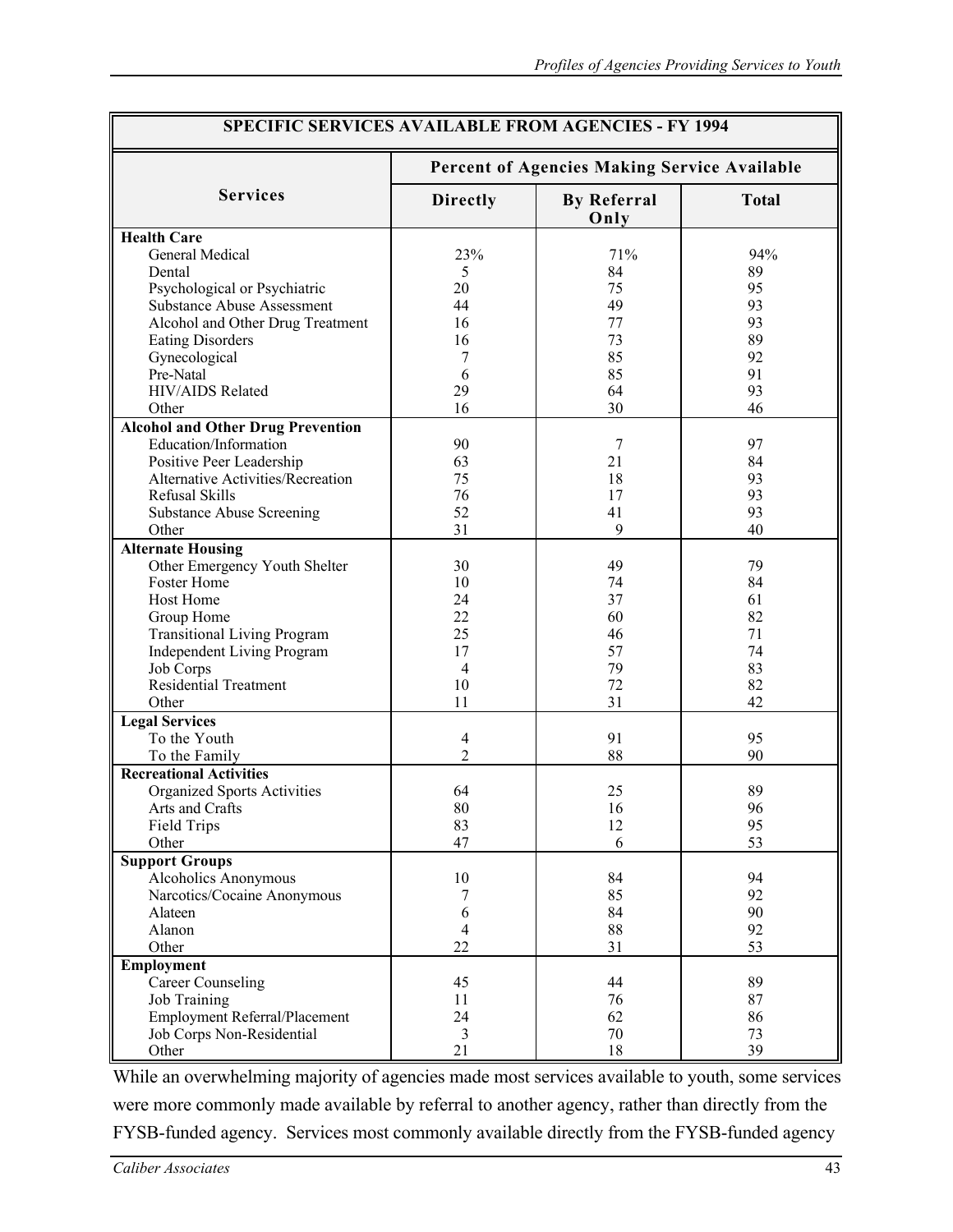| SPECIFIC SERVICES AVAILABLE FROM AGENCIES - FY 1994 | | | |
|---|---|---|---|
| **Services** | **Percent of Agencies Making Service Available** | | |
| | **Directly** | **By Referral Only** | **Total** |
| **Health Care** | | | |
| General Medical | 23% | 71% | 94% |
| Dental | 5 | 84 | 89 |
| Psychological or Psychiatric | 20 | 75 | 95 |
| Substance Abuse Assessment | 44 | 49 | 93 |
| Alcohol and Other Drug Treatment | 16 | 77 | 93 |
| Eating Disorders | 16 | 73 | 89 |
| Gynecological | 7 | 85 | 92 |
| Pre-Natal | 6 | 85 | 91 |
| HIV/AIDS Related | 29 | 64 | 93 |
| Other | 16 | 30 | 46 |
| **Alcohol and Other Drug Prevention** | | | |
| Education/Information | 90 | 7 | 97 |
| Positive Peer Leadership | 63 | 21 | 84 |
| Alternative Activities/Recreation | 75 | 18 | 93 |
| Refusal Skills | 76 | 17 | 93 |
| Substance Abuse Screening | 52 | 41 | 93 |
| Other | 31 | 9 | 40 |
| **Alternate Housing** | | | |
| Other Emergency Youth Shelter | 30 | 49 | 79 |
| Foster Home | 10 | 74 | 84 |
| Host Home | 24 | 37 | 61 |
| Group Home | 22 | 60 | 82 |
| Transitional Living Program | 25 | 46 | 71 |
| Independent Living Program | 17 | 57 | 74 |
| Job Corps | 4 | 79 | 83 |
| Residential Treatment | 10 | 72 | 82 |
| Other | 11 | 31 | 42 |
| **Legal Services** | | | |
| To the Youth | 4 | 91 | 95 |
| To the Family | 2 | 88 | 90 |
| **Recreational Activities** | | | |
| Organized Sports Activities | 64 | 25 | 89 |
| Arts and Crafts | 80 | 16 | 96 |
| Field Trips | 83 | 12 | 95 |
| Other | 47 | 6 | 53 |
| **Support Groups** | | | |
| Alcoholics Anonymous | 10 | 84 | 94 |
| Narcotics/Cocaine Anonymous | 7 | 85 | 92 |
| Alateen | 6 | 84 | 90 |
| Alanon | 4 | 88 | 92 |
| Other | 22 | 31 | 53 |
| **Employment** | | | |
| Career Counseling | 45 | 44 | 89 |
| Job Training | 11 | 76 | 87 |
| Employment Referral/Placement | 24 | 62 | 86 |
| Job Corps Non-Residential | 3 | 70 | 73 |
| Other | 21 | 18 | 39 |

While an overwhelming majority of agencies made most services available to youth, some services were more commonly made available by referral to another agency, rather than directly from the FYSB-funded agency. Services most commonly available directly from the FYSB-funded agency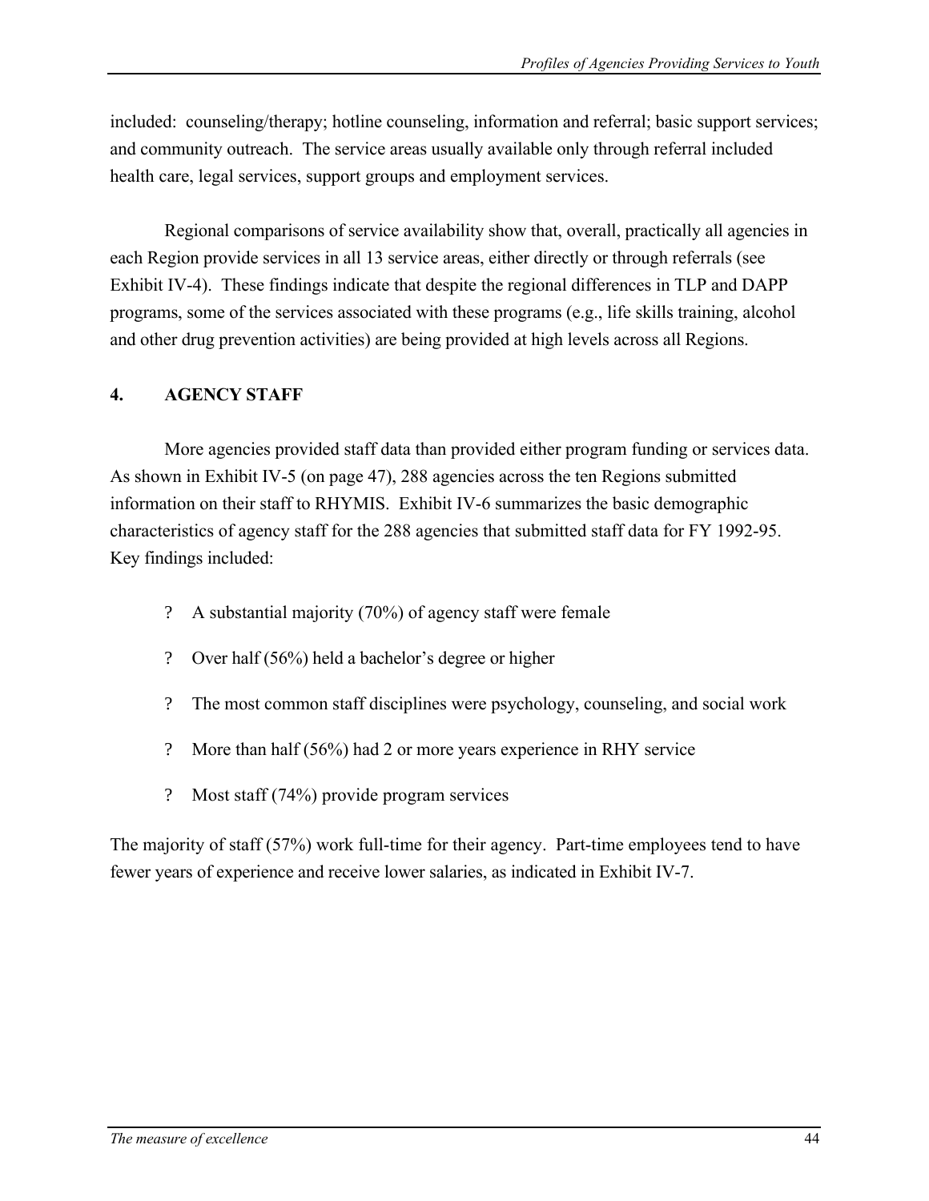included: counseling/therapy; hotline counseling, information and referral; basic support services; and community outreach. The service areas usually available only through referral included health care, legal services, support groups and employment services.

Regional comparisons of service availability show that, overall, practically all agencies in each Region provide services in all 13 service areas, either directly or through referrals (see Exhibit IV-4). These findings indicate that despite the regional differences in TLP and DAPP programs, some of the services associated with these programs (e.g., life skills training, alcohol and other drug prevention activities) are being provided at high levels across all Regions.

## 4. AGENCY STAFF

More agencies provided staff data than provided either program funding or services data. As shown in Exhibit IV-5 (on page 47), 288 agencies across the ten Regions submitted information on their staff to RHYMIS. Exhibit IV-6 summarizes the basic demographic characteristics of agency staff for the 288 agencies that submitted staff data for FY 1992-95. Key findings included:

- A substantial majority (70%) of agency staff were female
- Over half (56%) held a bachelor's degree or higher
- The most common staff disciplines were psychology, counseling, and social work
- More than half (56%) had 2 or more years experience in RHY service
- Most staff (74%) provide program services

The majority of staff (57%) work full-time for their agency. Part-time employees tend to have fewer years of experience and receive lower salaries, as indicated in Exhibit IV-7.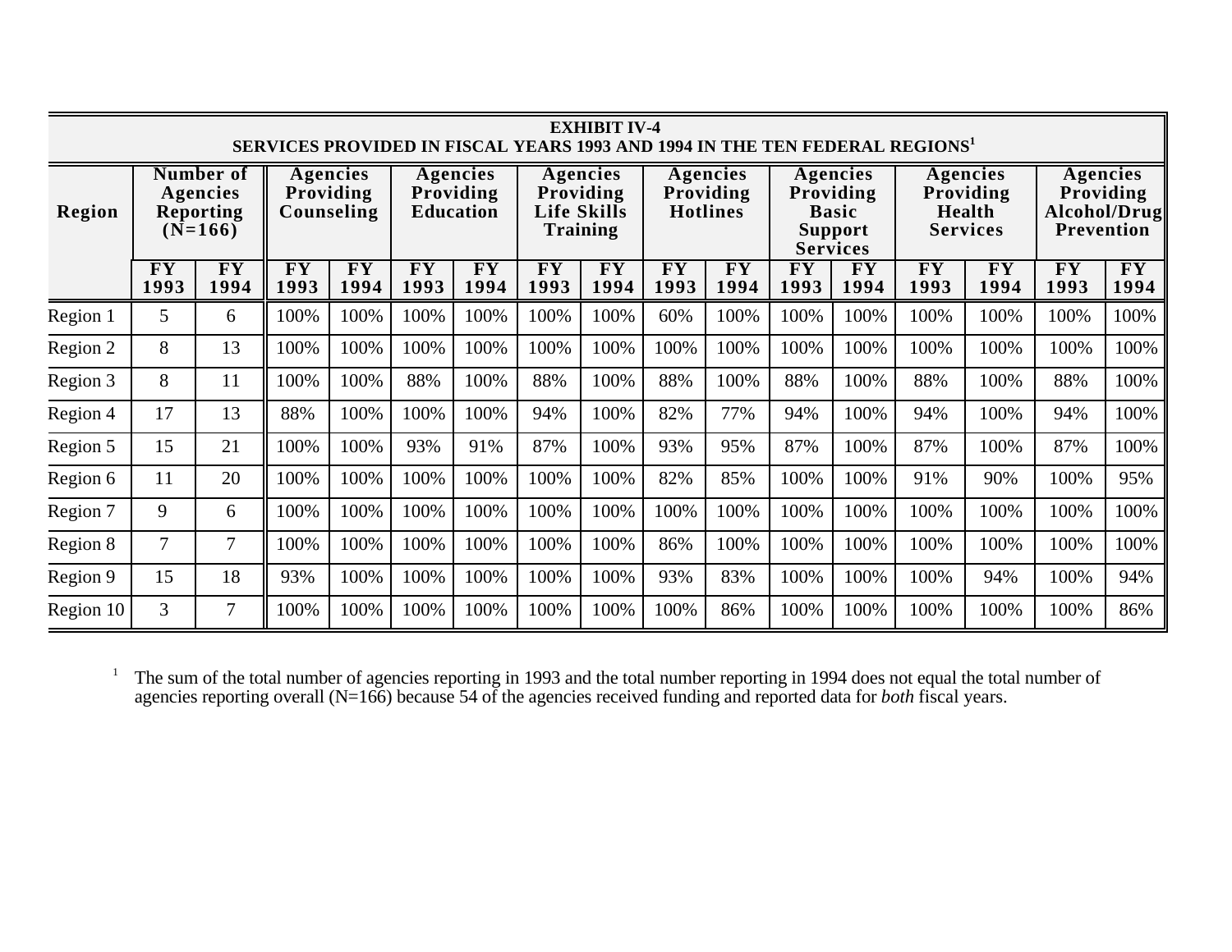**EXHIBIT IV-4**
**SERVICES PROVIDED IN FISCAL YEARS 1993 AND 1994 IN THE TEN FEDERAL REGIONS[1]**

| Region | Number of Agencies Reporting (N=166) | | Agencies Providing Counseling | | Agencies Providing Education | | Agencies Providing Life Skills Training | | Agencies Providing Hotlines | | Agencies Providing Basic Support Services | | Agencies Providing Health Services | | Agencies Providing Alcohol/Drug Prevention | |
|---|---|---|---|---|---|---|---|---|---|---|---|---|---|---|---|---|
| | FY 1993 | FY 1994 | FY 1993 | FY 1994 | FY 1993 | FY 1994 | FY 1993 | FY 1994 | FY 1993 | FY 1994 | FY 1993 | FY 1994 | FY 1993 | FY 1994 | FY 1993 | FY 1994 |
| Region 1 | 5 | 6 | 100% | 100% | 100% | 100% | 100% | 100% | 60% | 100% | 100% | 100% | 100% | 100% | 100% | 100% |
| Region 2 | 8 | 13 | 100% | 100% | 100% | 100% | 100% | 100% | 100% | 100% | 100% | 100% | 100% | 100% | 100% | 100% |
| Region 3 | 8 | 11 | 100% | 100% | 88% | 100% | 88% | 100% | 88% | 100% | 88% | 100% | 88% | 100% | 88% | 100% |
| Region 4 | 17 | 13 | 88% | 100% | 100% | 100% | 94% | 100% | 82% | 77% | 94% | 100% | 94% | 100% | 94% | 100% |
| Region 5 | 15 | 21 | 100% | 100% | 93% | 91% | 87% | 100% | 93% | 95% | 87% | 100% | 87% | 100% | 87% | 100% |
| Region 6 | 11 | 20 | 100% | 100% | 100% | 100% | 100% | 100% | 82% | 85% | 100% | 100% | 91% | 90% | 100% | 95% |
| Region 7 | 9 | 6 | 100% | 100% | 100% | 100% | 100% | 100% | 100% | 100% | 100% | 100% | 100% | 100% | 100% | 100% |
| Region 8 | 7 | 7 | 100% | 100% | 100% | 100% | 100% | 100% | 86% | 100% | 100% | 100% | 100% | 100% | 100% | 100% |
| Region 9 | 15 | 18 | 93% | 100% | 100% | 100% | 100% | 100% | 93% | 83% | 100% | 100% | 100% | 94% | 100% | 94% |
| Region 10 | 3 | 7 | 100% | 100% | 100% | 100% | 100% | 100% | 100% | 86% | 100% | 100% | 100% | 100% | 100% | 86% |

[1] The sum of the total number of agencies reporting in 1993 and the total number reporting in 1994 does not equal the total number of agencies reporting overall (N=166) because 54 of the agencies received funding and reported data for *both* fiscal years.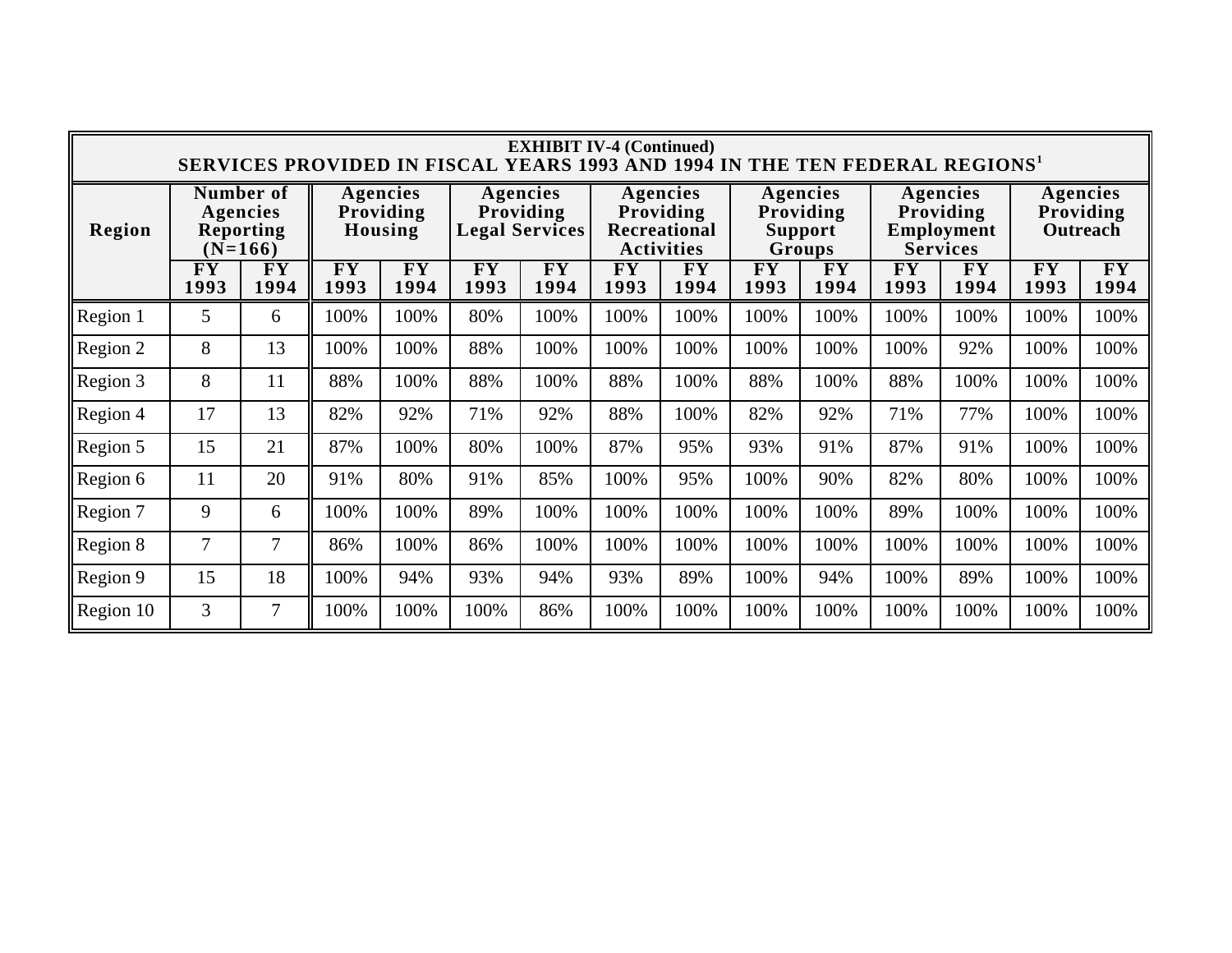**EXHIBIT IV-4 (Continued)**

**SERVICES PROVIDED IN FISCAL YEARS 1993 AND 1994 IN THE TEN FEDERAL REGIONS[1]**

| Region | Number of Agencies Reporting (N=166) | | Agencies Providing Housing | | Agencies Providing Legal Services | | Agencies Providing Recreational Activities | | Agencies Providing Support Groups | | Agencies Providing Employment Services | | Agencies Providing Outreach | |
|---|---|---|---|---|---|---|---|---|---|---|---|---|---|---|
| | FY 1993 | FY 1994 | FY 1993 | FY 1994 | FY 1993 | FY 1994 | FY 1993 | FY 1994 | FY 1993 | FY 1994 | FY 1993 | FY 1994 | FY 1993 | FY 1994 |
| Region 1 | 5 | 6 | 100% | 100% | 80% | 100% | 100% | 100% | 100% | 100% | 100% | 100% | 100% | 100% |
| Region 2 | 8 | 13 | 100% | 100% | 88% | 100% | 100% | 100% | 100% | 100% | 100% | 92% | 100% | 100% |
| Region 3 | 8 | 11 | 88% | 100% | 88% | 100% | 88% | 100% | 88% | 100% | 88% | 100% | 100% | 100% |
| Region 4 | 17 | 13 | 82% | 92% | 71% | 92% | 88% | 100% | 82% | 92% | 71% | 77% | 100% | 100% |
| Region 5 | 15 | 21 | 87% | 100% | 80% | 100% | 87% | 95% | 93% | 91% | 87% | 91% | 100% | 100% |
| Region 6 | 11 | 20 | 91% | 80% | 91% | 85% | 100% | 95% | 100% | 90% | 82% | 80% | 100% | 100% |
| Region 7 | 9 | 6 | 100% | 100% | 89% | 100% | 100% | 100% | 100% | 100% | 89% | 100% | 100% | 100% |
| Region 8 | 7 | 7 | 86% | 100% | 86% | 100% | 100% | 100% | 100% | 100% | 100% | 100% | 100% | 100% |
| Region 9 | 15 | 18 | 100% | 94% | 93% | 94% | 93% | 89% | 100% | 94% | 100% | 89% | 100% | 100% |
| Region 10 | 3 | 7 | 100% | 100% | 100% | 86% | 100% | 100% | 100% | 100% | 100% | 100% | 100% | 100% |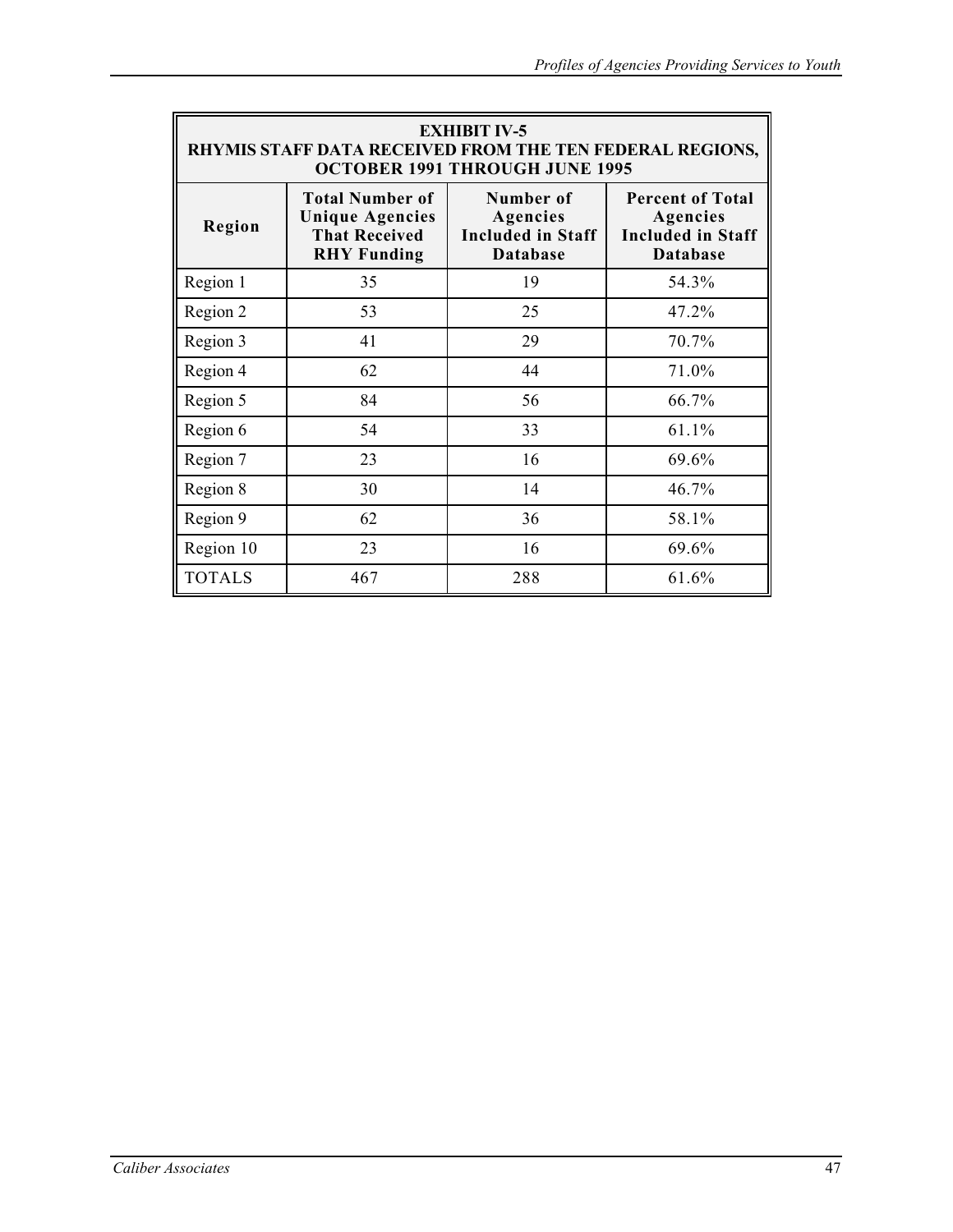**EXHIBIT IV-5**
**RHYMIS STAFF DATA RECEIVED FROM THE TEN FEDERAL REGIONS, OCTOBER 1991 THROUGH JUNE 1995**

| Region | Total Number of Unique Agencies That Received RHY Funding | Number of Agencies Included in Staff Database | Percent of Total Agencies Included in Staff Database |
|---|---|---|---|
| Region 1 | 35 | 19 | 54.3% |
| Region 2 | 53 | 25 | 47.2% |
| Region 3 | 41 | 29 | 70.7% |
| Region 4 | 62 | 44 | 71.0% |
| Region 5 | 84 | 56 | 66.7% |
| Region 6 | 54 | 33 | 61.1% |
| Region 7 | 23 | 16 | 69.6% |
| Region 8 | 30 | 14 | 46.7% |
| Region 9 | 62 | 36 | 58.1% |
| Region 10 | 23 | 16 | 69.6% |
| TOTALS | 467 | 288 | 61.6% |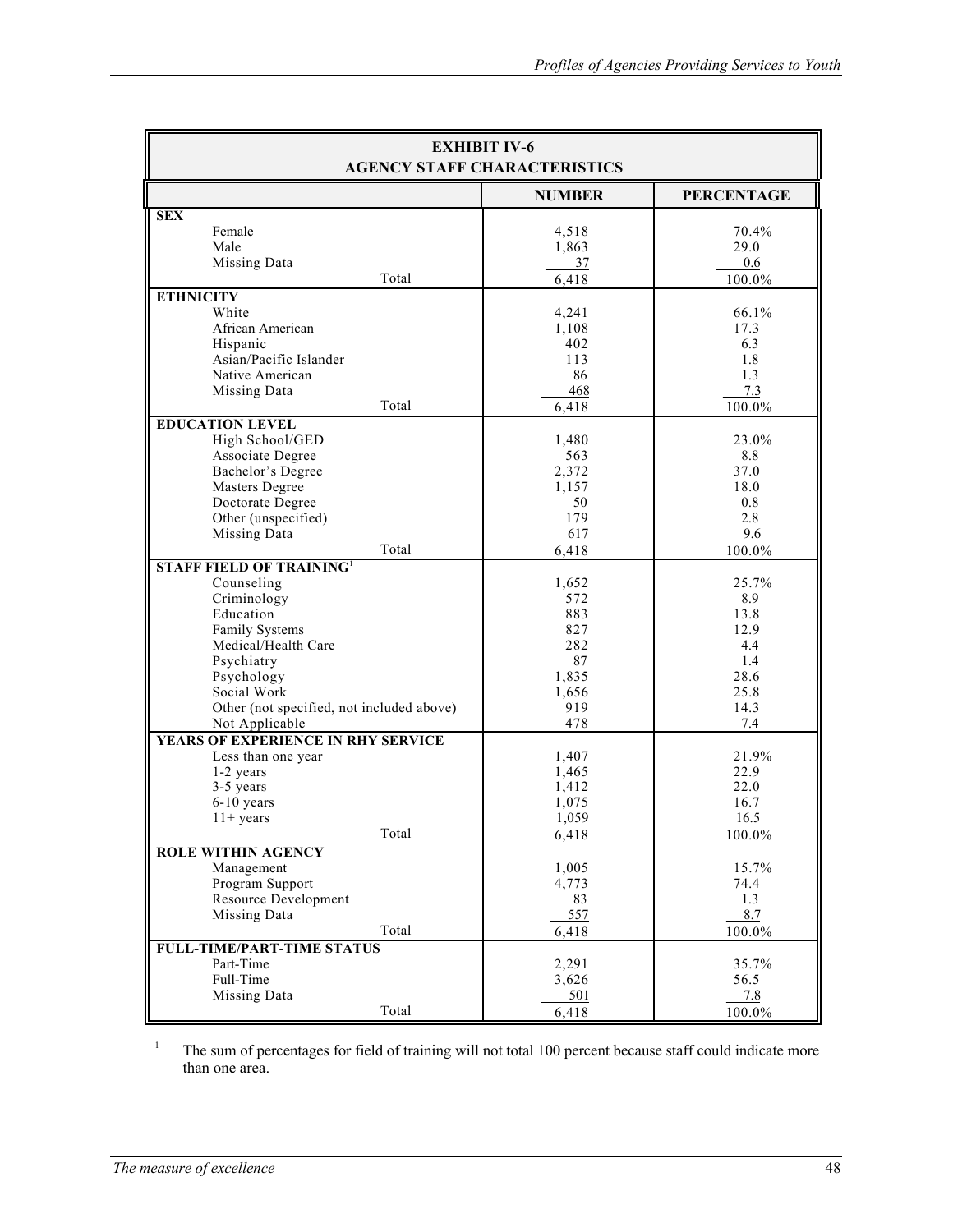**EXHIBIT IV-6**
**AGENCY STAFF CHARACTERISTICS**

| | NUMBER | PERCENTAGE |
|---|---|---|
| **SEX** | | |
| Female | 4,518 | 70.4% |
| Male | 1,863 | 29.0 |
| Missing Data | 37 | 0.6 |
| Total | 6,418 | 100.0% |
| **ETHNICITY** | | |
| White | 4,241 | 66.1% |
| African American | 1,108 | 17.3 |
| Hispanic | 402 | 6.3 |
| Asian/Pacific Islander | 113 | 1.8 |
| Native American | 86 | 1.3 |
| Missing Data | 468 | 7.3 |
| Total | 6,418 | 100.0% |
| **EDUCATION LEVEL** | | |
| High School/GED | 1,480 | 23.0% |
| Associate Degree | 563 | 8.8 |
| Bachelor's Degree | 2,372 | 37.0 |
| Masters Degree | 1,157 | 18.0 |
| Doctorate Degree | 50 | 0.8 |
| Other (unspecified) | 179 | 2.8 |
| Missing Data | 617 | 9.6 |
| Total | 6,418 | 100.0% |
| **STAFF FIELD OF TRAINING**[1] | | |
| Counseling | 1,652 | 25.7% |
| Criminology | 572 | 8.9 |
| Education | 883 | 13.8 |
| Family Systems | 827 | 12.9 |
| Medical/Health Care | 282 | 4.4 |
| Psychiatry | 87 | 1.4 |
| Psychology | 1,835 | 28.6 |
| Social Work | 1,656 | 25.8 |
| Other (not specified, not included above) | 919 | 14.3 |
| Not Applicable | 478 | 7.4 |
| **YEARS OF EXPERIENCE IN RHY SERVICE** | | |
| Less than one year | 1,407 | 21.9% |
| 1-2 years | 1,465 | 22.9 |
| 3-5 years | 1,412 | 22.0 |
| 6-10 years | 1,075 | 16.7 |
| 11+ years | 1,059 | 16.5 |
| Total | 6,418 | 100.0% |
| **ROLE WITHIN AGENCY** | | |
| Management | 1,005 | 15.7% |
| Program Support | 4,773 | 74.4 |
| Resource Development | 83 | 1.3 |
| Missing Data | 557 | 8.7 |
| Total | 6,418 | 100.0% |
| **FULL-TIME/PART-TIME STATUS** | | |
| Part-Time | 2,291 | 35.7% |
| Full-Time | 3,626 | 56.5 |
| Missing Data | 501 | 7.8 |
| Total | 6,418 | 100.0% |

[1] The sum of percentages for field of training will not total 100 percent because staff could indicate more than one area.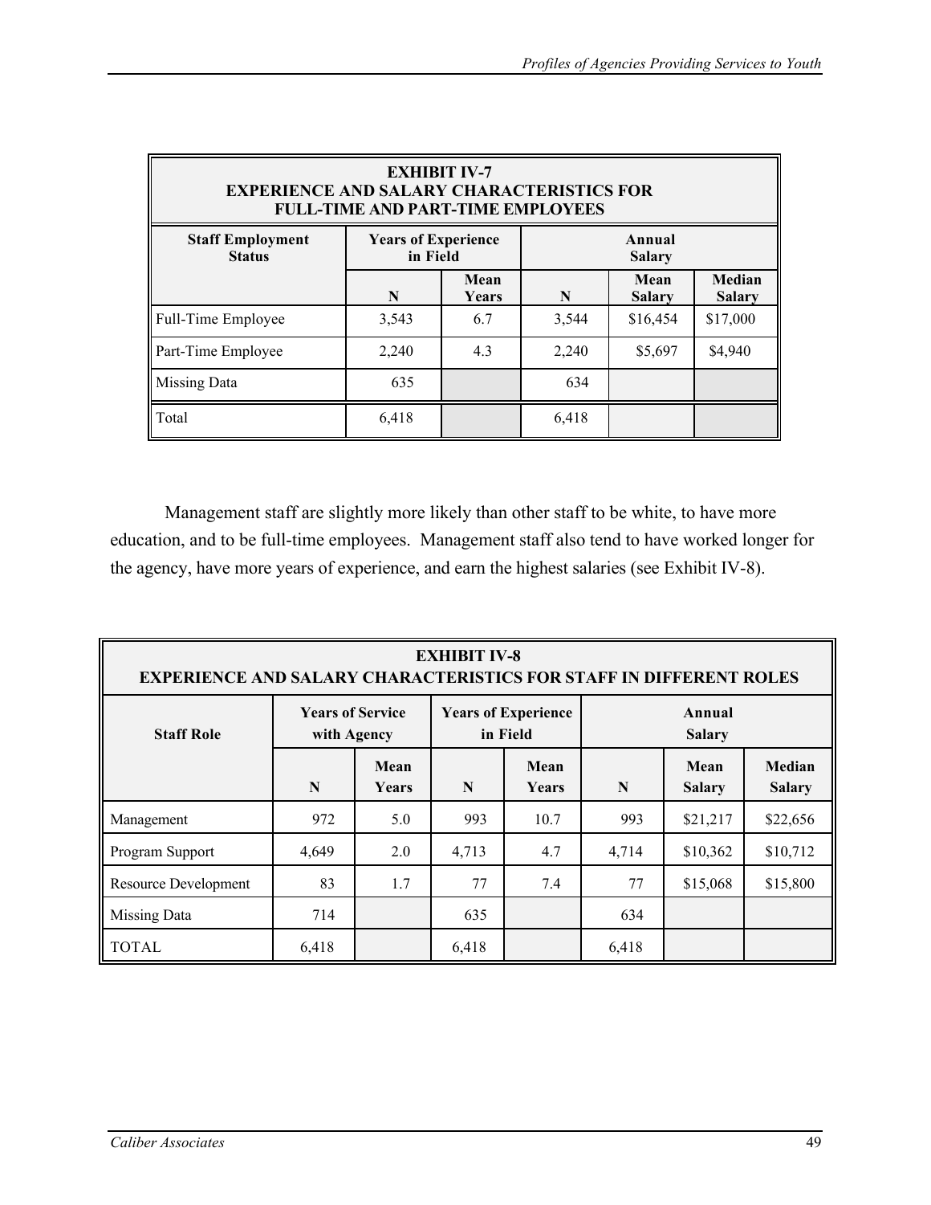**EXHIBIT IV-7**
**EXPERIENCE AND SALARY CHARACTERISTICS FOR FULL-TIME AND PART-TIME EMPLOYEES**

| Staff Employment Status | Years of Experience in Field | | Annual Salary | | |
|---|---|---|---|---|---|
| | N | Mean Years | N | Mean Salary | Median Salary |
| Full-Time Employee | 3,543 | 6.7 | 3,544 | $16,454 | $17,000 |
| Part-Time Employee | 2,240 | 4.3 | 2,240 | $5,697 | $4,940 |
| Missing Data | 635 | | 634 | | |
| Total | 6,418 | | 6,418 | | |

Management staff are slightly more likely than other staff to be white, to have more education, and to be full-time employees. Management staff also tend to have worked longer for the agency, have more years of experience, and earn the highest salaries (see Exhibit IV-8).

**EXHIBIT IV-8**
**EXPERIENCE AND SALARY CHARACTERISTICS FOR STAFF IN DIFFERENT ROLES**

| Staff Role | Years of Service with Agency | | Years of Experience in Field | | Annual Salary | | |
|---|---|---|---|---|---|---|---|
| | N | Mean Years | N | Mean Years | N | Mean Salary | Median Salary |
| Management | 972 | 5.0 | 993 | 10.7 | 993 | $21,217 | $22,656 |
| Program Support | 4,649 | 2.0 | 4,713 | 4.7 | 4,714 | $10,362 | $10,712 |
| Resource Development | 83 | 1.7 | 77 | 7.4 | 77 | $15,068 | $15,800 |
| Missing Data | 714 | | 635 | | 634 | | |
| TOTAL | 6,418 | | 6,418 | | 6,418 | | |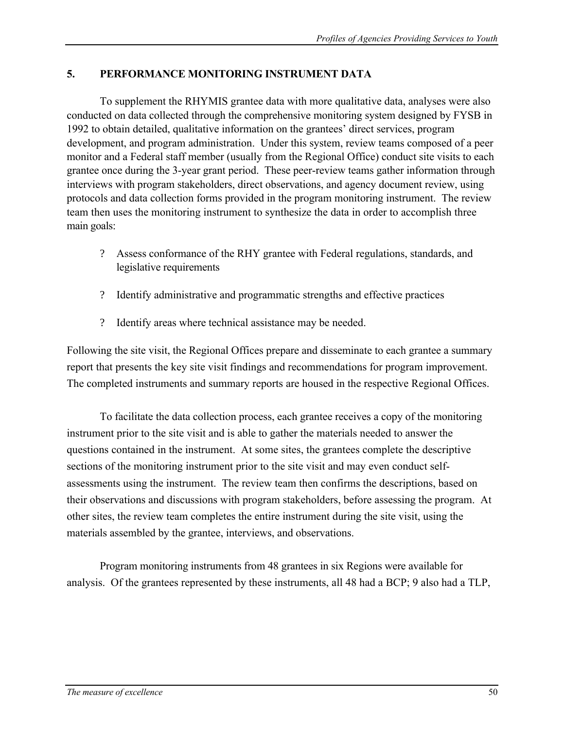## 5. PERFORMANCE MONITORING INSTRUMENT DATA

To supplement the RHYMIS grantee data with more qualitative data, analyses were also conducted on data collected through the comprehensive monitoring system designed by FYSB in 1992 to obtain detailed, qualitative information on the grantees' direct services, program development, and program administration. Under this system, review teams composed of a peer monitor and a Federal staff member (usually from the Regional Office) conduct site visits to each grantee once during the 3-year grant period. These peer-review teams gather information through interviews with program stakeholders, direct observations, and agency document review, using protocols and data collection forms provided in the program monitoring instrument. The review team then uses the monitoring instrument to synthesize the data in order to accomplish three main goals:

- Assess conformance of the RHY grantee with Federal regulations, standards, and legislative requirements
- Identify administrative and programmatic strengths and effective practices
- Identify areas where technical assistance may be needed.

Following the site visit, the Regional Offices prepare and disseminate to each grantee a summary report that presents the key site visit findings and recommendations for program improvement. The completed instruments and summary reports are housed in the respective Regional Offices.

To facilitate the data collection process, each grantee receives a copy of the monitoring instrument prior to the site visit and is able to gather the materials needed to answer the questions contained in the instrument. At some sites, the grantees complete the descriptive sections of the monitoring instrument prior to the site visit and may even conduct self-assessments using the instrument. The review team then confirms the descriptions, based on their observations and discussions with program stakeholders, before assessing the program. At other sites, the review team completes the entire instrument during the site visit, using the materials assembled by the grantee, interviews, and observations.

Program monitoring instruments from 48 grantees in six Regions were available for analysis. Of the grantees represented by these instruments, all 48 had a BCP; 9 also had a TLP,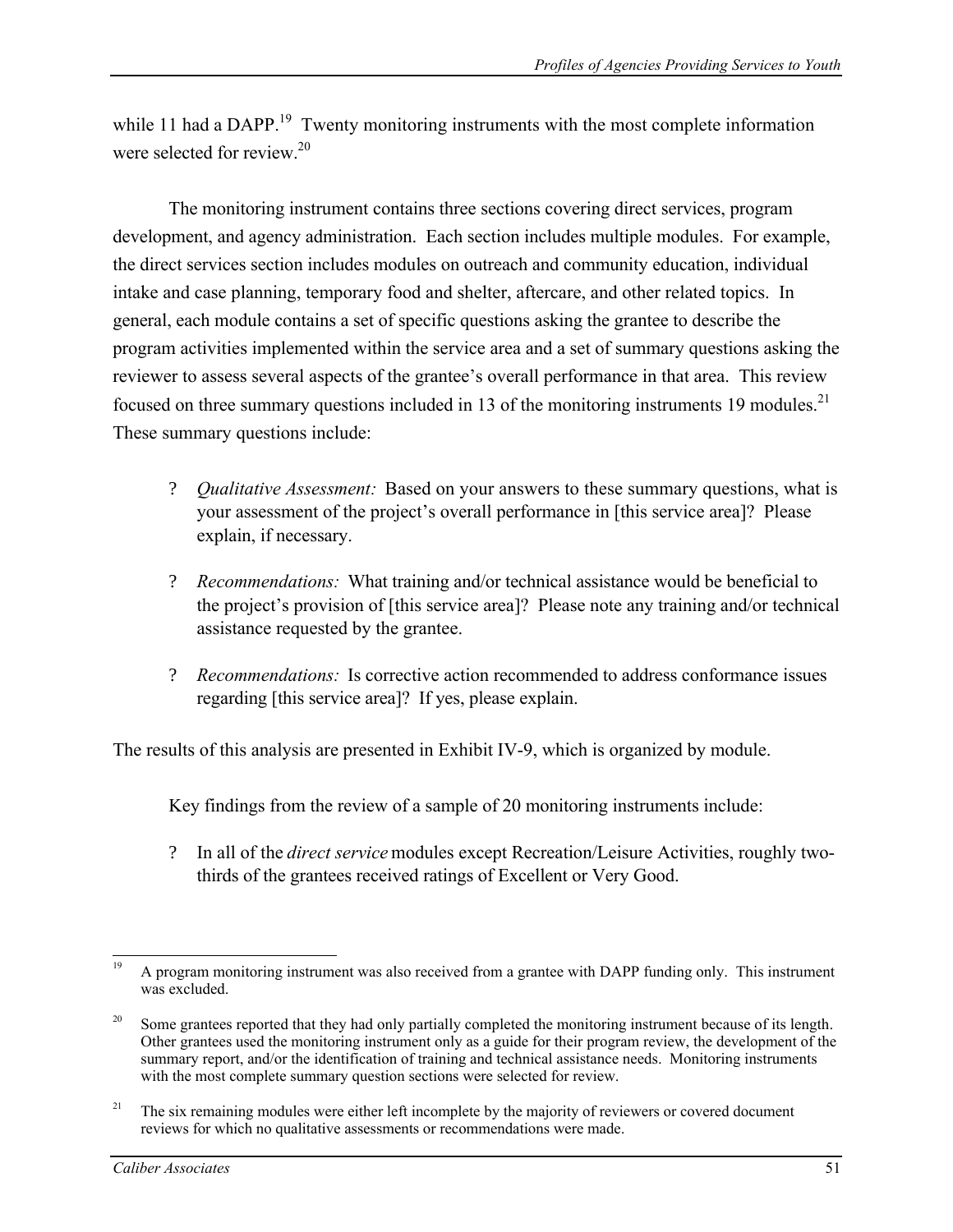while 11 had a DAPP.[19] Twenty monitoring instruments with the most complete information were selected for review.[20]

The monitoring instrument contains three sections covering direct services, program development, and agency administration. Each section includes multiple modules. For example, the direct services section includes modules on outreach and community education, individual intake and case planning, temporary food and shelter, aftercare, and other related topics. In general, each module contains a set of specific questions asking the grantee to describe the program activities implemented within the service area and a set of summary questions asking the reviewer to assess several aspects of the grantee's overall performance in that area. This review focused on three summary questions included in 13 of the monitoring instruments 19 modules.[21] These summary questions include:

- *Qualitative Assessment:* Based on your answers to these summary questions, what is your assessment of the project's overall performance in [this service area]? Please explain, if necessary.
- *Recommendations:* What training and/or technical assistance would be beneficial to the project's provision of [this service area]? Please note any training and/or technical assistance requested by the grantee.
- *Recommendations:* Is corrective action recommended to address conformance issues regarding [this service area]? If yes, please explain.

The results of this analysis are presented in Exhibit IV-9, which is organized by module.

Key findings from the review of a sample of 20 monitoring instruments include:

- In all of the *direct service* modules except Recreation/Leisure Activities, roughly two-thirds of the grantees received ratings of Excellent or Very Good.

---

[19] A program monitoring instrument was also received from a grantee with DAPP funding only. This instrument was excluded.

[20] Some grantees reported that they had only partially completed the monitoring instrument because of its length. Other grantees used the monitoring instrument only as a guide for their program review, the development of the summary report, and/or the identification of training and technical assistance needs. Monitoring instruments with the most complete summary question sections were selected for review.

[21] The six remaining modules were either left incomplete by the majority of reviewers or covered document reviews for which no qualitative assessments or recommendations were made.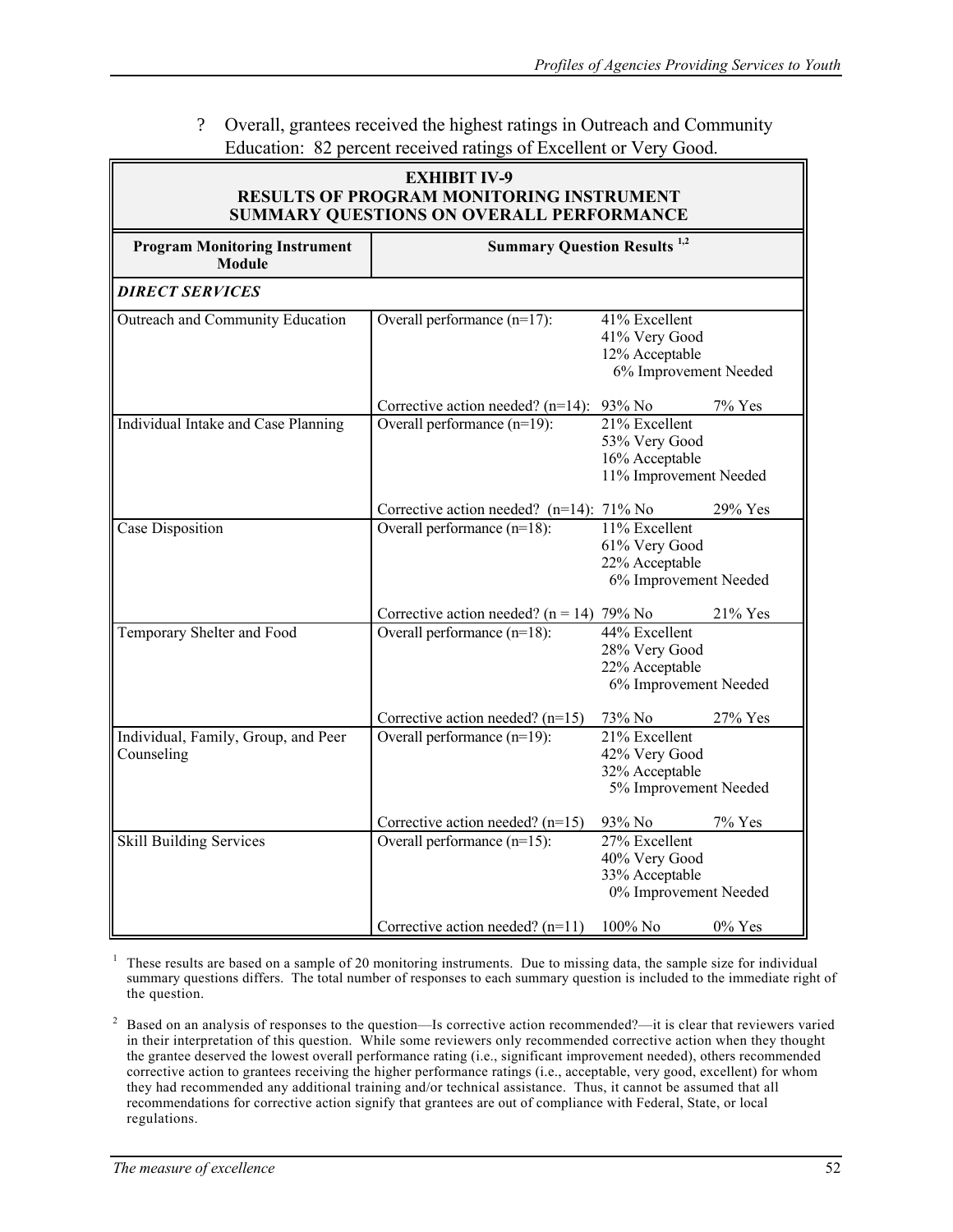? Overall, grantees received the highest ratings in Outreach and Community Education: 82 percent received ratings of Excellent or Very Good.

**EXHIBIT IV-9**
**RESULTS OF PROGRAM MONITORING INSTRUMENT SUMMARY QUESTIONS ON OVERALL PERFORMANCE**

| Program Monitoring Instrument Module | Summary Question Results [1,2] | | |
|---|---|---|---|
| ***DIRECT SERVICES*** | | | |
| Outreach and Community Education | Overall performance (n=17): | 41% Excellent<br>41% Very Good<br>12% Acceptable<br>6% Improvement Needed | |
| | Corrective action needed? (n=14): | 93% No | 7% Yes |
| Individual Intake and Case Planning | Overall performance (n=19): | 21% Excellent<br>53% Very Good<br>16% Acceptable<br>11% Improvement Needed | |
| | Corrective action needed? (n=14): | 71% No | 29% Yes |
| Case Disposition | Overall performance (n=18): | 11% Excellent<br>61% Very Good<br>22% Acceptable<br>6% Improvement Needed | |
| | Corrective action needed? (n = 14) | 79% No | 21% Yes |
| Temporary Shelter and Food | Overall performance (n=18): | 44% Excellent<br>28% Very Good<br>22% Acceptable<br>6% Improvement Needed | |
| | Corrective action needed? (n=15) | 73% No | 27% Yes |
| Individual, Family, Group, and Peer Counseling | Overall performance (n=19): | 21% Excellent<br>42% Very Good<br>32% Acceptable<br>5% Improvement Needed | |
| | Corrective action needed? (n=15) | 93% No | 7% Yes |
| Skill Building Services | Overall performance (n=15): | 27% Excellent<br>40% Very Good<br>33% Acceptable<br>0% Improvement Needed | |
| | Corrective action needed? (n=11) | 100% No | 0% Yes |

[1] These results are based on a sample of 20 monitoring instruments. Due to missing data, the sample size for individual summary questions differs. The total number of responses to each summary question is included to the immediate right of the question.

[2] Based on an analysis of responses to the question—Is corrective action recommended?—it is clear that reviewers varied in their interpretation of this question. While some reviewers only recommended corrective action when they thought the grantee deserved the lowest overall performance rating (i.e., significant improvement needed), others recommended corrective action to grantees receiving the higher performance ratings (i.e., acceptable, very good, excellent) for whom they had recommended any additional training and/or technical assistance. Thus, it cannot be assumed that all recommendations for corrective action signify that grantees are out of compliance with Federal, State, or local regulations.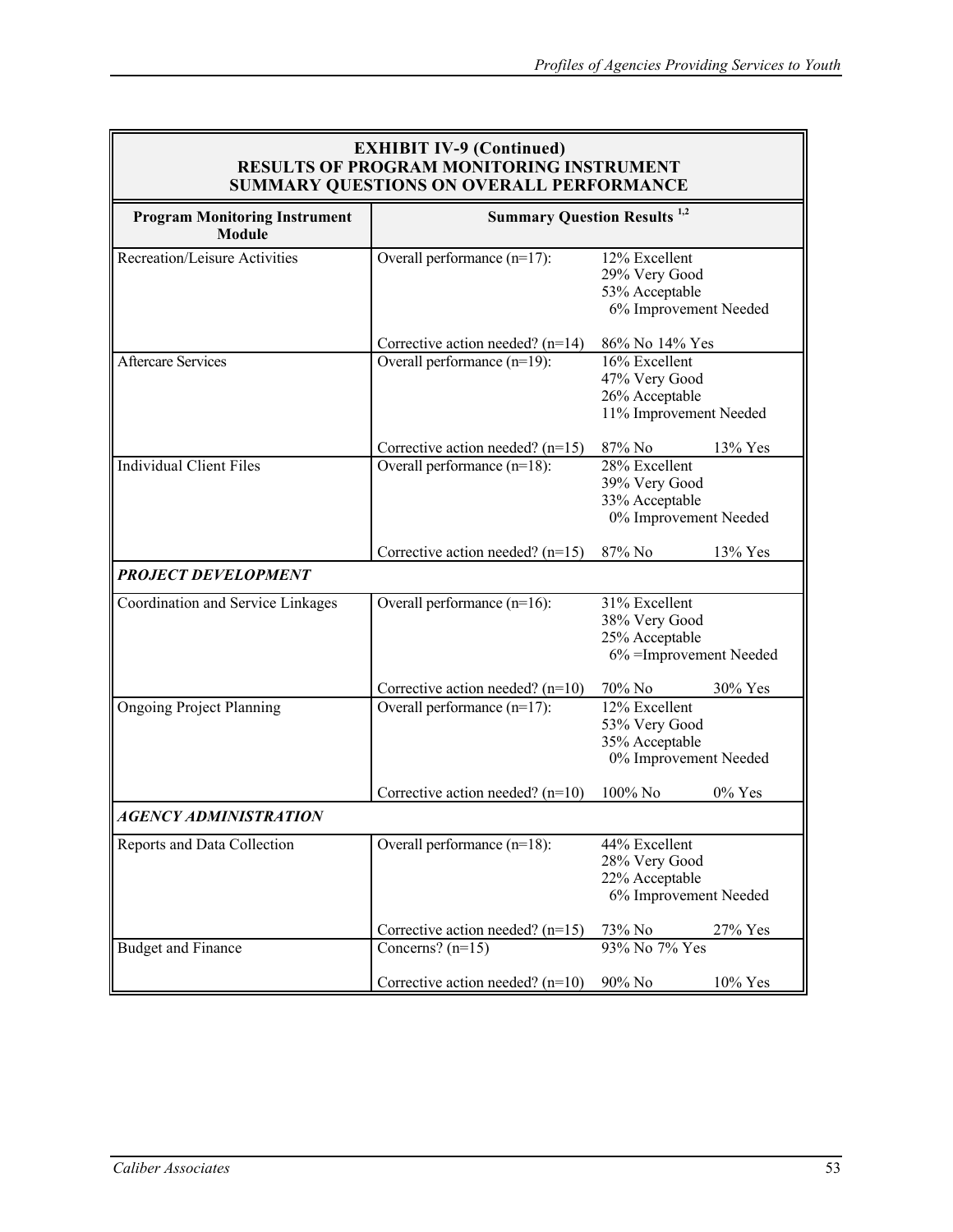**EXHIBIT IV-9 (Continued)**
**RESULTS OF PROGRAM MONITORING INSTRUMENT**
**SUMMARY QUESTIONS ON OVERALL PERFORMANCE**

| Program Monitoring Instrument Module | Summary Question Results [1,2] | |
|---|---|---|
| Recreation/Leisure Activities | Overall performance (n=17): | 12% Excellent<br>29% Very Good<br>53% Acceptable<br>6% Improvement Needed |
| | Corrective action needed? (n=14) | 86% No 14% Yes |
| Aftercare Services | Overall performance (n=19): | 16% Excellent<br>47% Very Good<br>26% Acceptable<br>11% Improvement Needed |
| | Corrective action needed? (n=15) | 87% No 13% Yes |
| Individual Client Files | Overall performance (n=18): | 28% Excellent<br>39% Very Good<br>33% Acceptable<br>0% Improvement Needed |
| | Corrective action needed? (n=15) | 87% No 13% Yes |
| ***PROJECT DEVELOPMENT*** | | |
| Coordination and Service Linkages | Overall performance (n=16): | 31% Excellent<br>38% Very Good<br>25% Acceptable<br>6% =Improvement Needed |
| | Corrective action needed? (n=10) | 70% No 30% Yes |
| Ongoing Project Planning | Overall performance (n=17): | 12% Excellent<br>53% Very Good<br>35% Acceptable<br>0% Improvement Needed |
| | Corrective action needed? (n=10) | 100% No 0% Yes |
| ***AGENCY ADMINISTRATION*** | | |
| Reports and Data Collection | Overall performance (n=18): | 44% Excellent<br>28% Very Good<br>22% Acceptable<br>6% Improvement Needed |
| | Corrective action needed? (n=15) | 73% No 27% Yes |
| Budget and Finance | Concerns? (n=15) | 93% No 7% Yes |
| | Corrective action needed? (n=10) | 90% No 10% Yes |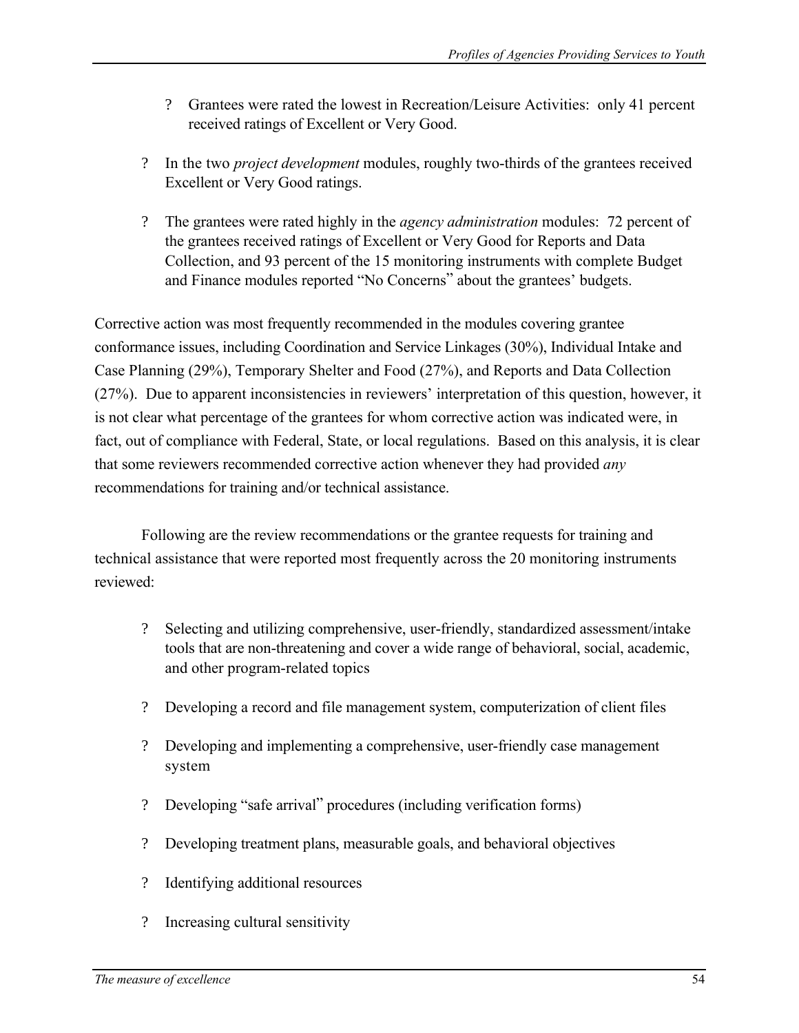- Grantees were rated the lowest in Recreation/Leisure Activities: only 41 percent received ratings of Excellent or Very Good.

- In the two *project development* modules, roughly two-thirds of the grantees received Excellent or Very Good ratings.

- The grantees were rated highly in the *agency administration* modules: 72 percent of the grantees received ratings of Excellent or Very Good for Reports and Data Collection, and 93 percent of the 15 monitoring instruments with complete Budget and Finance modules reported "No Concerns" about the grantees' budgets.

Corrective action was most frequently recommended in the modules covering grantee conformance issues, including Coordination and Service Linkages (30%), Individual Intake and Case Planning (29%), Temporary Shelter and Food (27%), and Reports and Data Collection (27%). Due to apparent inconsistencies in reviewers' interpretation of this question, however, it is not clear what percentage of the grantees for whom corrective action was indicated were, in fact, out of compliance with Federal, State, or local regulations. Based on this analysis, it is clear that some reviewers recommended corrective action whenever they had provided *any* recommendations for training and/or technical assistance.

Following are the review recommendations or the grantee requests for training and technical assistance that were reported most frequently across the 20 monitoring instruments reviewed:

- Selecting and utilizing comprehensive, user-friendly, standardized assessment/intake tools that are non-threatening and cover a wide range of behavioral, social, academic, and other program-related topics

- Developing a record and file management system, computerization of client files

- Developing and implementing a comprehensive, user-friendly case management system

- Developing "safe arrival" procedures (including verification forms)

- Developing treatment plans, measurable goals, and behavioral objectives

- Identifying additional resources

- Increasing cultural sensitivity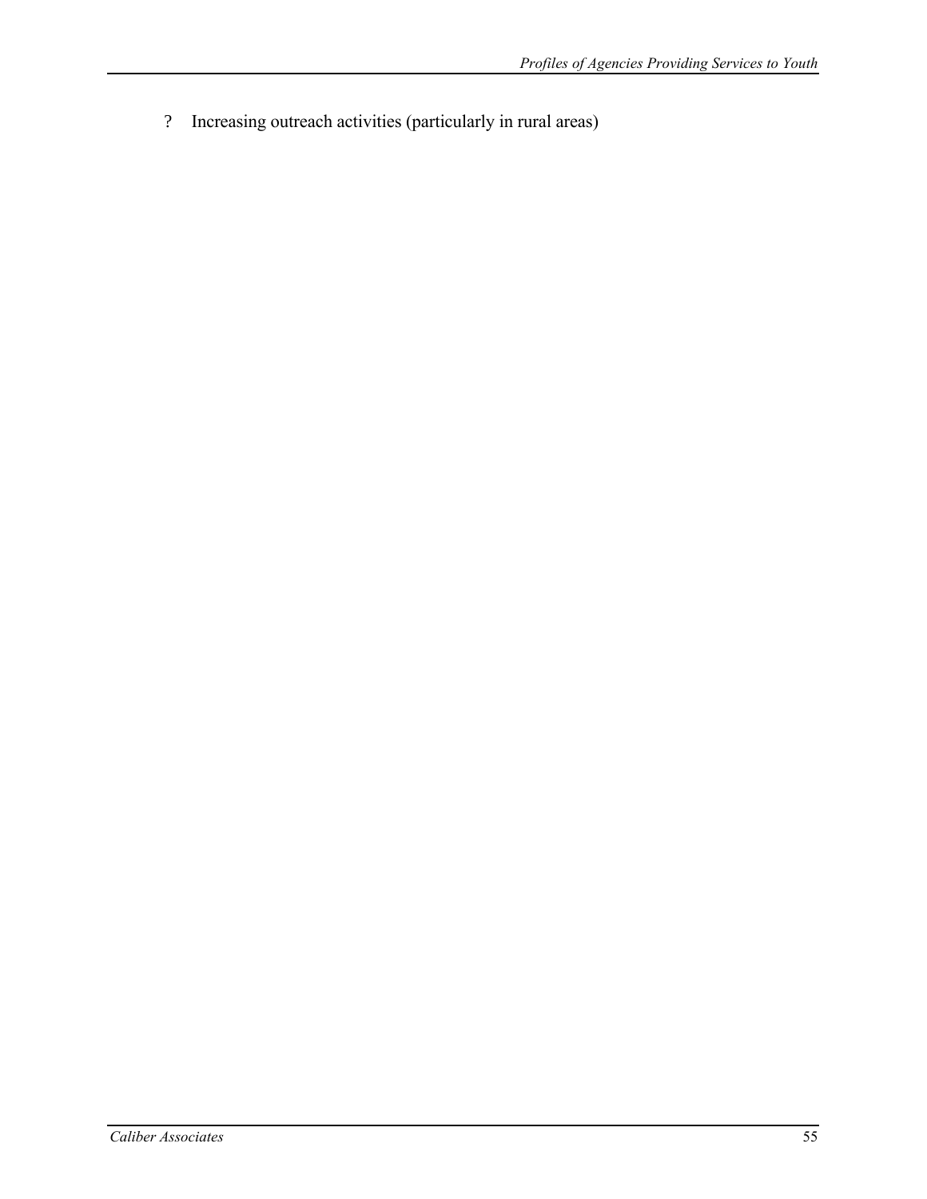- Increasing outreach activities (particularly in rural areas)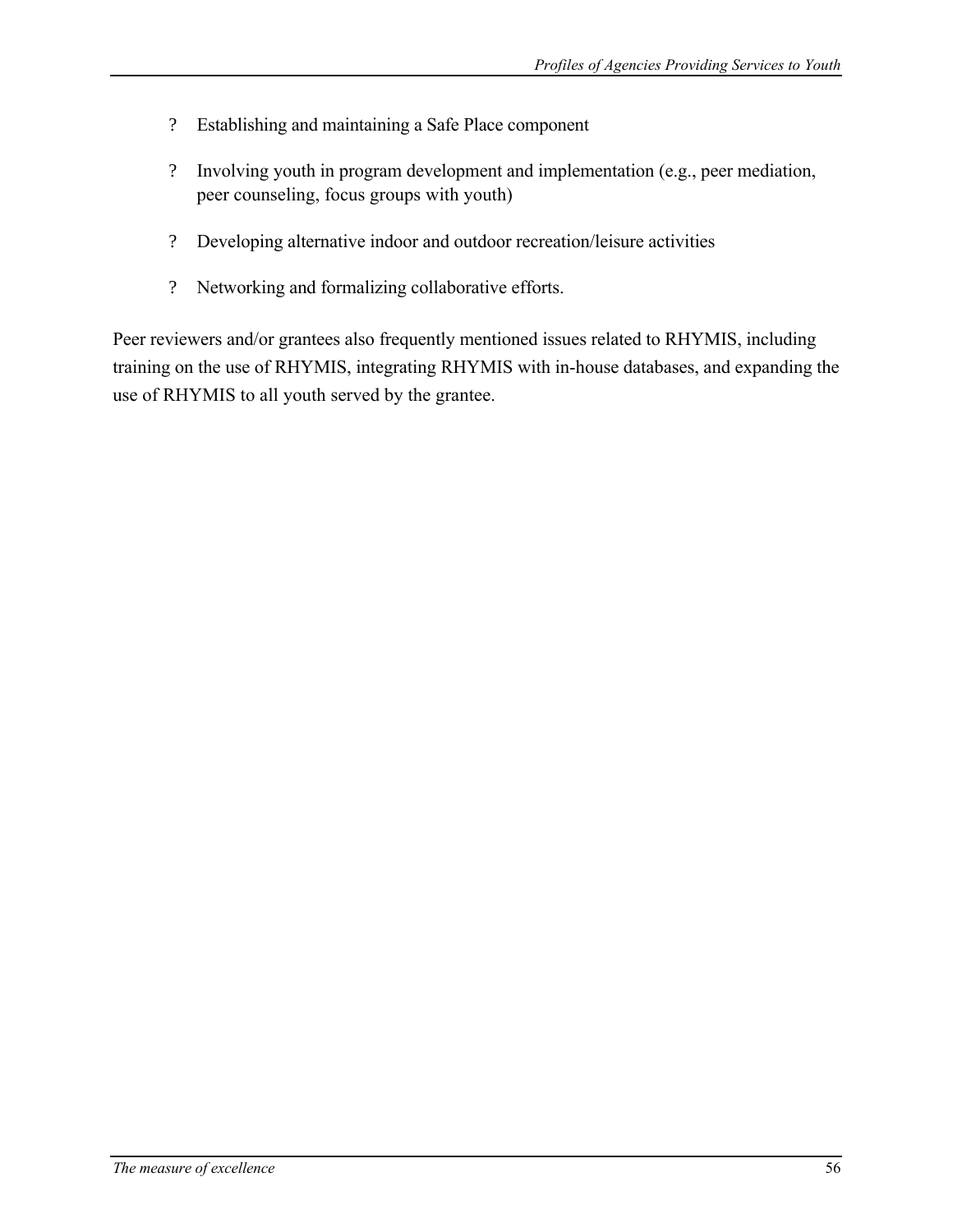- Establishing and maintaining a Safe Place component

- Involving youth in program development and implementation (e.g., peer mediation, peer counseling, focus groups with youth)

- Developing alternative indoor and outdoor recreation/leisure activities

- Networking and formalizing collaborative efforts.

Peer reviewers and/or grantees also frequently mentioned issues related to RHYMIS, including training on the use of RHYMIS, integrating RHYMIS with in-house databases, and expanding the use of RHYMIS to all youth served by the grantee.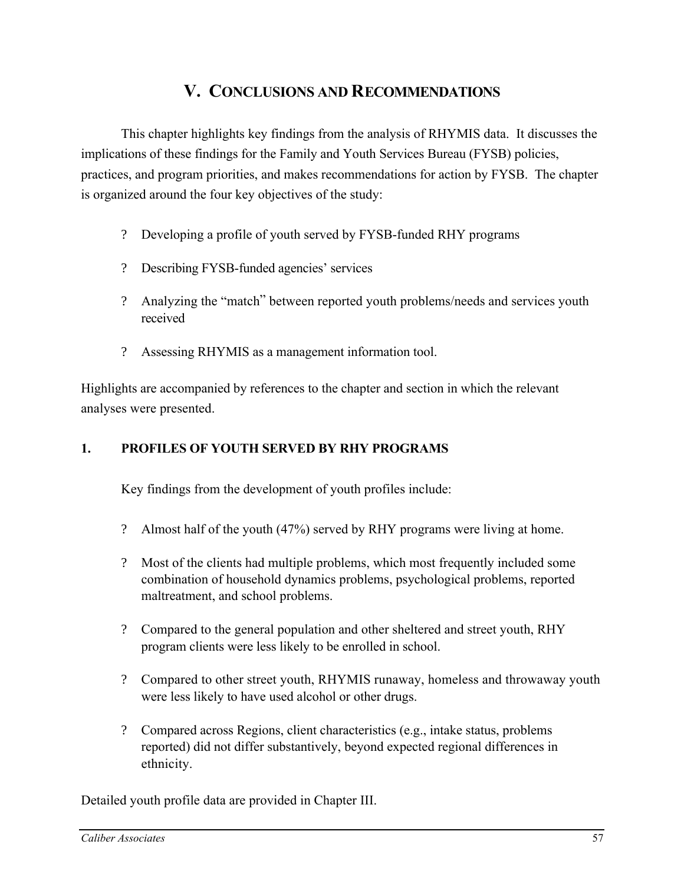# V. CONCLUSIONS AND RECOMMENDATIONS

This chapter highlights key findings from the analysis of RHYMIS data. It discusses the implications of these findings for the Family and Youth Services Bureau (FYSB) policies, practices, and program priorities, and makes recommendations for action by FYSB. The chapter is organized around the four key objectives of the study:

- Developing a profile of youth served by FYSB-funded RHY programs
- Describing FYSB-funded agencies' services
- Analyzing the "match" between reported youth problems/needs and services youth received
- Assessing RHYMIS as a management information tool.

Highlights are accompanied by references to the chapter and section in which the relevant analyses were presented.

## 1. PROFILES OF YOUTH SERVED BY RHY PROGRAMS

Key findings from the development of youth profiles include:

- Almost half of the youth (47%) served by RHY programs were living at home.
- Most of the clients had multiple problems, which most frequently included some combination of household dynamics problems, psychological problems, reported maltreatment, and school problems.
- Compared to the general population and other sheltered and street youth, RHY program clients were less likely to be enrolled in school.
- Compared to other street youth, RHYMIS runaway, homeless and throwaway youth were less likely to have used alcohol or other drugs.
- Compared across Regions, client characteristics (e.g., intake status, problems reported) did not differ substantively, beyond expected regional differences in ethnicity.

Detailed youth profile data are provided in Chapter III.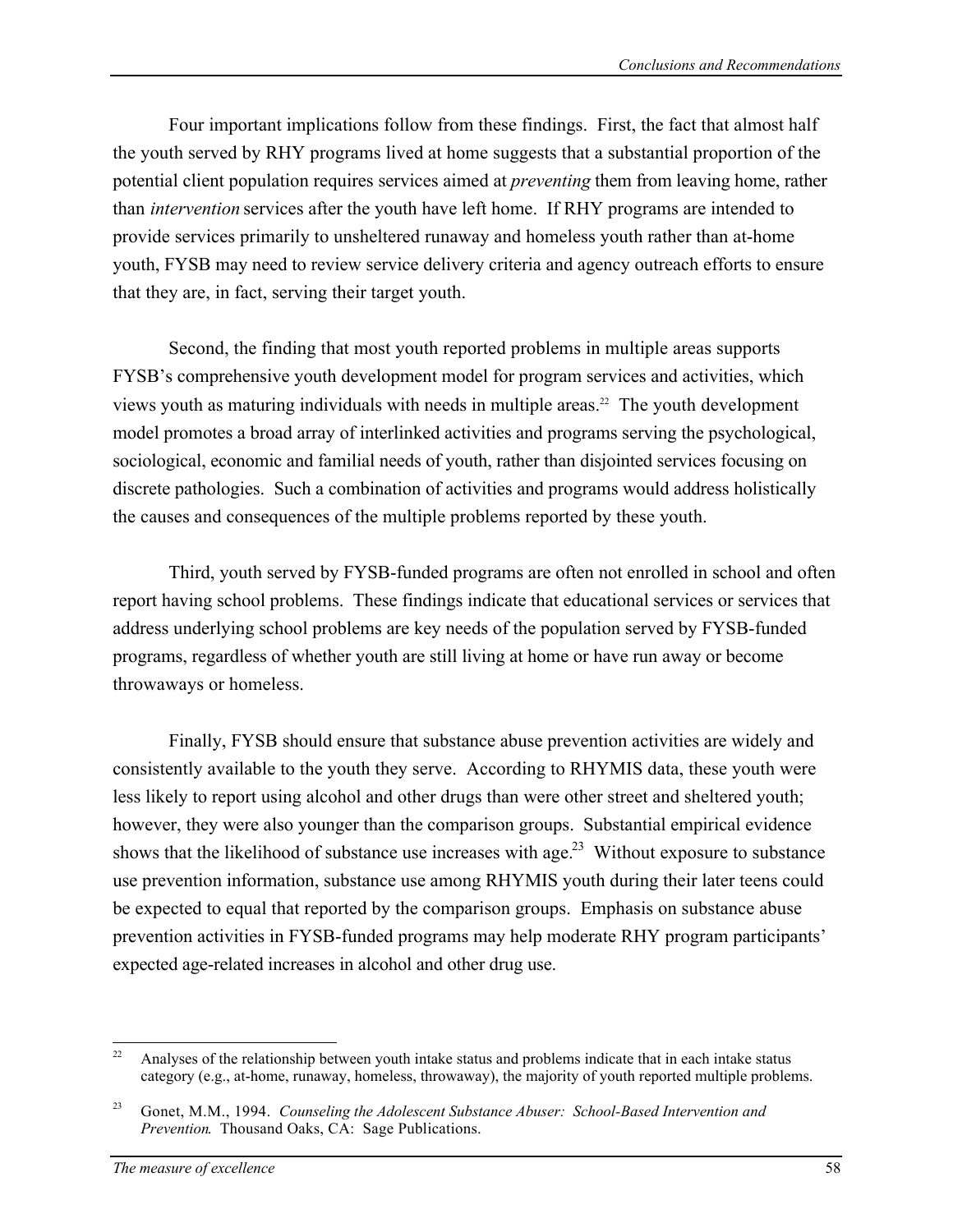Four important implications follow from these findings. First, the fact that almost half the youth served by RHY programs lived at home suggests that a substantial proportion of the potential client population requires services aimed at *preventing* them from leaving home, rather than *intervention* services after the youth have left home. If RHY programs are intended to provide services primarily to unsheltered runaway and homeless youth rather than at-home youth, FYSB may need to review service delivery criteria and agency outreach efforts to ensure that they are, in fact, serving their target youth.

Second, the finding that most youth reported problems in multiple areas supports FYSB's comprehensive youth development model for program services and activities, which views youth as maturing individuals with needs in multiple areas.[22] The youth development model promotes a broad array of interlinked activities and programs serving the psychological, sociological, economic and familial needs of youth, rather than disjointed services focusing on discrete pathologies. Such a combination of activities and programs would address holistically the causes and consequences of the multiple problems reported by these youth.

Third, youth served by FYSB-funded programs are often not enrolled in school and often report having school problems. These findings indicate that educational services or services that address underlying school problems are key needs of the population served by FYSB-funded programs, regardless of whether youth are still living at home or have run away or become throwaways or homeless.

Finally, FYSB should ensure that substance abuse prevention activities are widely and consistently available to the youth they serve. According to RHYMIS data, these youth were less likely to report using alcohol and other drugs than were other street and sheltered youth; however, they were also younger than the comparison groups. Substantial empirical evidence shows that the likelihood of substance use increases with age.[23] Without exposure to substance use prevention information, substance use among RHYMIS youth during their later teens could be expected to equal that reported by the comparison groups. Emphasis on substance abuse prevention activities in FYSB-funded programs may help moderate RHY program participants' expected age-related increases in alcohol and other drug use.

---

[22] Analyses of the relationship between youth intake status and problems indicate that in each intake status category (e.g., at-home, runaway, homeless, throwaway), the majority of youth reported multiple problems.

[23] Gonet, M.M., 1994. *Counseling the Adolescent Substance Abuser: School-Based Intervention and Prevention.* Thousand Oaks, CA: Sage Publications.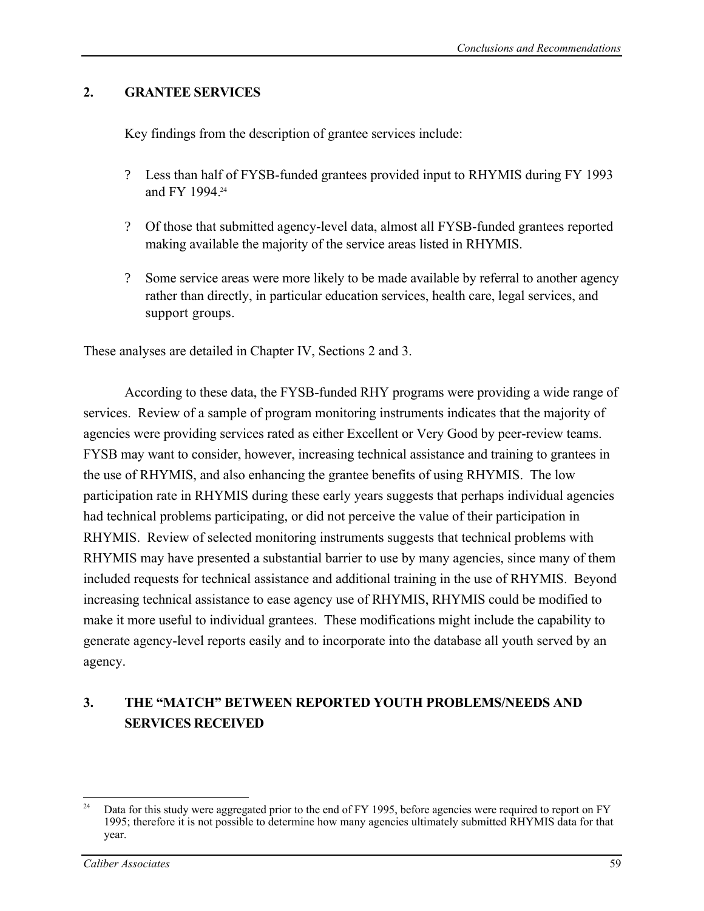## 2. GRANTEE SERVICES

Key findings from the description of grantee services include:

? Less than half of FYSB-funded grantees provided input to RHYMIS during FY 1993 and FY 1994.[24]

? Of those that submitted agency-level data, almost all FYSB-funded grantees reported making available the majority of the service areas listed in RHYMIS.

? Some service areas were more likely to be made available by referral to another agency rather than directly, in particular education services, health care, legal services, and support groups.

These analyses are detailed in Chapter IV, Sections 2 and 3.

According to these data, the FYSB-funded RHY programs were providing a wide range of services. Review of a sample of program monitoring instruments indicates that the majority of agencies were providing services rated as either Excellent or Very Good by peer-review teams. FYSB may want to consider, however, increasing technical assistance and training to grantees in the use of RHYMIS, and also enhancing the grantee benefits of using RHYMIS. The low participation rate in RHYMIS during these early years suggests that perhaps individual agencies had technical problems participating, or did not perceive the value of their participation in RHYMIS. Review of selected monitoring instruments suggests that technical problems with RHYMIS may have presented a substantial barrier to use by many agencies, since many of them included requests for technical assistance and additional training in the use of RHYMIS. Beyond increasing technical assistance to ease agency use of RHYMIS, RHYMIS could be modified to make it more useful to individual grantees. These modifications might include the capability to generate agency-level reports easily and to incorporate into the database all youth served by an agency.

## 3. THE "MATCH" BETWEEN REPORTED YOUTH PROBLEMS/NEEDS AND SERVICES RECEIVED

[24] Data for this study were aggregated prior to the end of FY 1995, before agencies were required to report on FY 1995; therefore it is not possible to determine how many agencies ultimately submitted RHYMIS data for that year.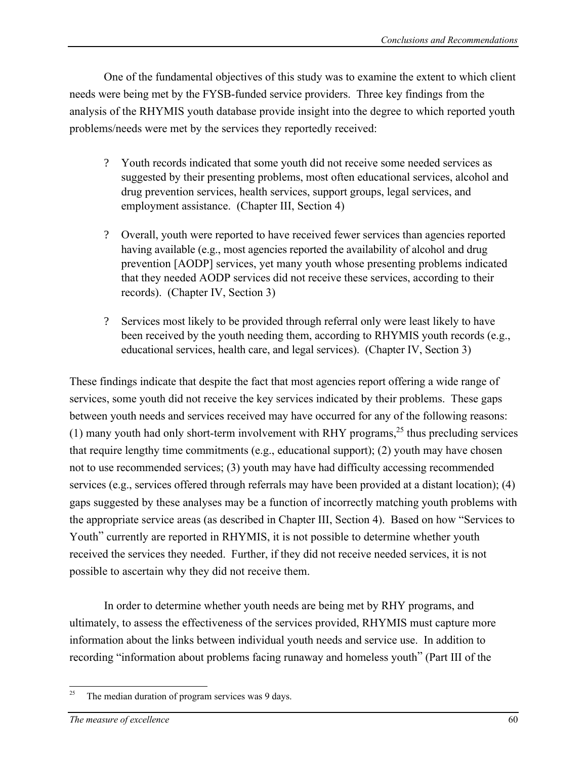One of the fundamental objectives of this study was to examine the extent to which client needs were being met by the FYSB-funded service providers. Three key findings from the analysis of the RHYMIS youth database provide insight into the degree to which reported youth problems/needs were met by the services they reportedly received:

- Youth records indicated that some youth did not receive some needed services as suggested by their presenting problems, most often educational services, alcohol and drug prevention services, health services, support groups, legal services, and employment assistance. (Chapter III, Section 4)

- Overall, youth were reported to have received fewer services than agencies reported having available (e.g., most agencies reported the availability of alcohol and drug prevention [AODP] services, yet many youth whose presenting problems indicated that they needed AODP services did not receive these services, according to their records). (Chapter IV, Section 3)

- Services most likely to be provided through referral only were least likely to have been received by the youth needing them, according to RHYMIS youth records (e.g., educational services, health care, and legal services). (Chapter IV, Section 3)

These findings indicate that despite the fact that most agencies report offering a wide range of services, some youth did not receive the key services indicated by their problems. These gaps between youth needs and services received may have occurred for any of the following reasons: (1) many youth had only short-term involvement with RHY programs,[25] thus precluding services that require lengthy time commitments (e.g., educational support); (2) youth may have chosen not to use recommended services; (3) youth may have had difficulty accessing recommended services (e.g., services offered through referrals may have been provided at a distant location); (4) gaps suggested by these analyses may be a function of incorrectly matching youth problems with the appropriate service areas (as described in Chapter III, Section 4). Based on how "Services to Youth" currently are reported in RHYMIS, it is not possible to determine whether youth received the services they needed. Further, if they did not receive needed services, it is not possible to ascertain why they did not receive them.

In order to determine whether youth needs are being met by RHY programs, and ultimately, to assess the effectiveness of the services provided, RHYMIS must capture more information about the links between individual youth needs and service use. In addition to recording "information about problems facing runaway and homeless youth" (Part III of the

[25] The median duration of program services was 9 days.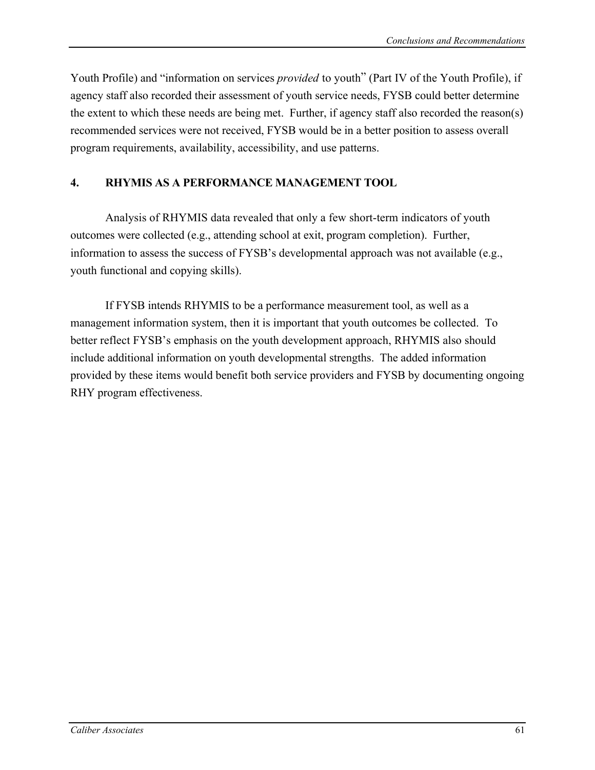Youth Profile) and "information on services *provided* to youth" (Part IV of the Youth Profile), if agency staff also recorded their assessment of youth service needs, FYSB could better determine the extent to which these needs are being met. Further, if agency staff also recorded the reason(s) recommended services were not received, FYSB would be in a better position to assess overall program requirements, availability, accessibility, and use patterns.

## 4. RHYMIS AS A PERFORMANCE MANAGEMENT TOOL

Analysis of RHYMIS data revealed that only a few short-term indicators of youth outcomes were collected (e.g., attending school at exit, program completion). Further, information to assess the success of FYSB's developmental approach was not available (e.g., youth functional and copying skills).

If FYSB intends RHYMIS to be a performance measurement tool, as well as a management information system, then it is important that youth outcomes be collected. To better reflect FYSB's emphasis on the youth development approach, RHYMIS also should include additional information on youth developmental strengths. The added information provided by these items would benefit both service providers and FYSB by documenting ongoing RHY program effectiveness.